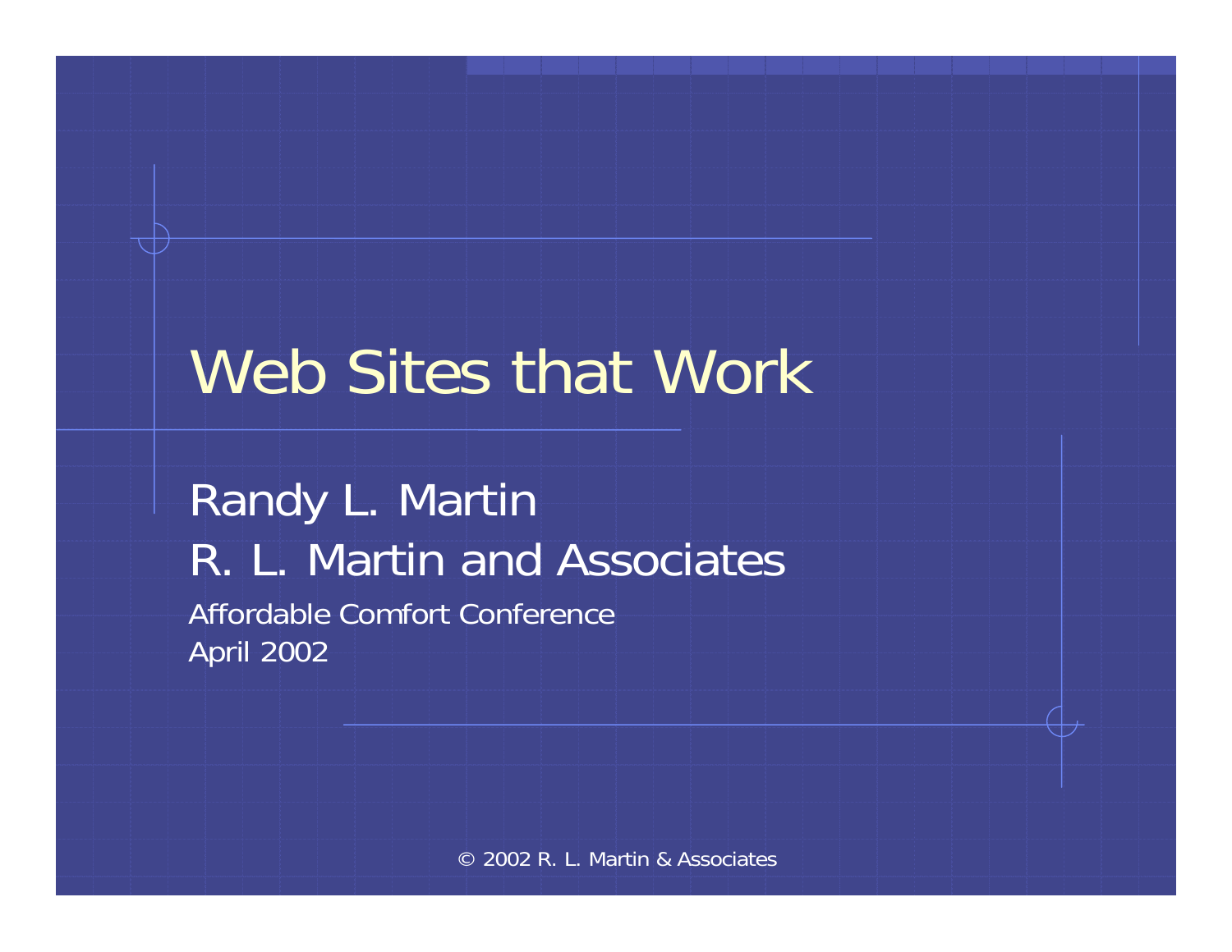# Web Sites that Work

Randy L. Martin

R. L. Martin and Associates

Affordable Comfort Conference

April 2002

© 2002 R. L. Martin & Associates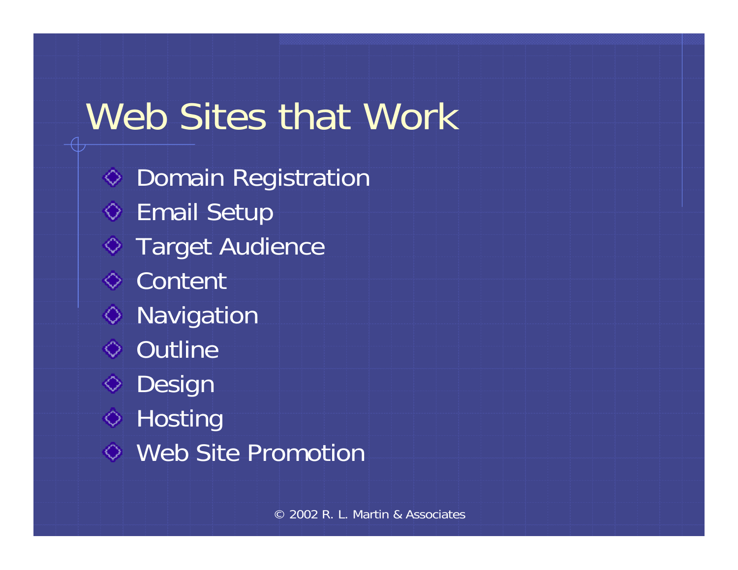# Web Sites that Work

- Domain Registration
- Email Setup
- Target Audience
- Content
- Navigation
- Outline
- Design
- Hosting
- Web Site Promotion

© 2002 R. L. Martin & Associates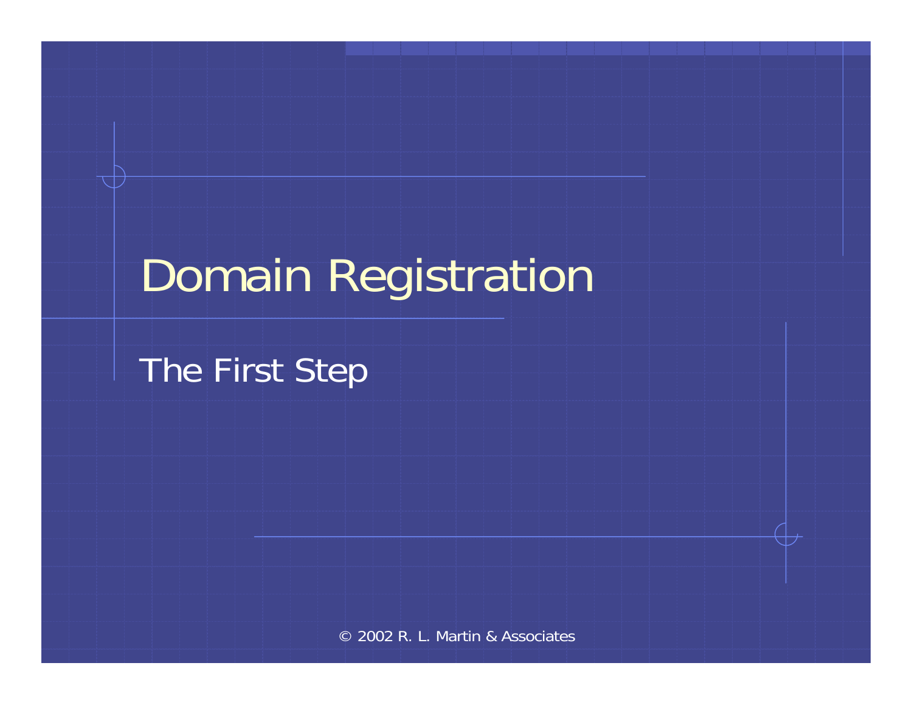# Domain Registration

## The First Step

© 2002 R. L. Martin & Associates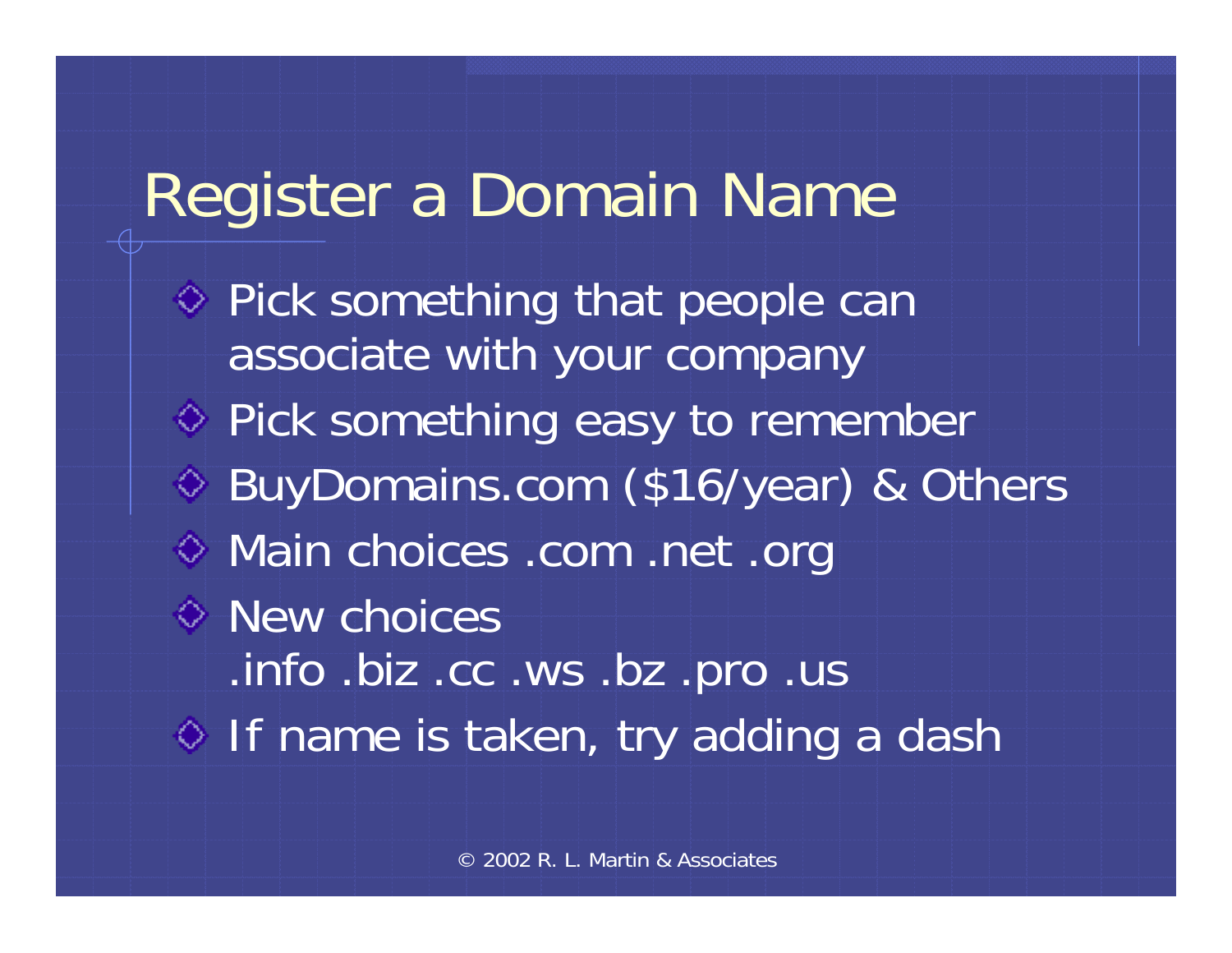# Register a Domain Name

- Pick something that people can associate with your company
- Pick something easy to remember
- BuyDomains.com ($16/year) & Others
- Main choices .com .net .org
- New choices
  .info .biz .cc .ws .bz .pro .us
- If name is taken, try adding a dash

© 2002 R. L. Martin & Associates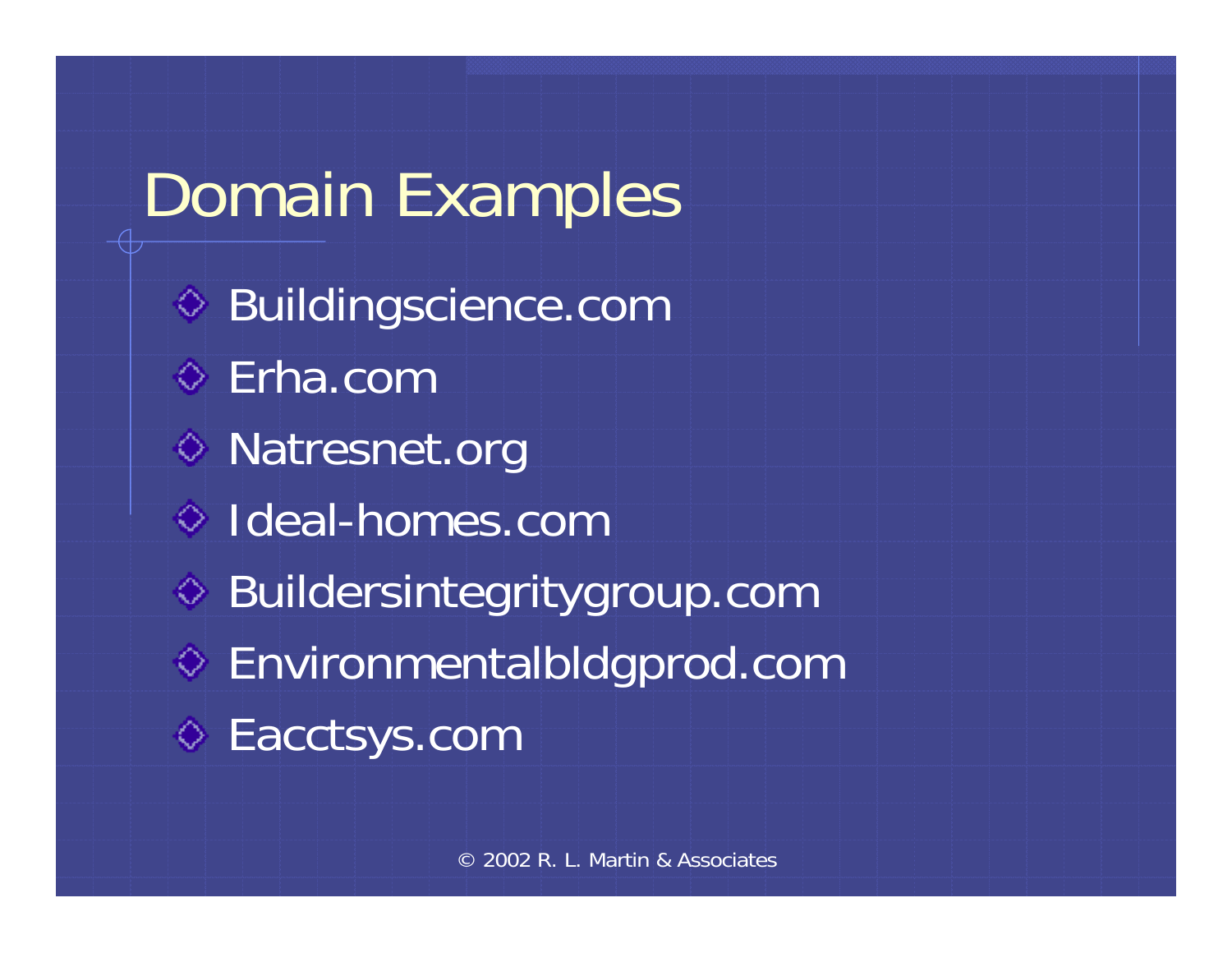# Domain Examples

- Buildingscience.com
- Erha.com
- Natresnet.org
- Ideal-homes.com
- Buildersintegritygroup.com
- Environmentalbldgprod.com
- Eacctsys.com

© 2002 R. L. Martin & Associates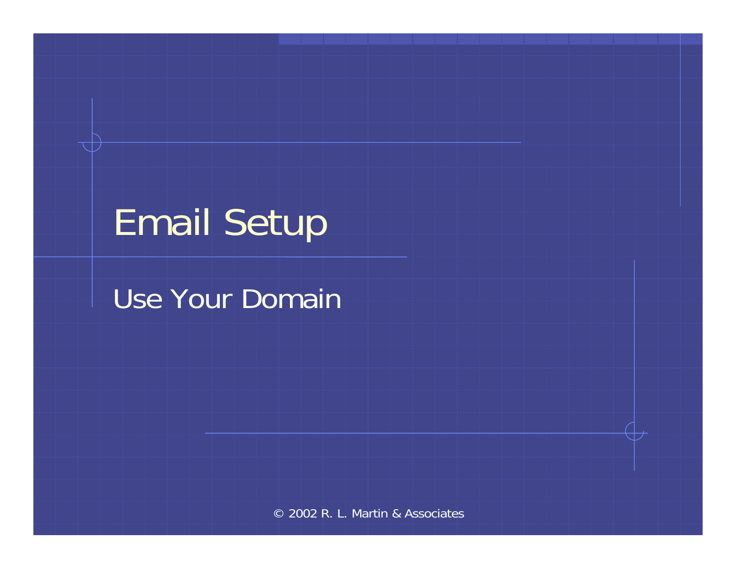# Email Setup

## Use Your Domain

© 2002 R. L. Martin & Associates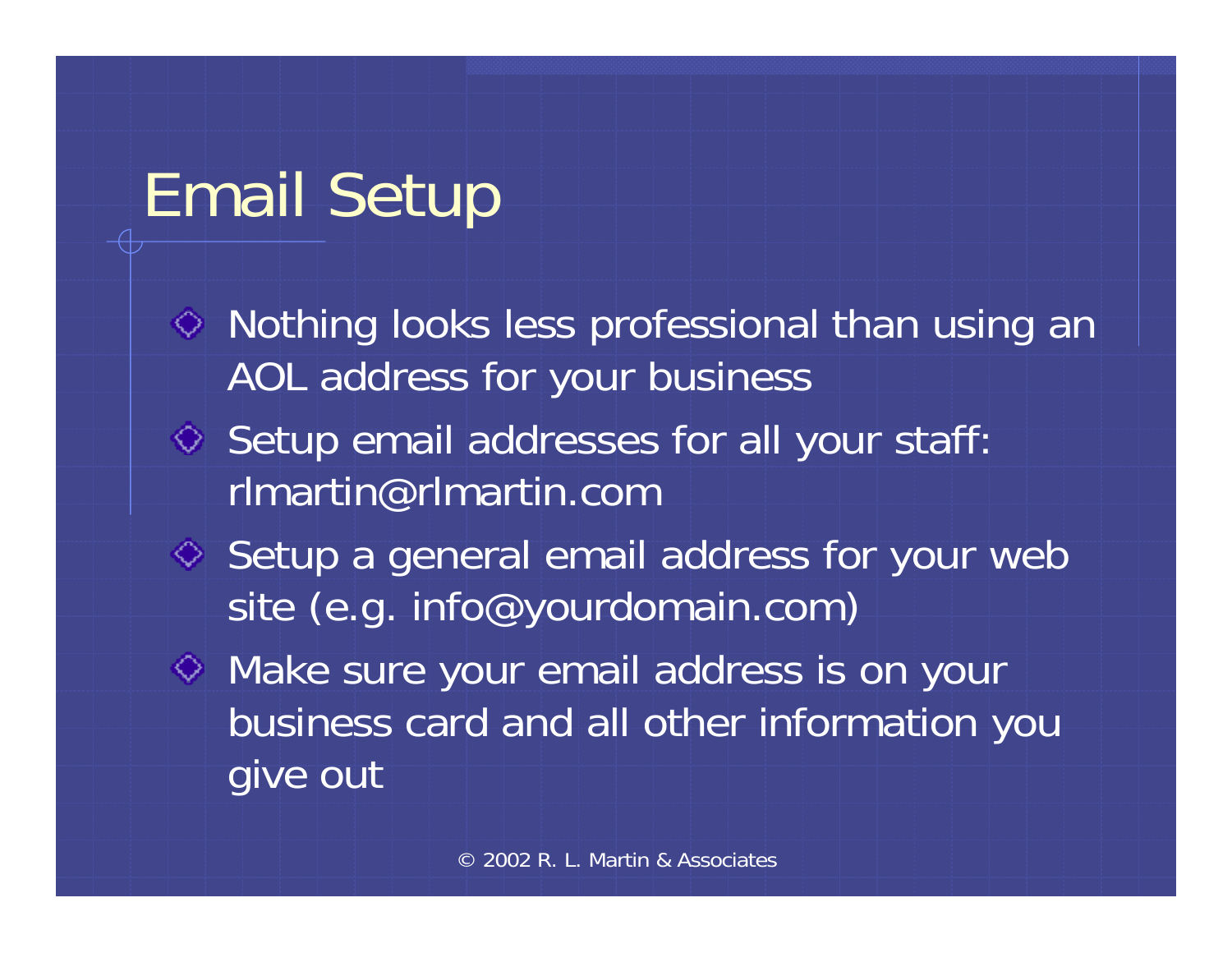# Email Setup

- Nothing looks less professional than using an AOL address for your business
- Setup email addresses for all your staff: rlmartin@rlmartin.com
- Setup a general email address for your web site (e.g. info@yourdomain.com)
- Make sure your email address is on your business card and all other information you give out

© 2002 R. L. Martin & Associates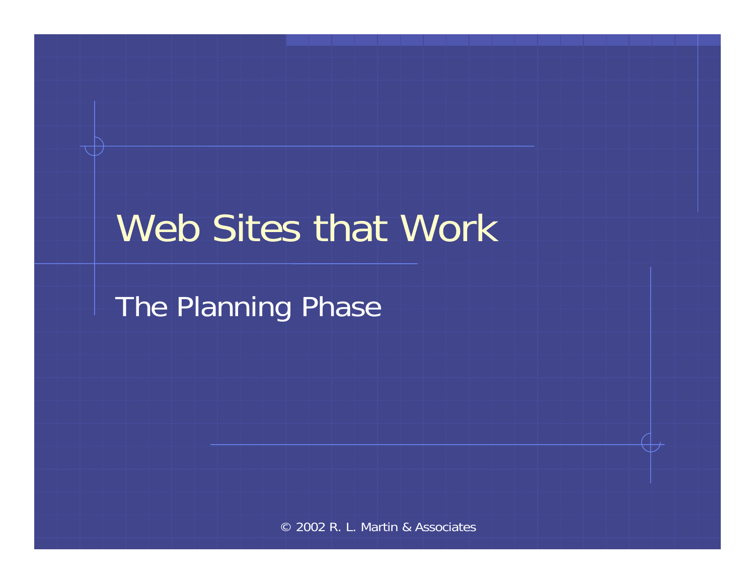# Web Sites that Work

## The Planning Phase

© 2002 R. L. Martin & Associates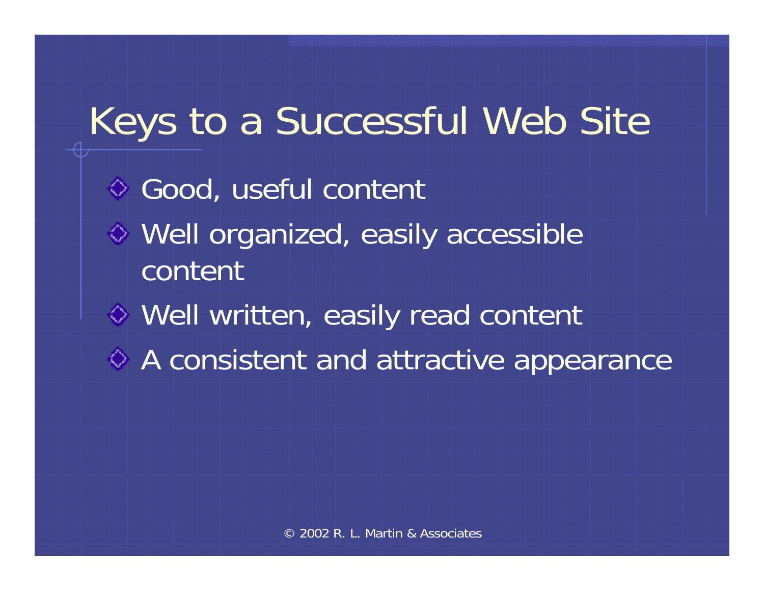# Keys to a Successful Web Site

- Good, useful content
- Well organized, easily accessible content
- Well written, easily read content
- A consistent and attractive appearance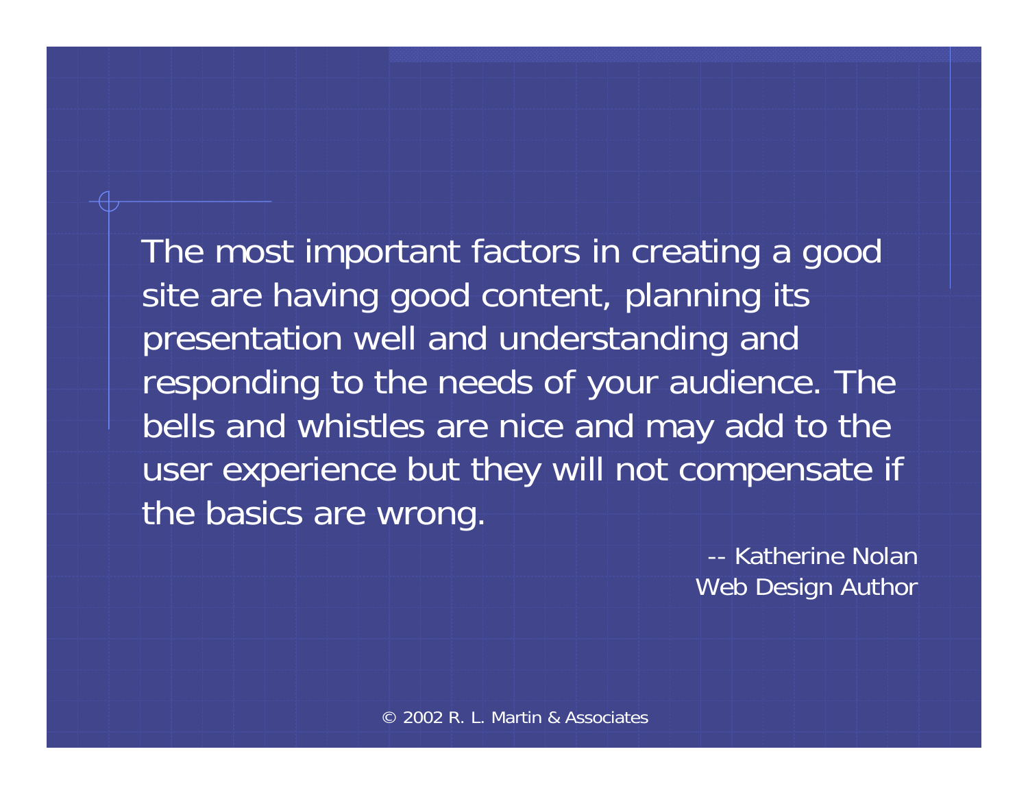The most important factors in creating a good site are having good content, planning its presentation well and understanding and responding to the needs of your audience. The bells and whistles are nice and may add to the user experience but they will not compensate if the basics are wrong.

-- Katherine Nolan
Web Design Author

© 2002 R. L. Martin & Associates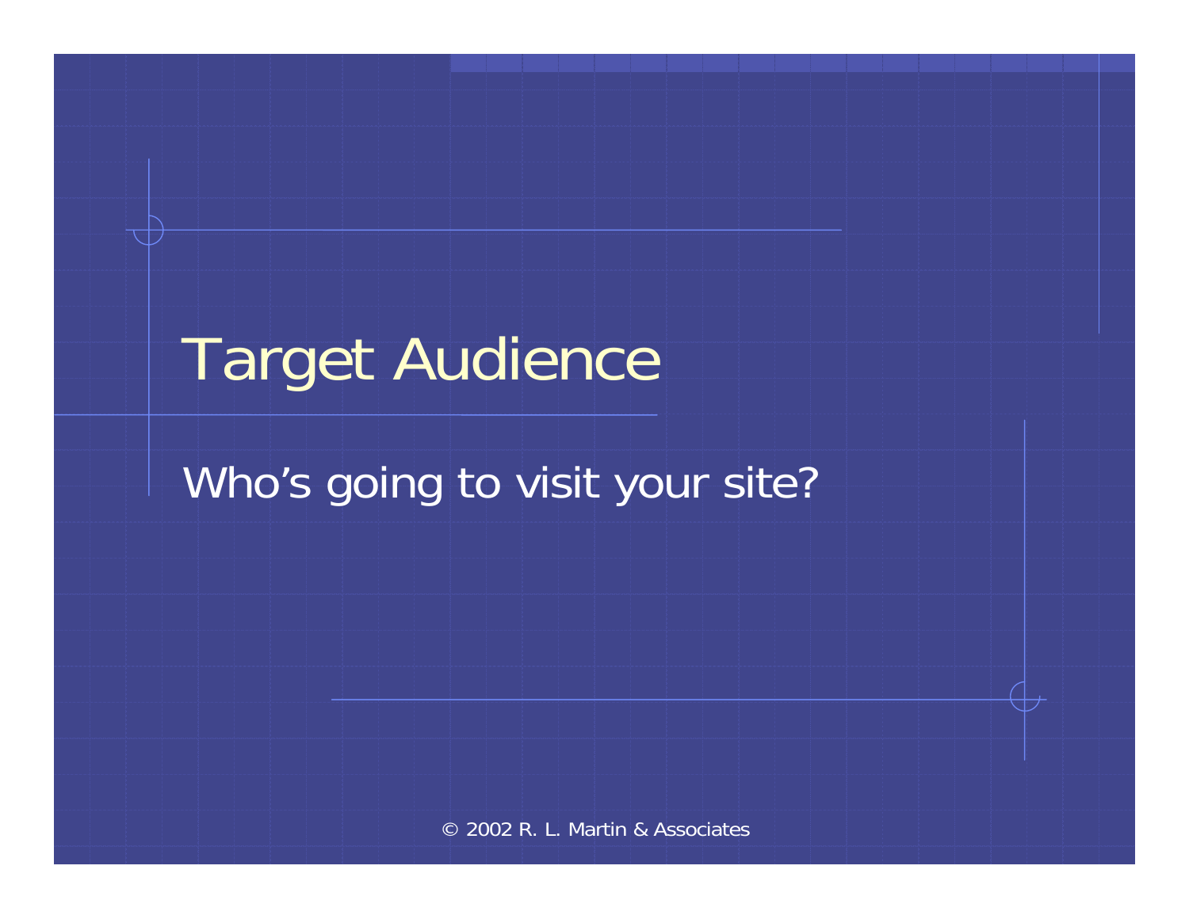# Target Audience

Who's going to visit your site?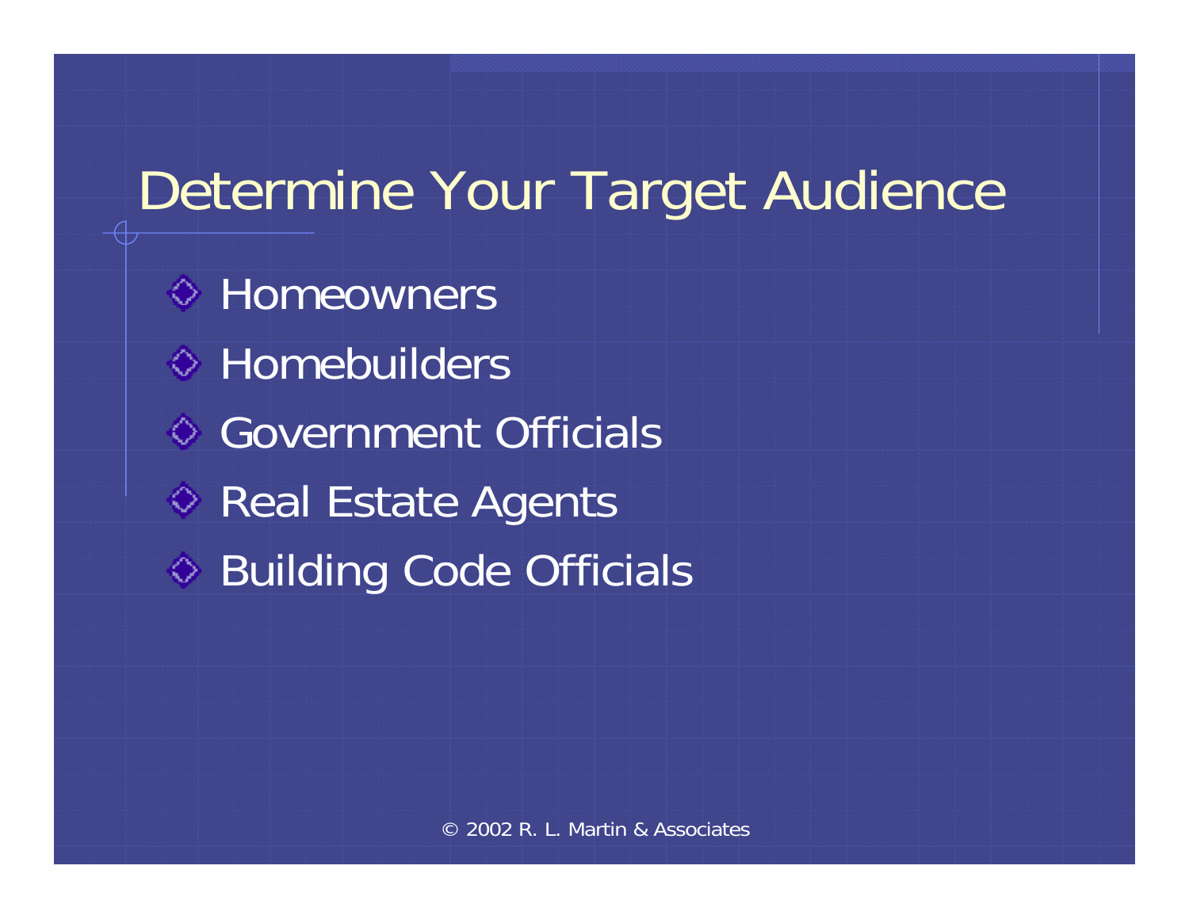# Determine Your Target Audience

- Homeowners
- Homebuilders
- Government Officials
- Real Estate Agents
- Building Code Officials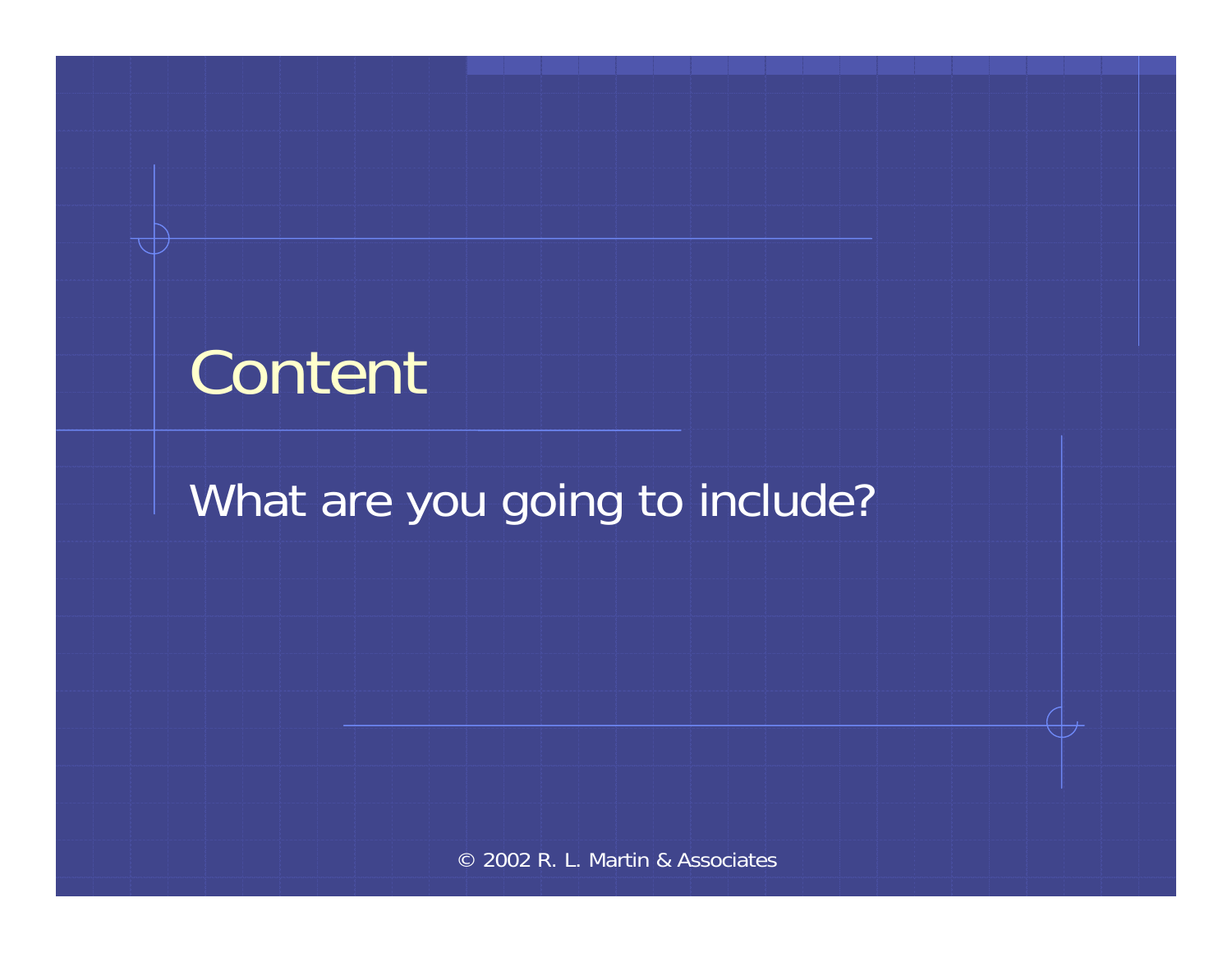# Content

What are you going to include?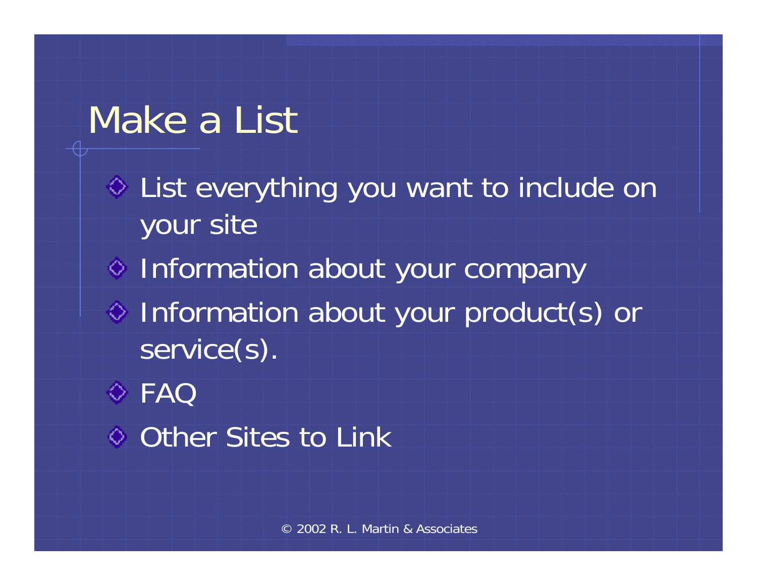# Make a List

- List everything you want to include on your site
- Information about your company
- Information about your product(s) or service(s).
- FAQ
- Other Sites to Link

© 2002 R. L. Martin & Associates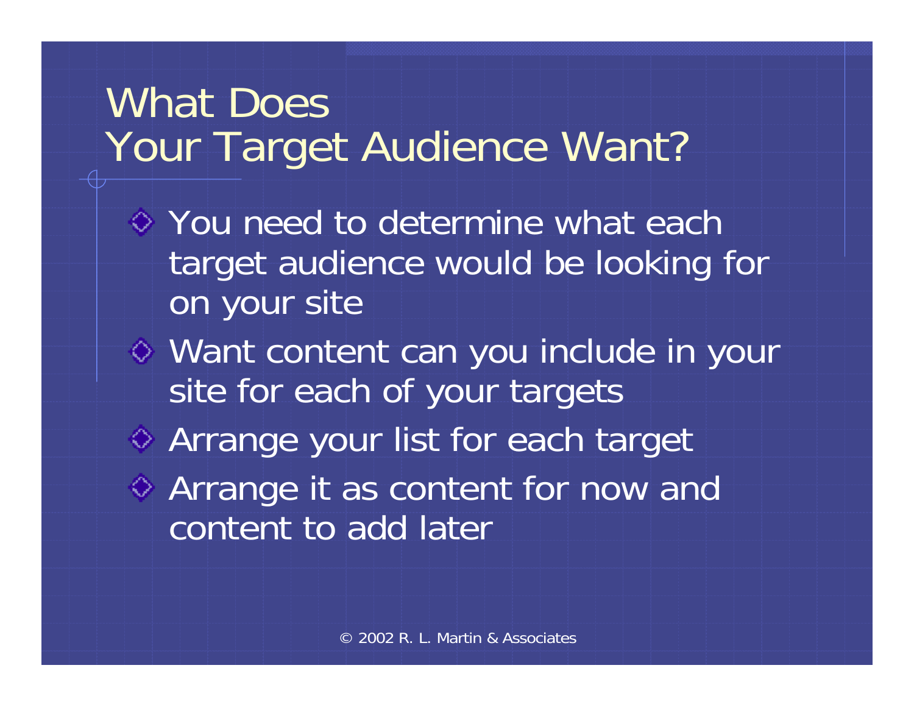# What Does Your Target Audience Want?

- You need to determine what each target audience would be looking for on your site
- Want content can you include in your site for each of your targets
- Arrange your list for each target
- Arrange it as content for now and content to add later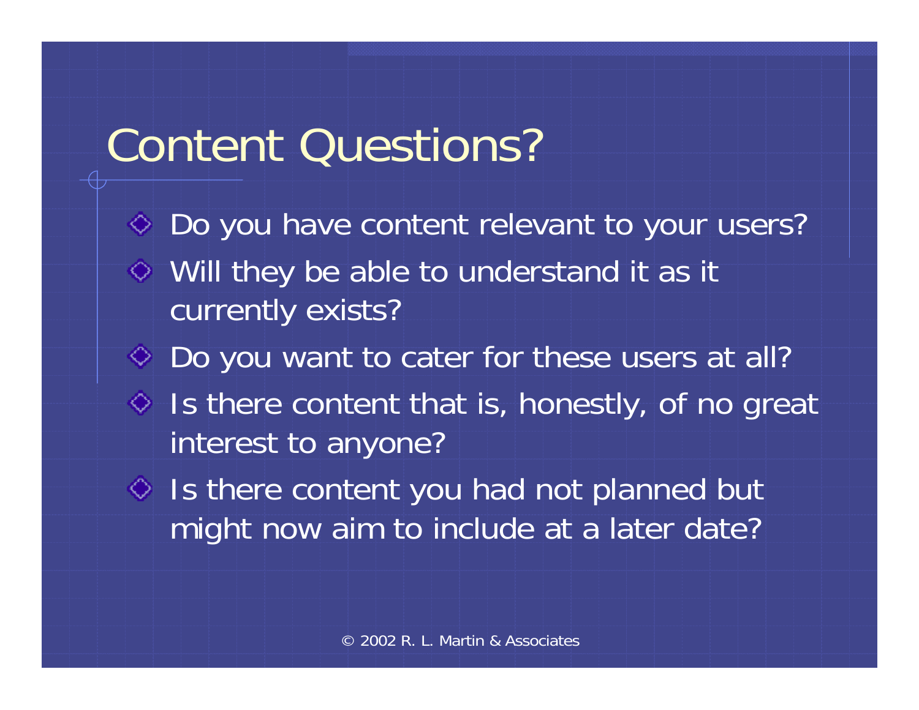# Content Questions?

- Do you have content relevant to your users?
- Will they be able to understand it as it currently exists?
- Do you want to cater for these users at all?
- Is there content that is, honestly, of no great interest to anyone?
- Is there content you had not planned but might now aim to include at a later date?

© 2002 R. L. Martin & Associates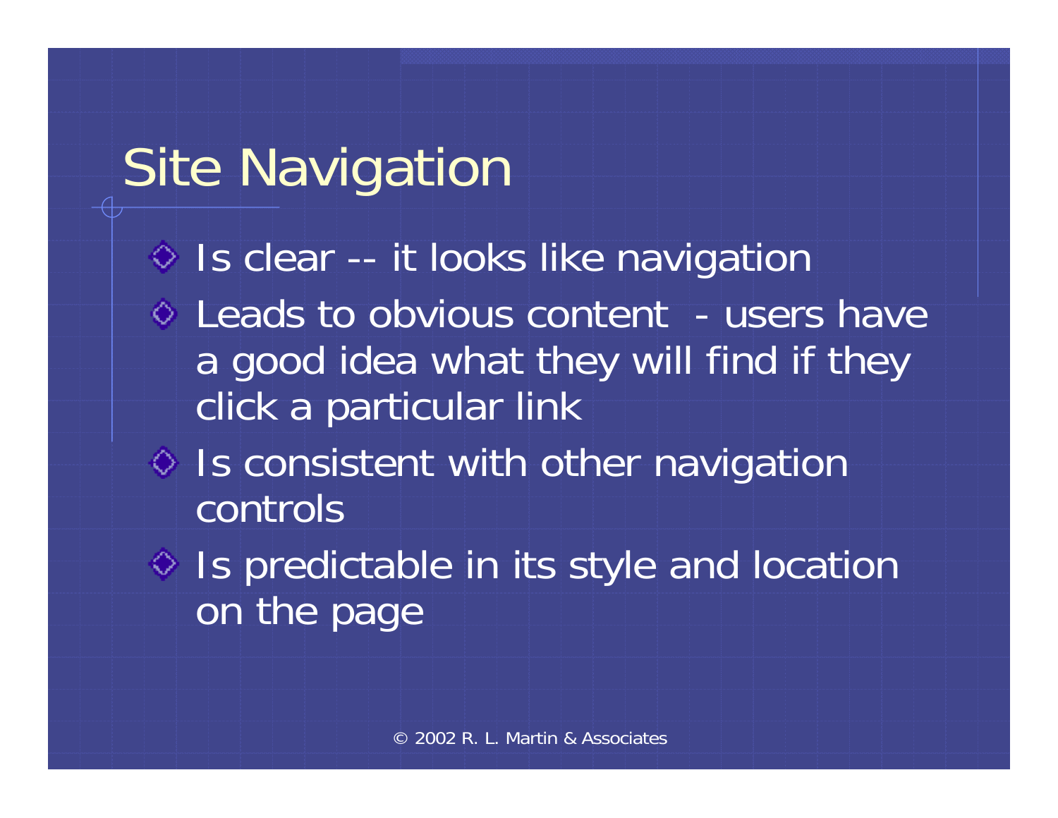# Site Navigation

- Is clear -- it looks like navigation
- Leads to obvious content - users have a good idea what they will find if they click a particular link
- Is consistent with other navigation controls
- Is predictable in its style and location on the page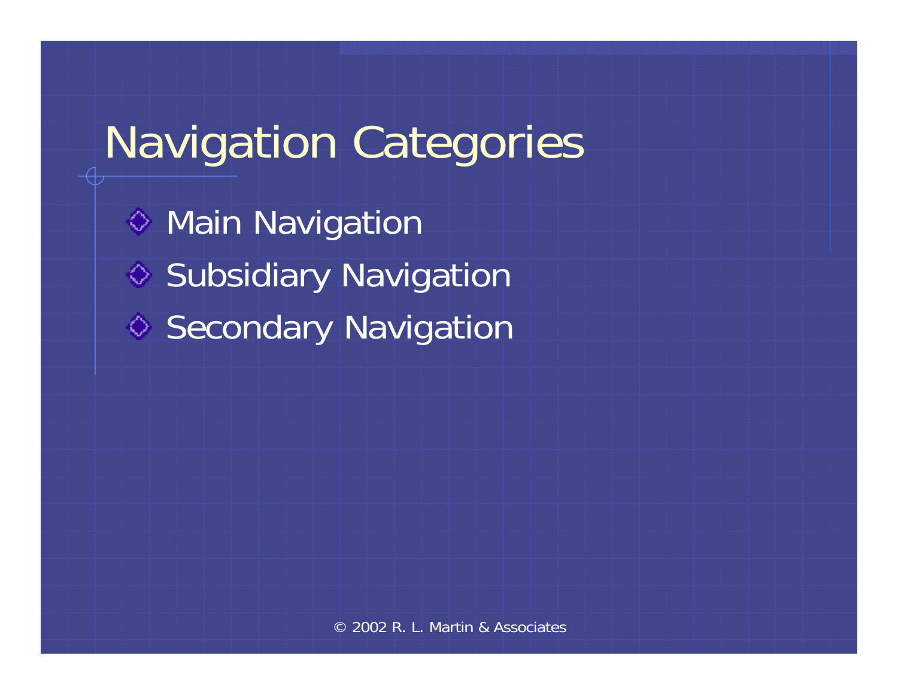# Navigation Categories

- Main Navigation
- Subsidiary Navigation
- Secondary Navigation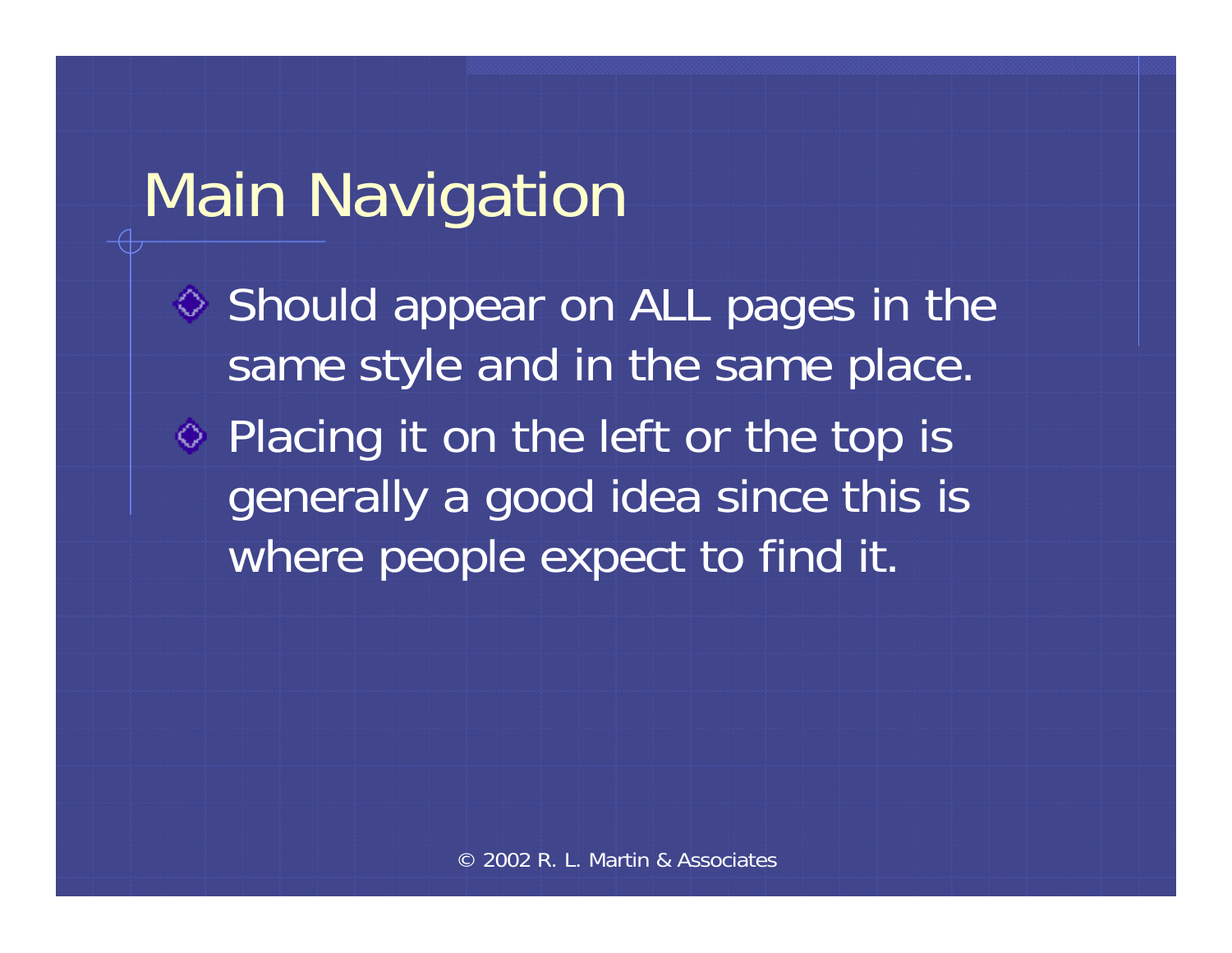# Main Navigation

- Should appear on ALL pages in the same style and in the same place.
- Placing it on the left or the top is generally a good idea since this is where people expect to find it.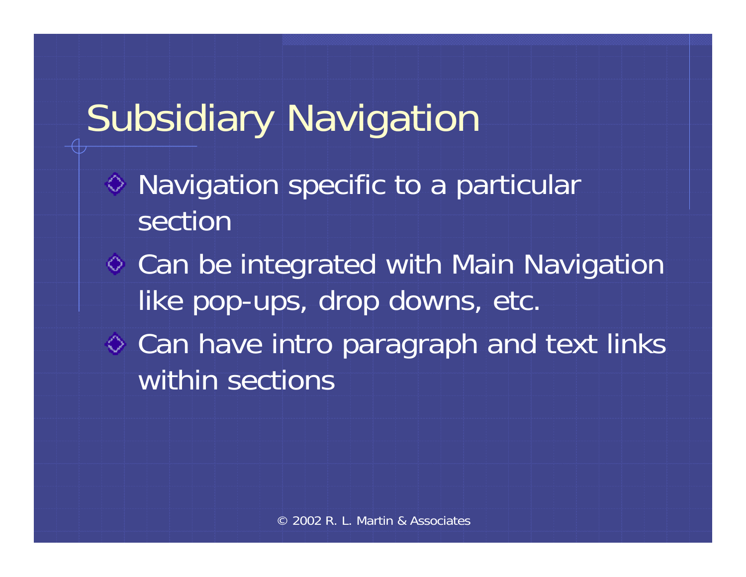# Subsidiary Navigation

- Navigation specific to a particular section
- Can be integrated with Main Navigation like pop-ups, drop downs, etc.
- Can have intro paragraph and text links within sections

© 2002 R. L. Martin & Associates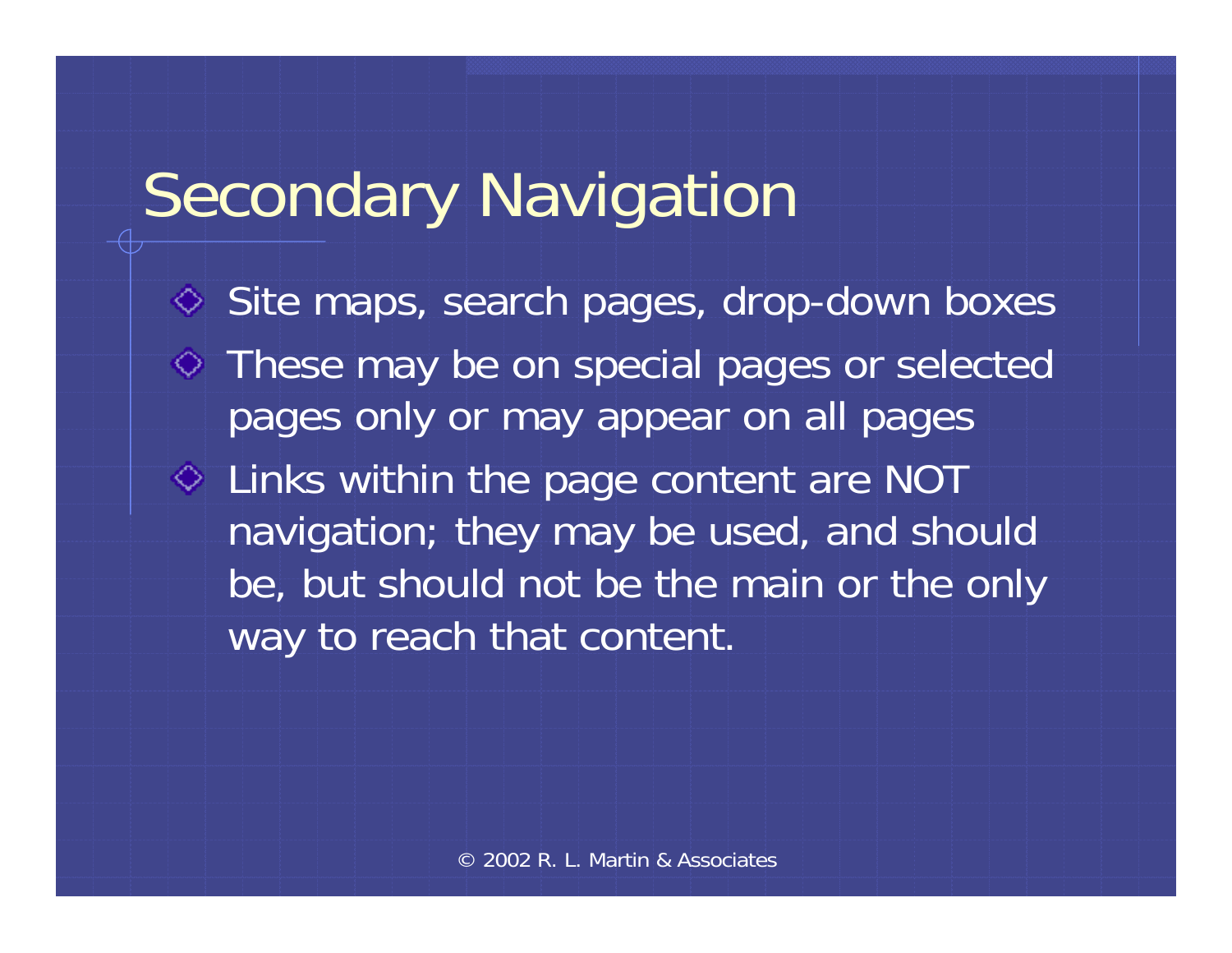# Secondary Navigation

- Site maps, search pages, drop-down boxes
- These may be on special pages or selected pages only or may appear on all pages
- Links within the page content are NOT navigation; they may be used, and should be, but should not be the main or the only way to reach that content.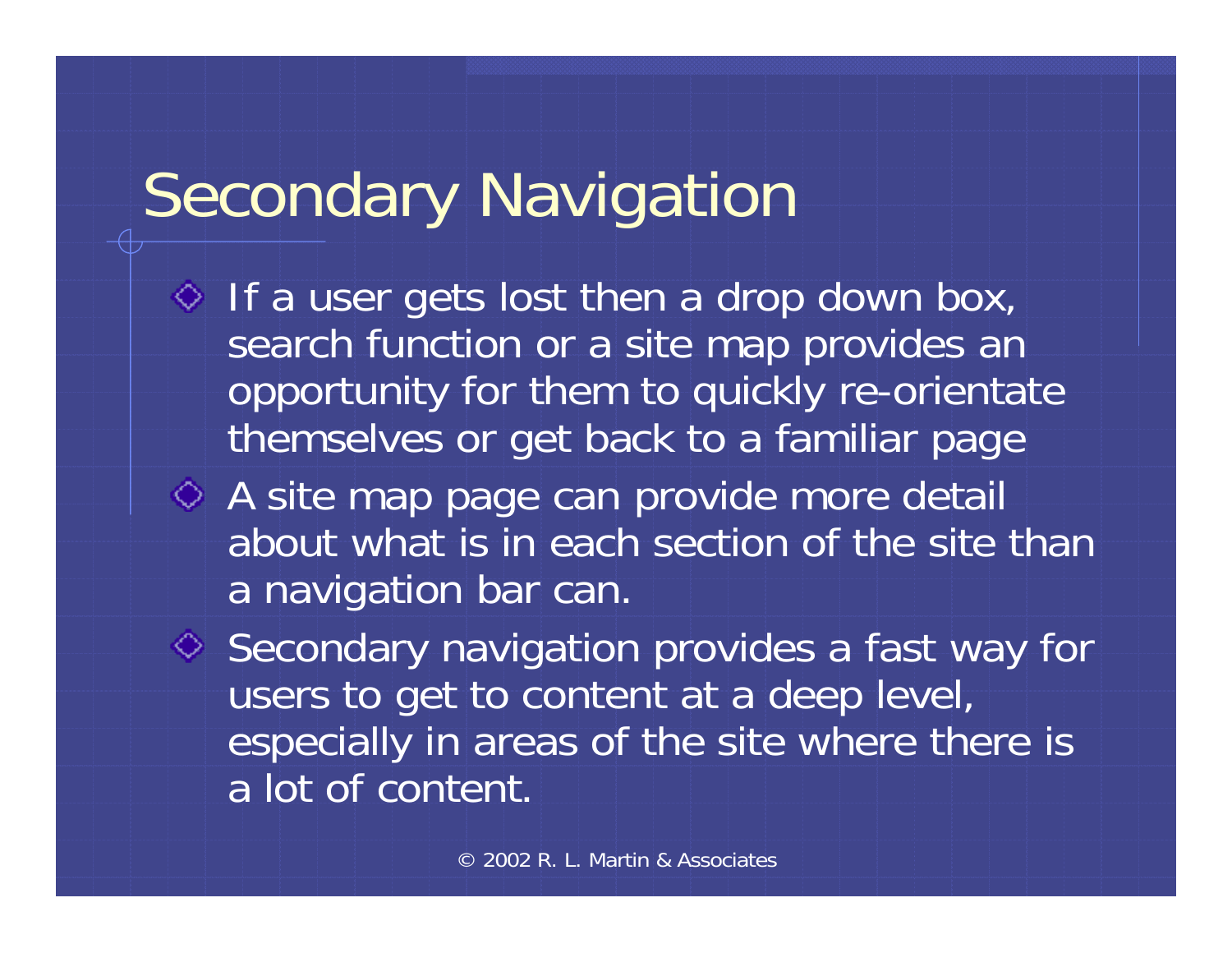# Secondary Navigation

- If a user gets lost then a drop down box, search function or a site map provides an opportunity for them to quickly re-orientate themselves or get back to a familiar page
- A site map page can provide more detail about what is in each section of the site than a navigation bar can.
- Secondary navigation provides a fast way for users to get to content at a deep level, especially in areas of the site where there is a lot of content.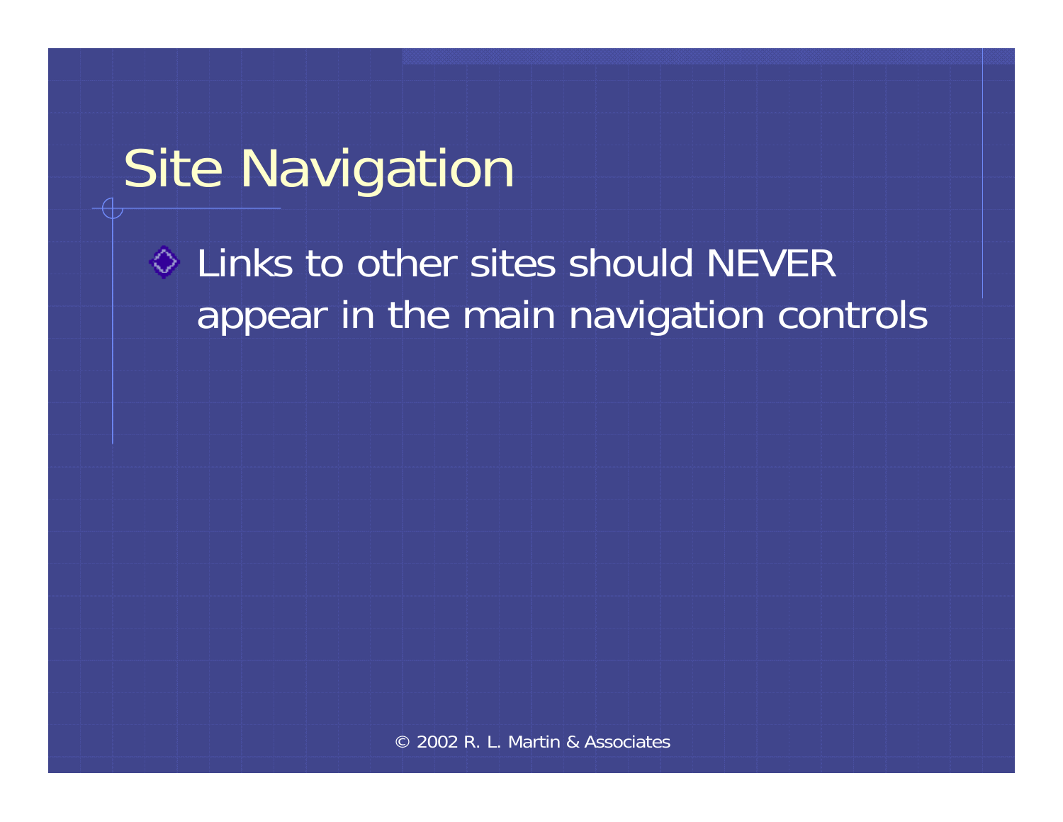# Site Navigation

- Links to other sites should NEVER appear in the main navigation controls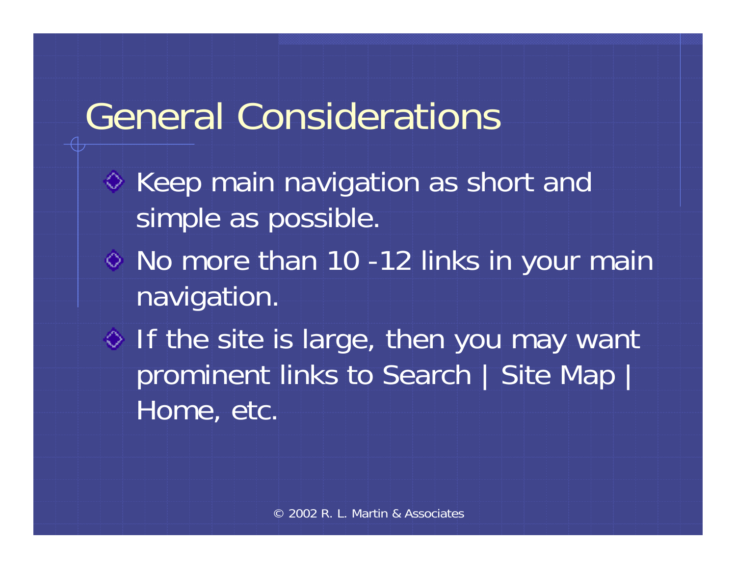# General Considerations

- Keep main navigation as short and simple as possible.
- No more than 10 -12 links in your main navigation.
- If the site is large, then you may want prominent links to Search | Site Map | Home, etc.

© 2002 R. L. Martin & Associates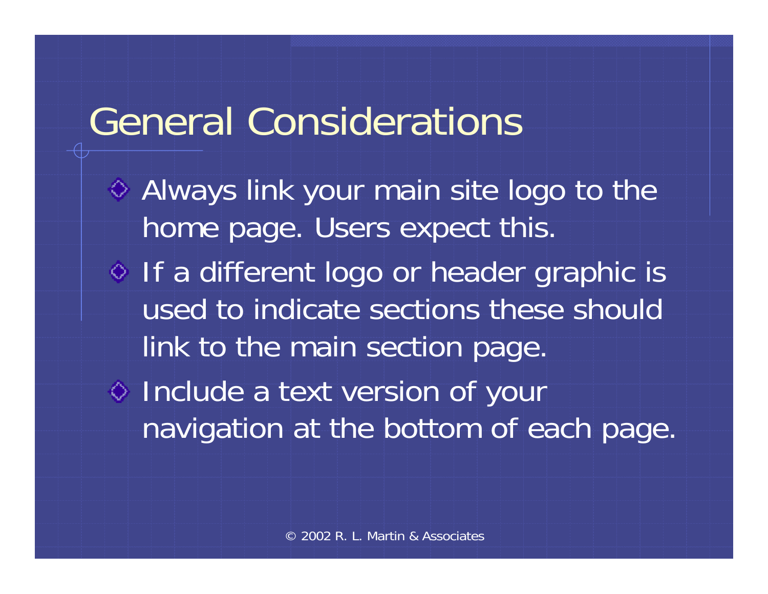# General Considerations

- Always link your main site logo to the home page. Users expect this.
- If a different logo or header graphic is used to indicate sections these should link to the main section page.
- Include a text version of your navigation at the bottom of each page.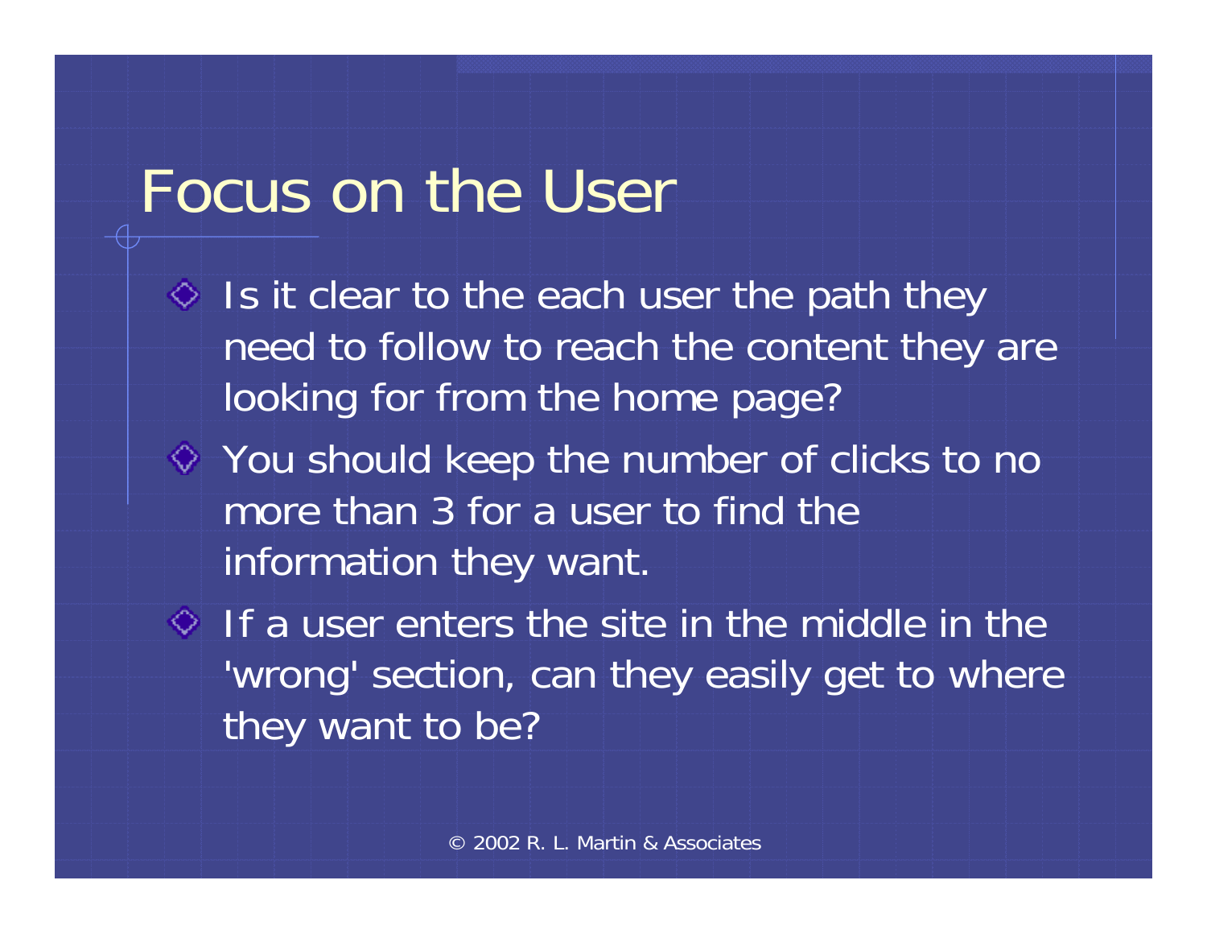# Focus on the User

- Is it clear to the each user the path they need to follow to reach the content they are looking for from the home page?
- You should keep the number of clicks to no more than 3 for a user to find the information they want.
- If a user enters the site in the middle in the 'wrong' section, can they easily get to where they want to be?

© 2002 R. L. Martin & Associates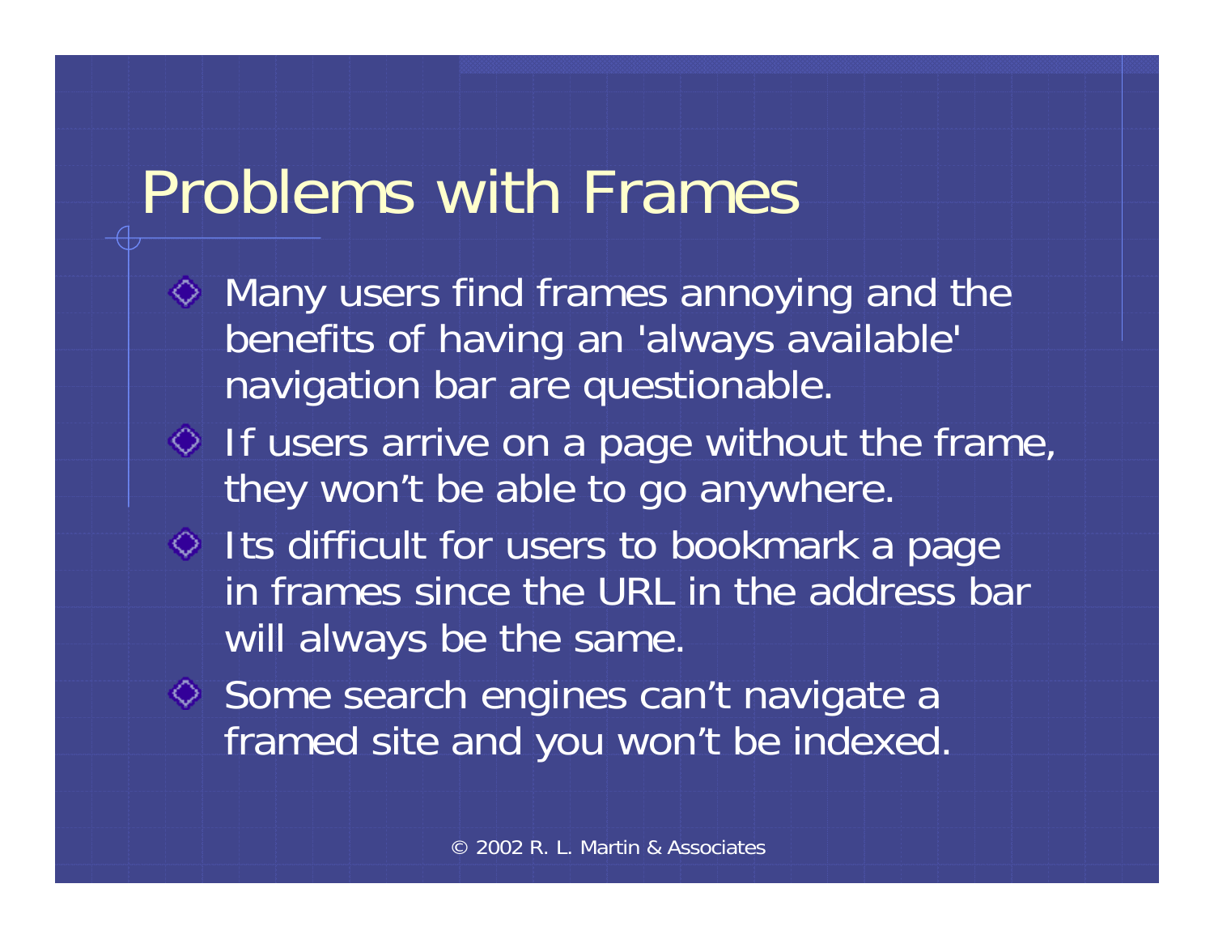# Problems with Frames

- Many users find frames annoying and the benefits of having an 'always available' navigation bar are questionable.
- If users arrive on a page without the frame, they won't be able to go anywhere.
- Its difficult for users to bookmark a page in frames since the URL in the address bar will always be the same.
- Some search engines can't navigate a framed site and you won't be indexed.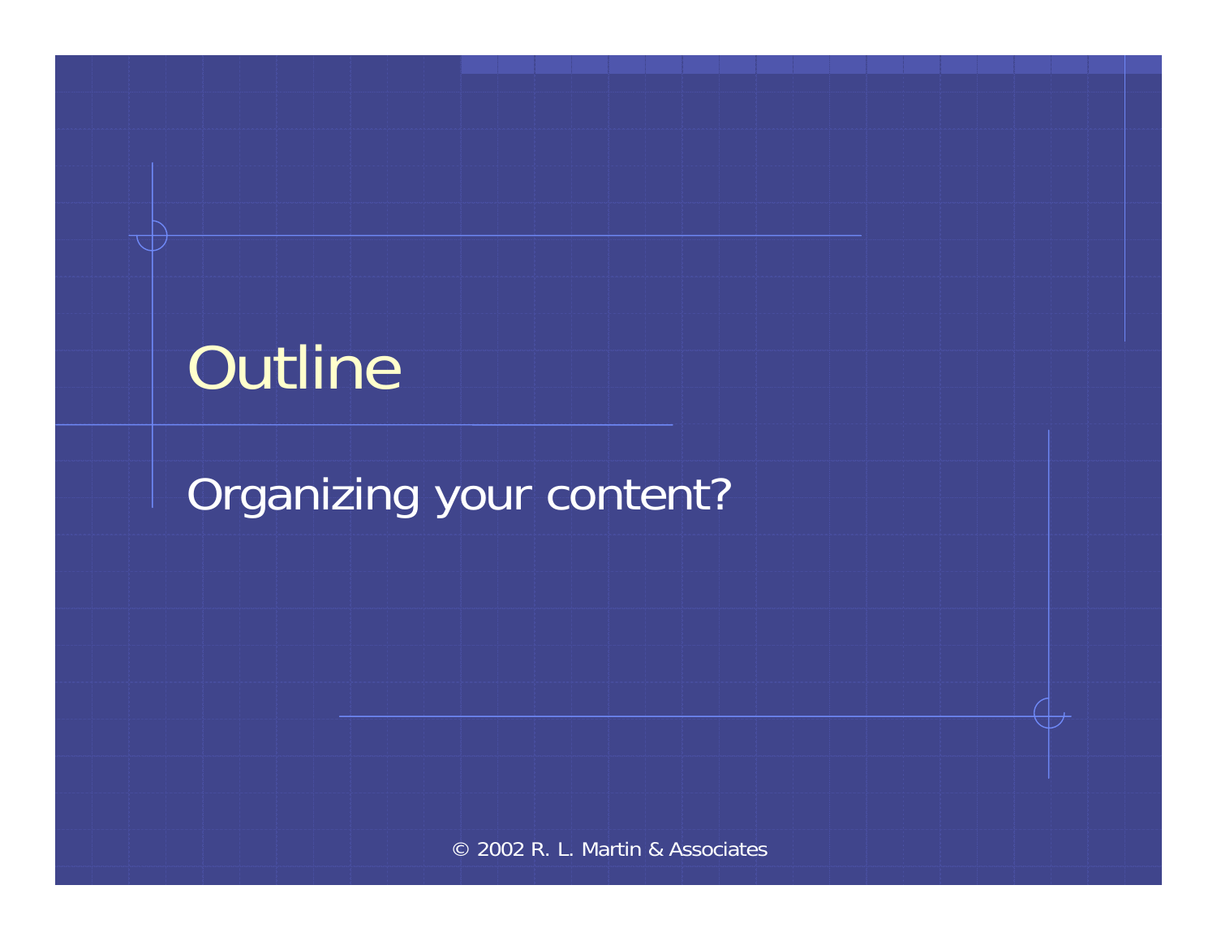# Outline

Organizing your content?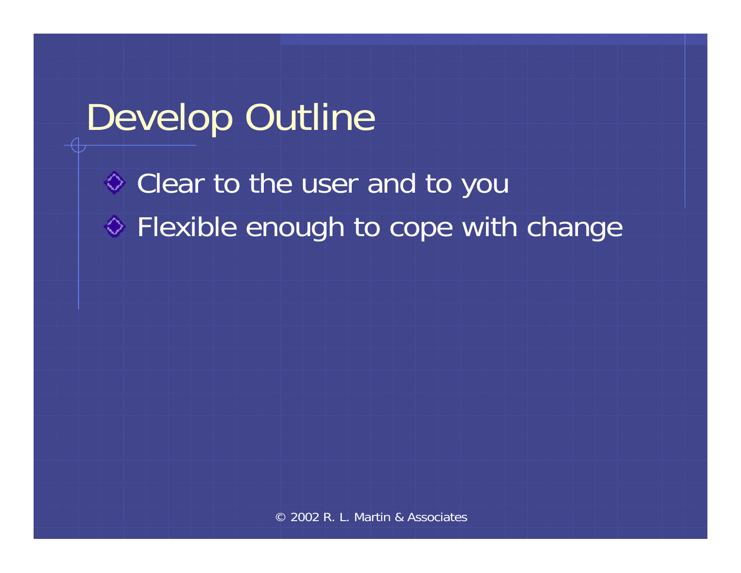# Develop Outline

- Clear to the user and to you
- Flexible enough to cope with change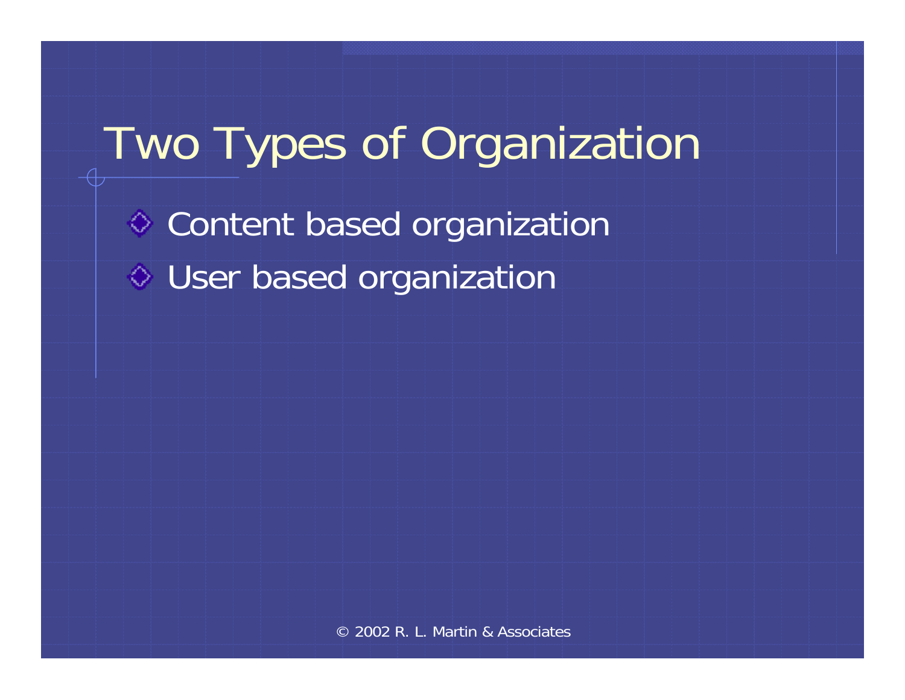# Two Types of Organization

- Content based organization
- User based organization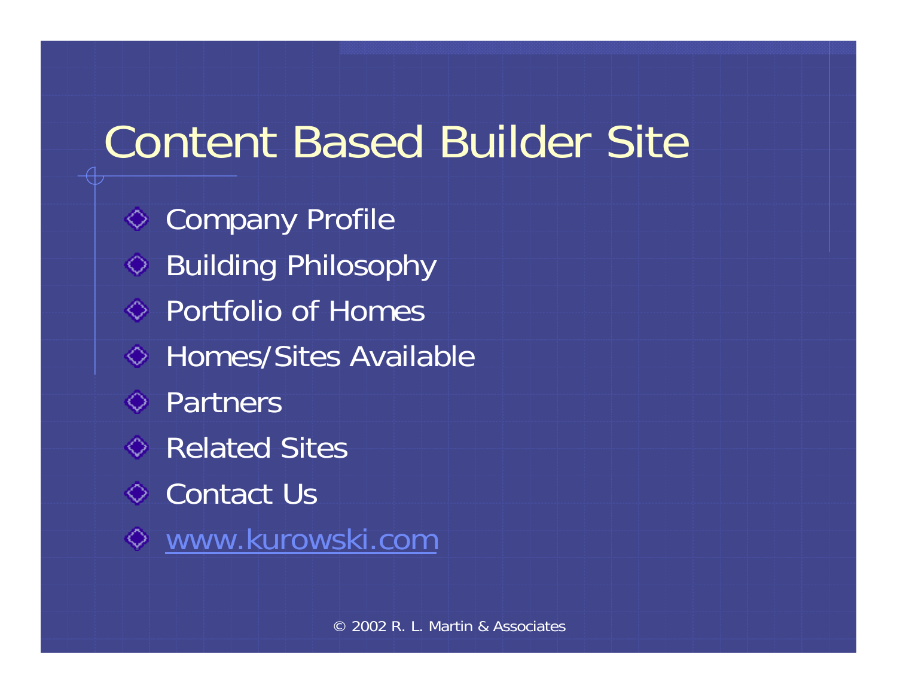# Content Based Builder Site

- Company Profile
- Building Philosophy
- Portfolio of Homes
- Homes/Sites Available
- Partners
- Related Sites
- Contact Us
- www.kurowski.com

© 2002 R. L. Martin & Associates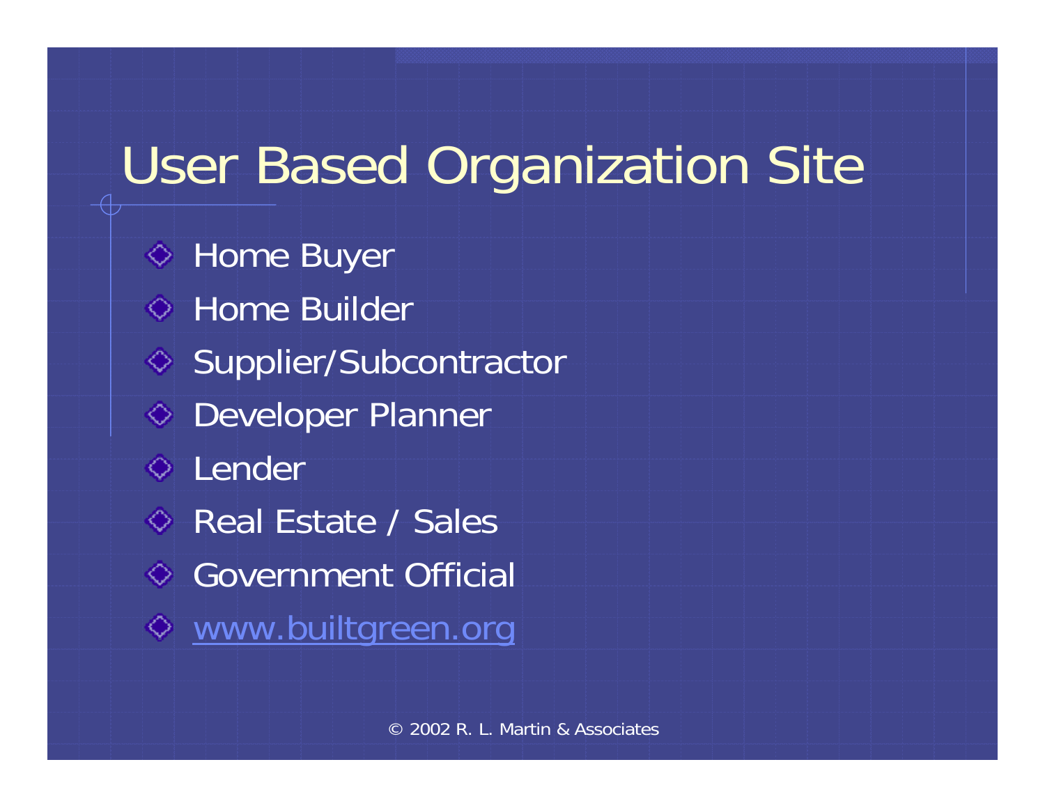# User Based Organization Site

- Home Buyer
- Home Builder
- Supplier/Subcontractor
- Developer Planner
- Lender
- Real Estate / Sales
- Government Official
- www.builtgreen.org

© 2002 R. L. Martin & Associates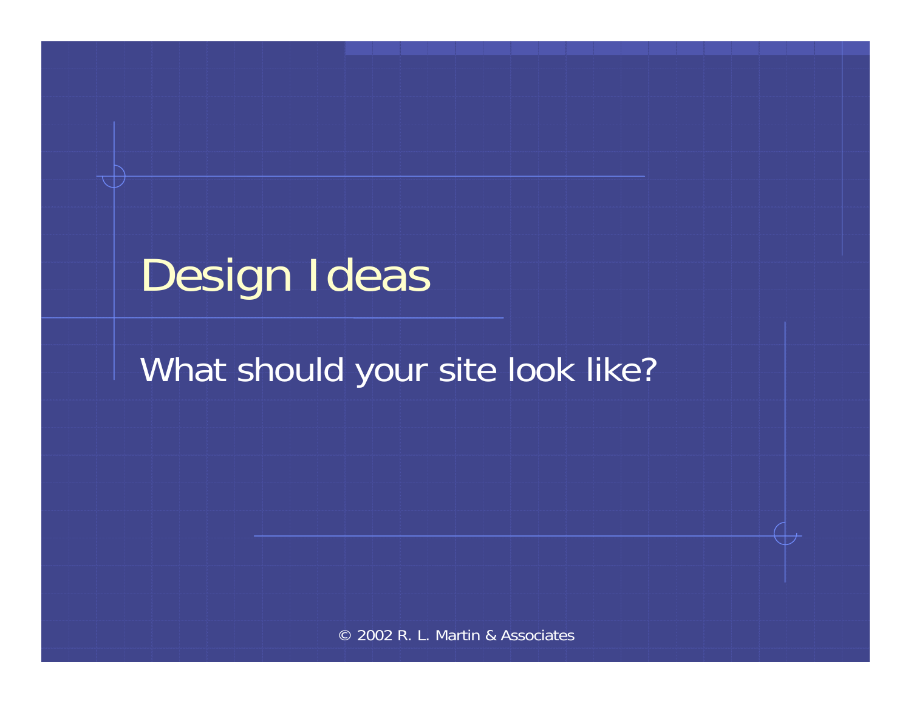# Design Ideas

What should your site look like?

© 2002 R. L. Martin & Associates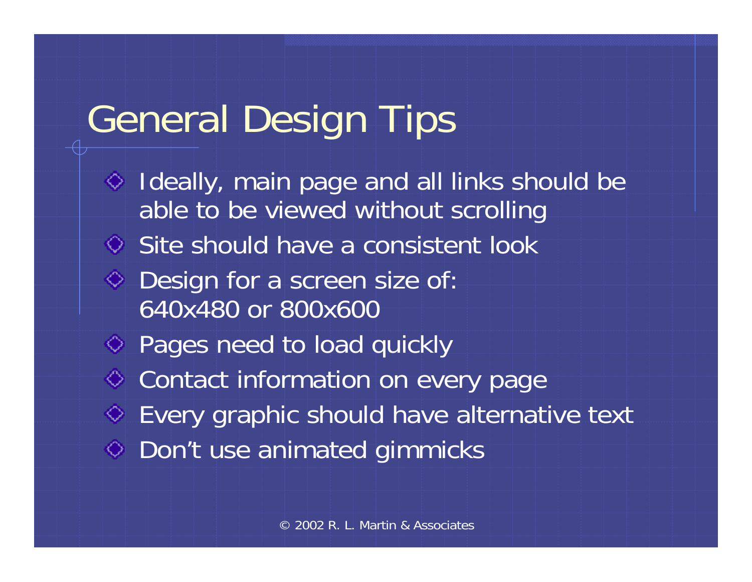# General Design Tips

- Ideally, main page and all links should be able to be viewed without scrolling
- Site should have a consistent look
- Design for a screen size of: 640x480 or 800x600
- Pages need to load quickly
- Contact information on every page
- Every graphic should have alternative text
- Don't use animated gimmicks

© 2002 R. L. Martin & Associates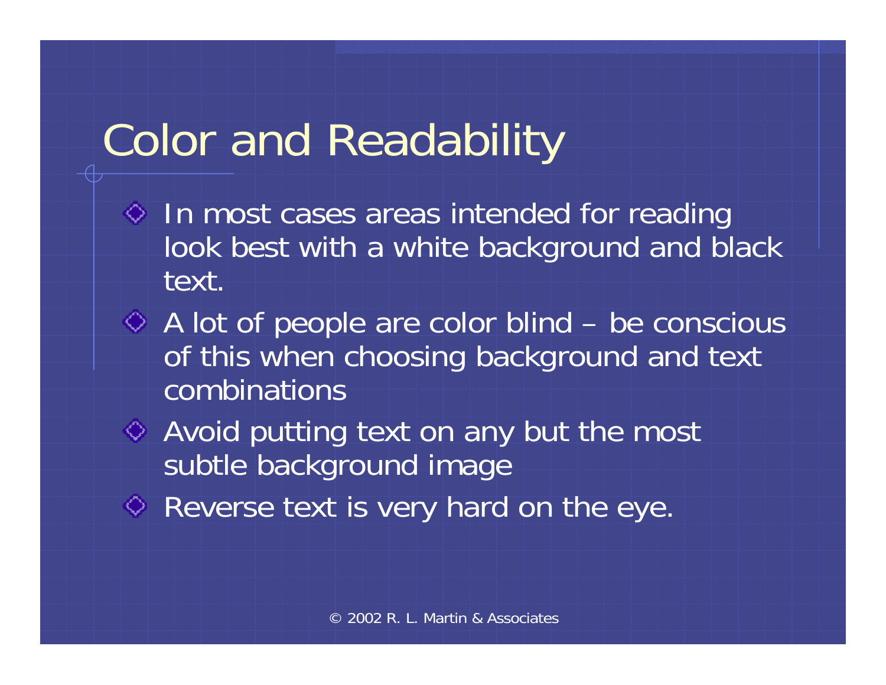# Color and Readability

- In most cases areas intended for reading look best with a white background and black text.
- A lot of people are color blind – be conscious of this when choosing background and text combinations
- Avoid putting text on any but the most subtle background image
- Reverse text is very hard on the eye.

© 2002 R. L. Martin & Associates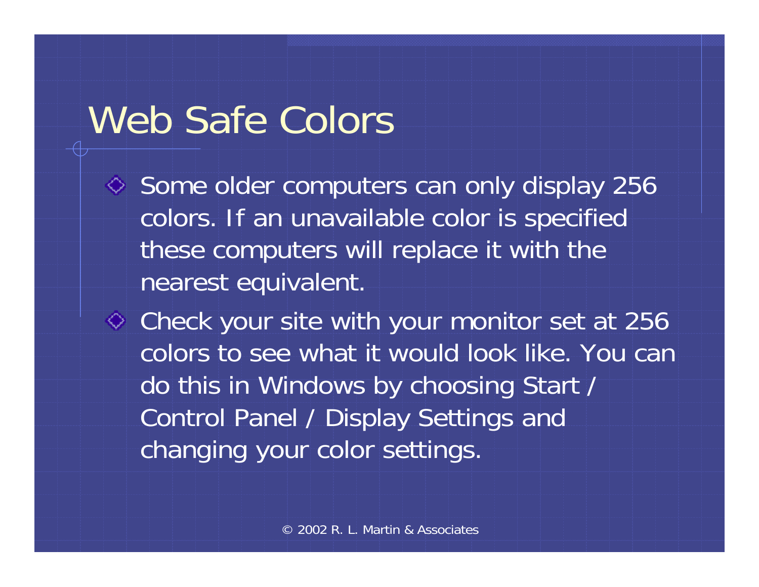# Web Safe Colors

- Some older computers can only display 256 colors. If an unavailable color is specified these computers will replace it with the nearest equivalent.
- Check your site with your monitor set at 256 colors to see what it would look like. You can do this in Windows by choosing Start / Control Panel / Display Settings and changing your color settings.

© 2002 R. L. Martin & Associates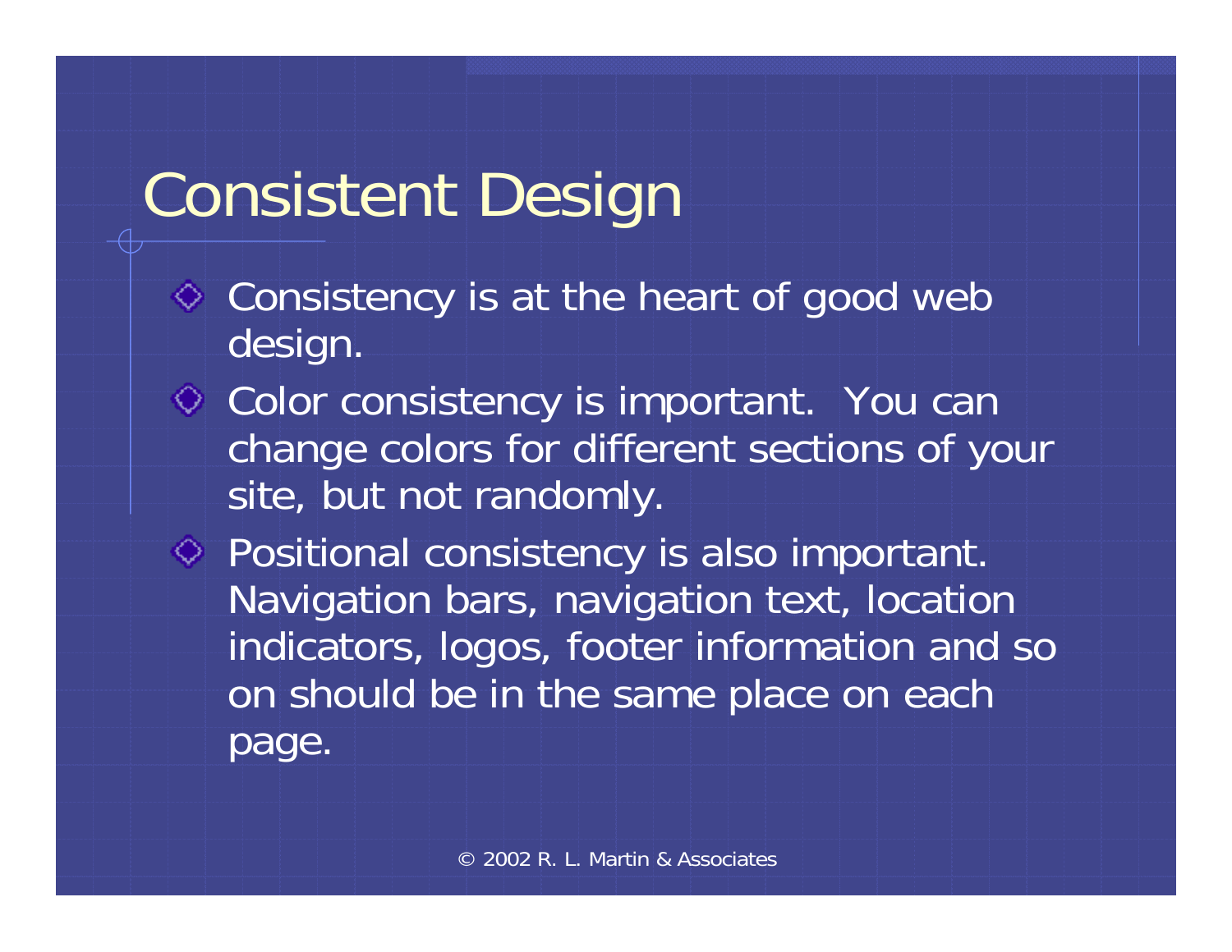# Consistent Design

- Consistency is at the heart of good web design.
- Color consistency is important. You can change colors for different sections of your site, but not randomly.
- Positional consistency is also important. Navigation bars, navigation text, location indicators, logos, footer information and so on should be in the same place on each page.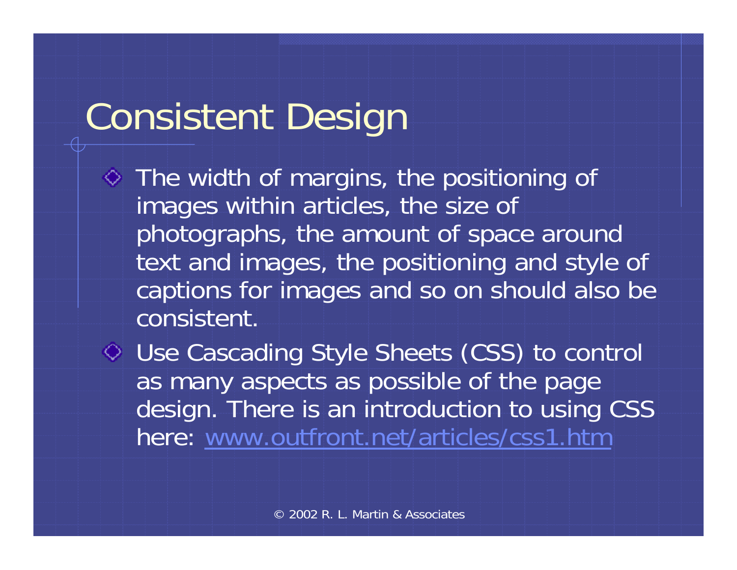# Consistent Design

- The width of margins, the positioning of images within articles, the size of photographs, the amount of space around text and images, the positioning and style of captions for images and so on should also be consistent.
- Use Cascading Style Sheets (CSS) to control as many aspects as possible of the page design. There is an introduction to using CSS here: www.outfront.net/articles/css1.htm

© 2002 R. L. Martin & Associates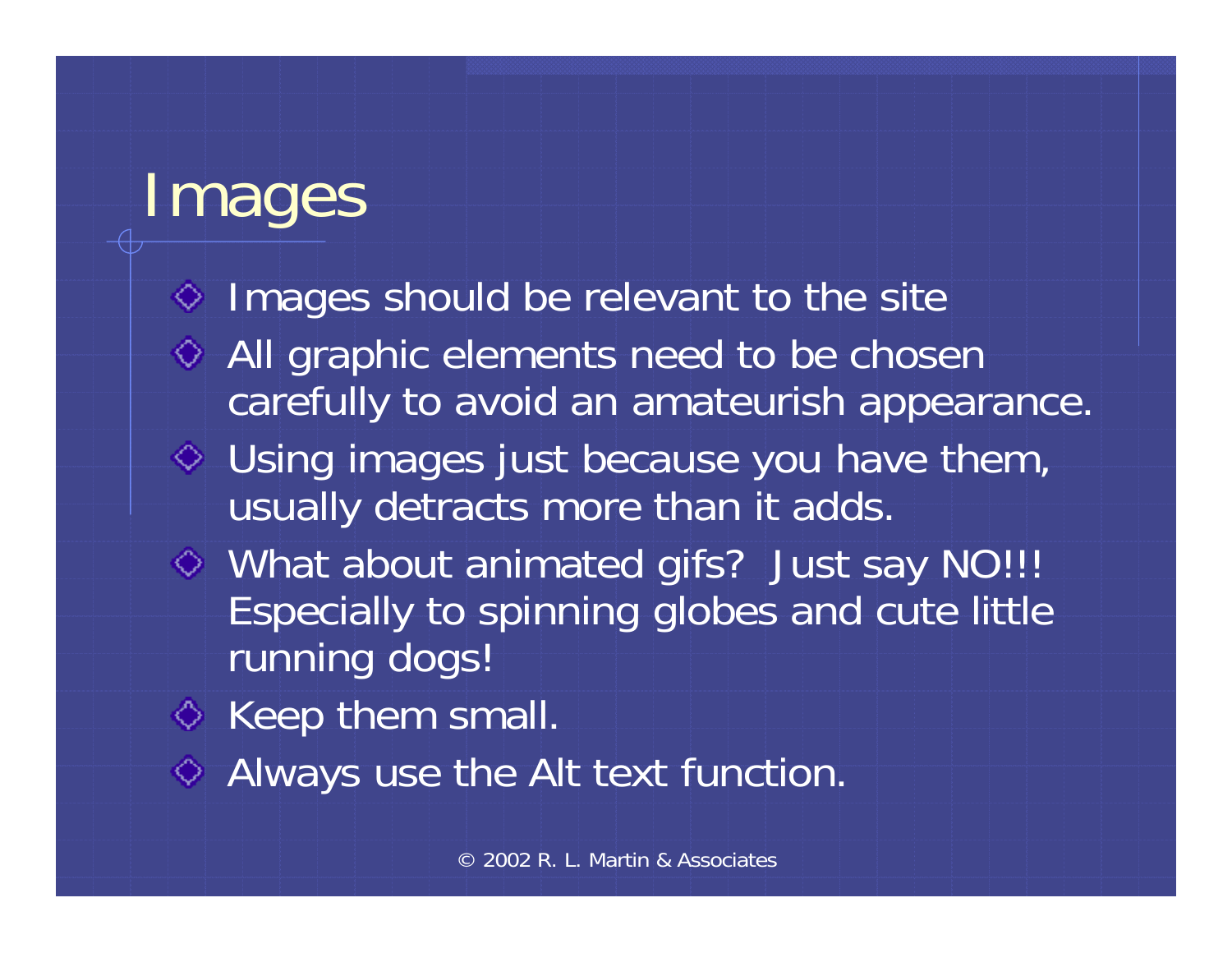# Images

- Images should be relevant to the site
- All graphic elements need to be chosen carefully to avoid an amateurish appearance.
- Using images just because you have them, usually detracts more than it adds.
- What about animated gifs? Just say NO!!! Especially to spinning globes and cute little running dogs!
- Keep them small.
- Always use the Alt text function.

© 2002 R. L. Martin & Associates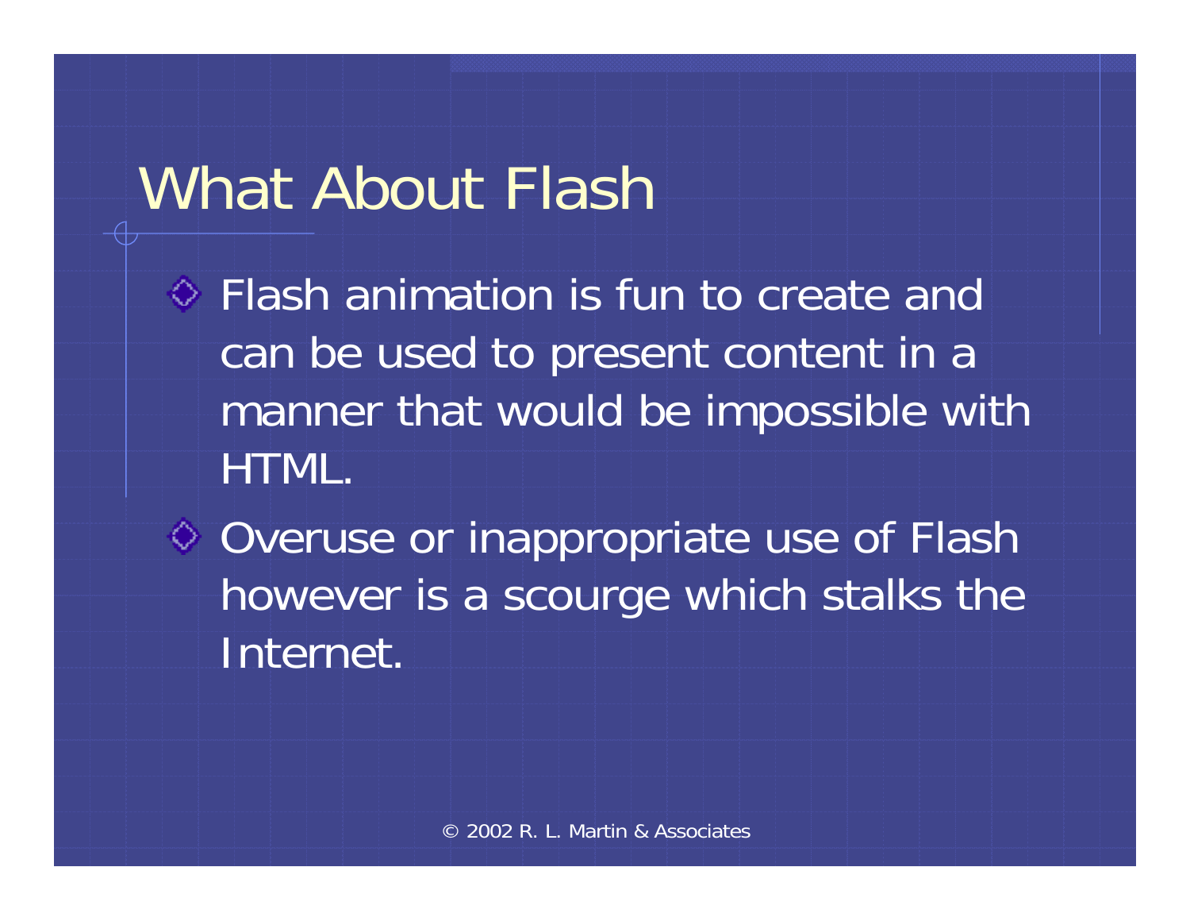# What About Flash

- Flash animation is fun to create and can be used to present content in a manner that would be impossible with HTML.
- Overuse or inappropriate use of Flash however is a scourge which stalks the Internet.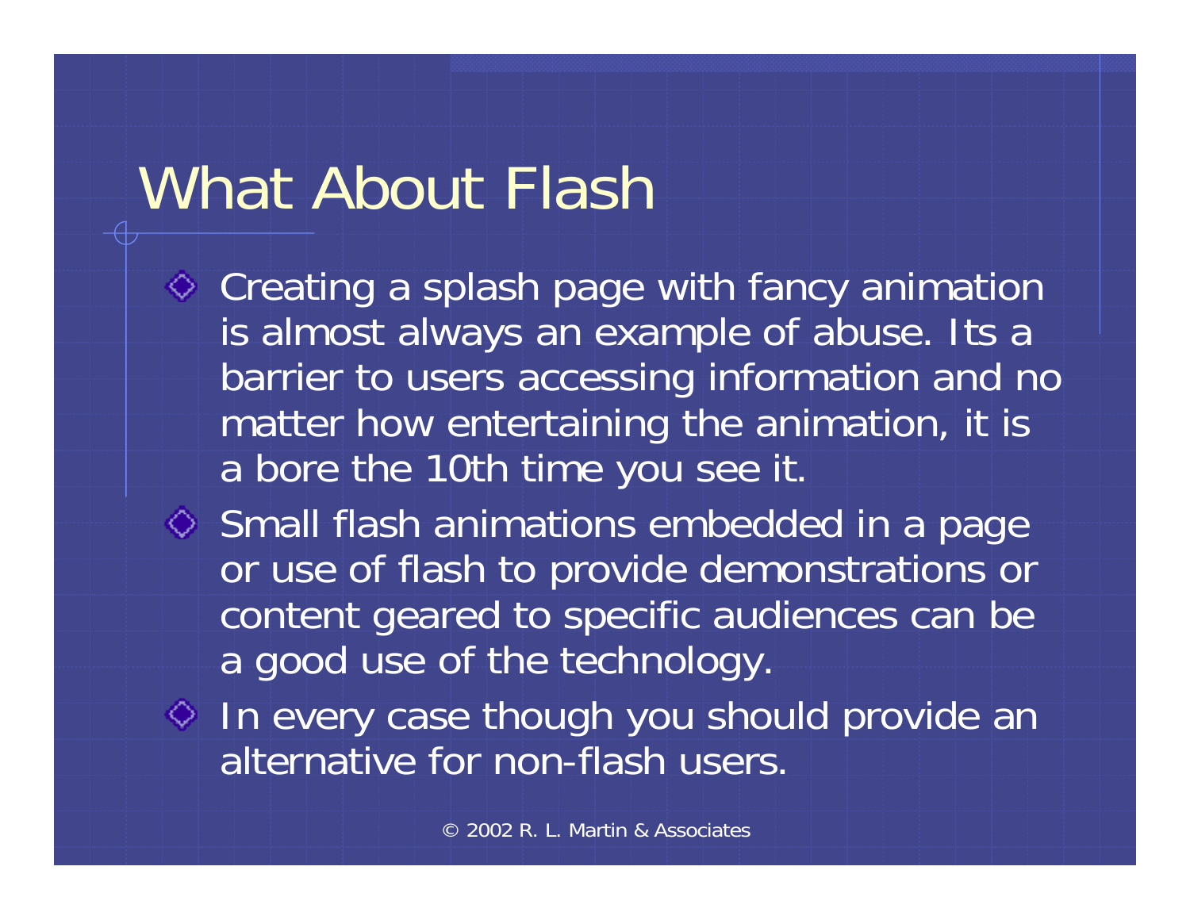# What About Flash

- Creating a splash page with fancy animation is almost always an example of abuse. Its a barrier to users accessing information and no matter how entertaining the animation, it is a bore the 10th time you see it.
- Small flash animations embedded in a page or use of flash to provide demonstrations or content geared to specific audiences can be a good use of the technology.
- In every case though you should provide an alternative for non-flash users.

© 2002 R. L. Martin & Associates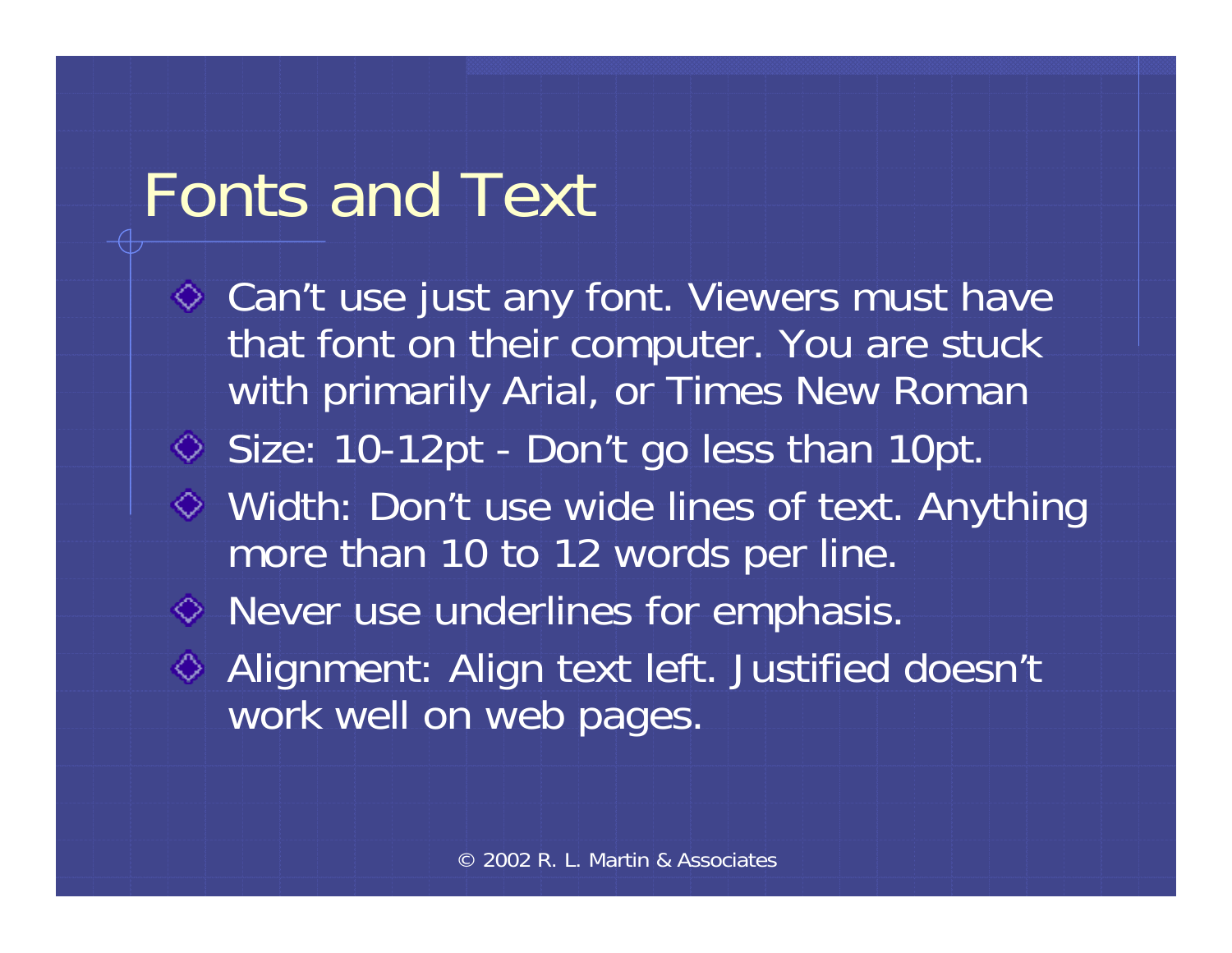# Fonts and Text

- Can’t use just any font. Viewers must have that font on their computer. You are stuck with primarily Arial, or Times New Roman
- Size: 10-12pt - Don’t go less than 10pt.
- Width: Don’t use wide lines of text. Anything more than 10 to 12 words per line.
- Never use underlines for emphasis.
- Alignment: Align text left. Justified doesn’t work well on web pages.

© 2002 R. L. Martin & Associates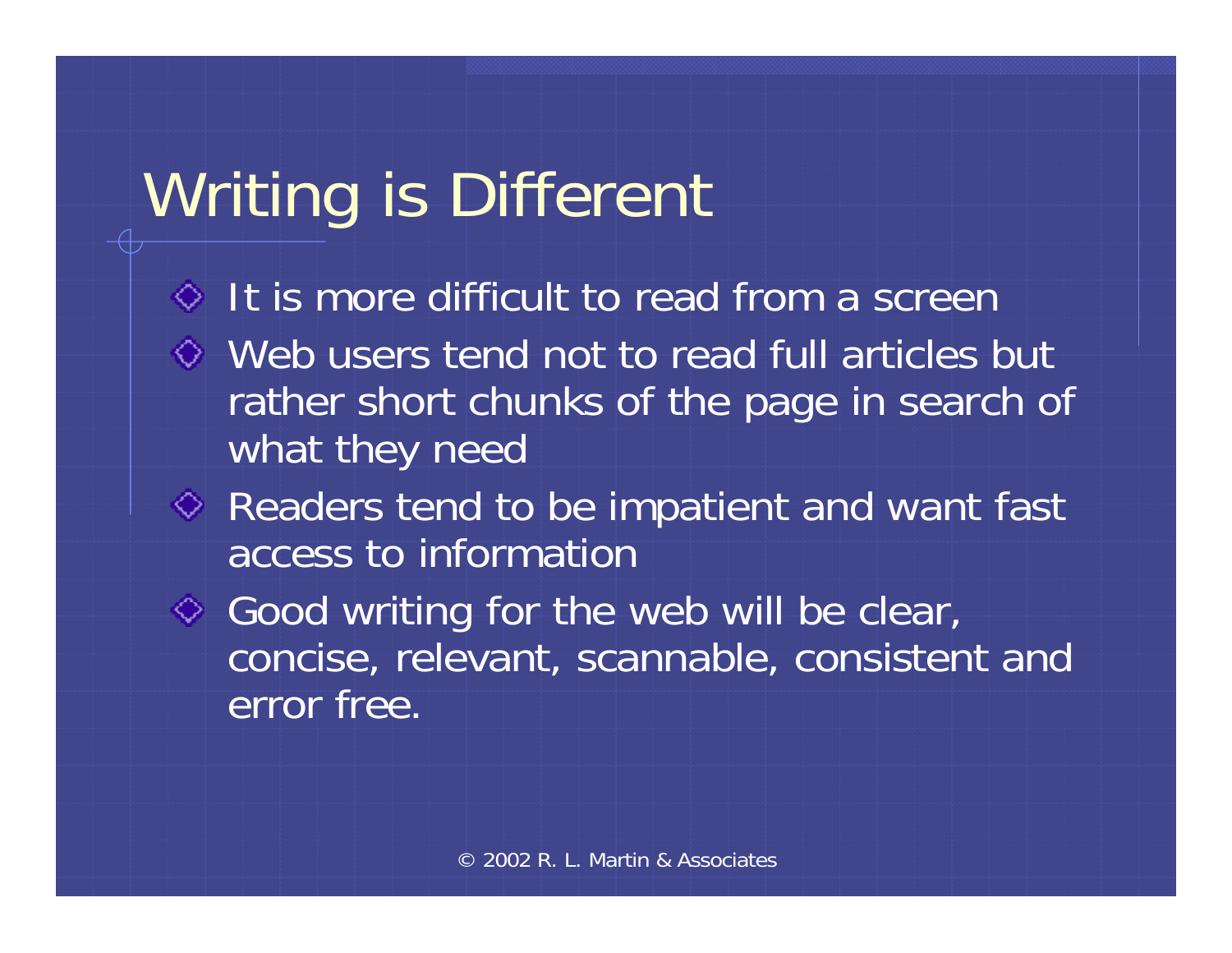# Writing is Different

- It is more difficult to read from a screen
- Web users tend not to read full articles but rather short chunks of the page in search of what they need
- Readers tend to be impatient and want fast access to information
- Good writing for the web will be clear, concise, relevant, scannable, consistent and error free.

© 2002 R. L. Martin & Associates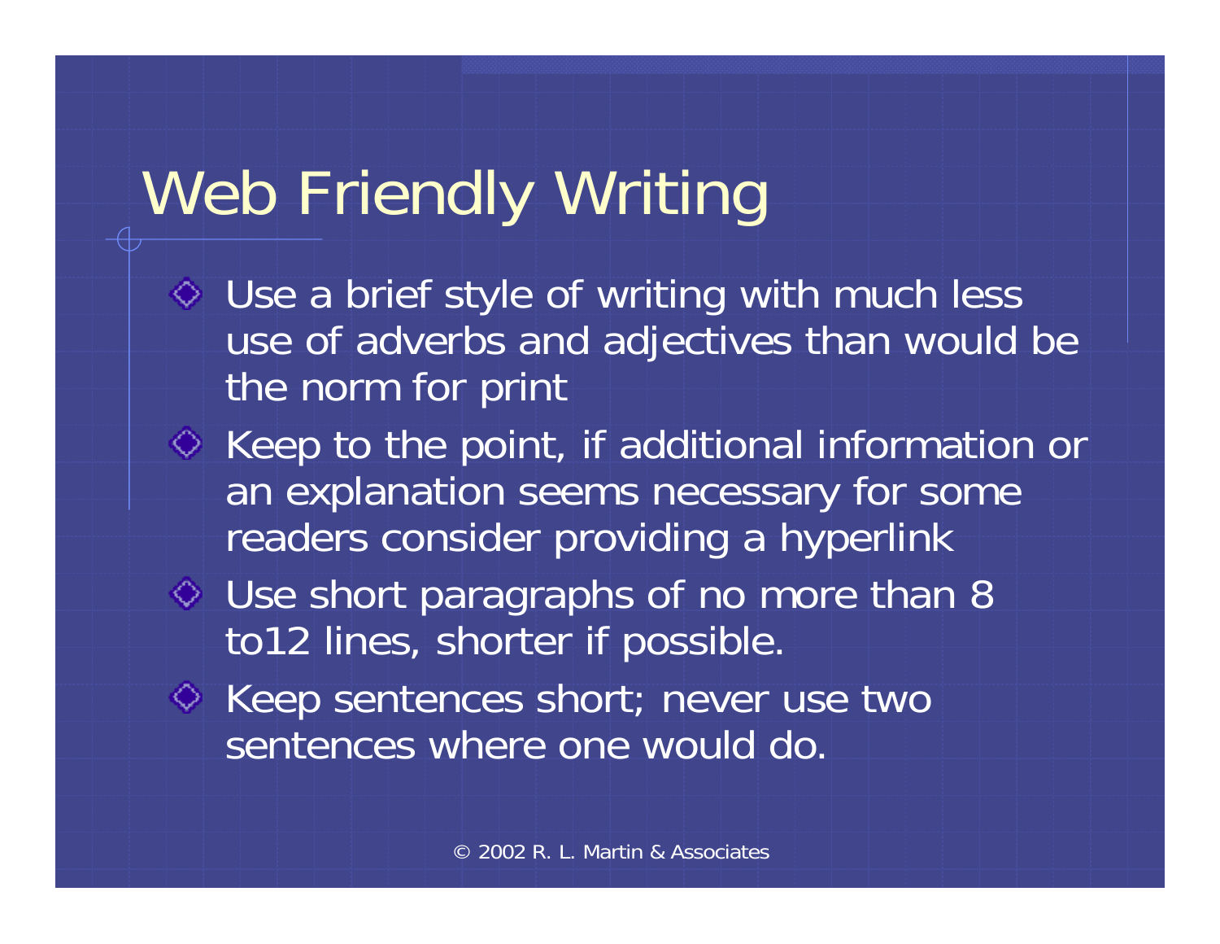# Web Friendly Writing

- Use a brief style of writing with much less use of adverbs and adjectives than would be the norm for print
- Keep to the point, if additional information or an explanation seems necessary for some readers consider providing a hyperlink
- Use short paragraphs of no more than 8 to12 lines, shorter if possible.
- Keep sentences short; never use two sentences where one would do.

© 2002 R. L. Martin & Associates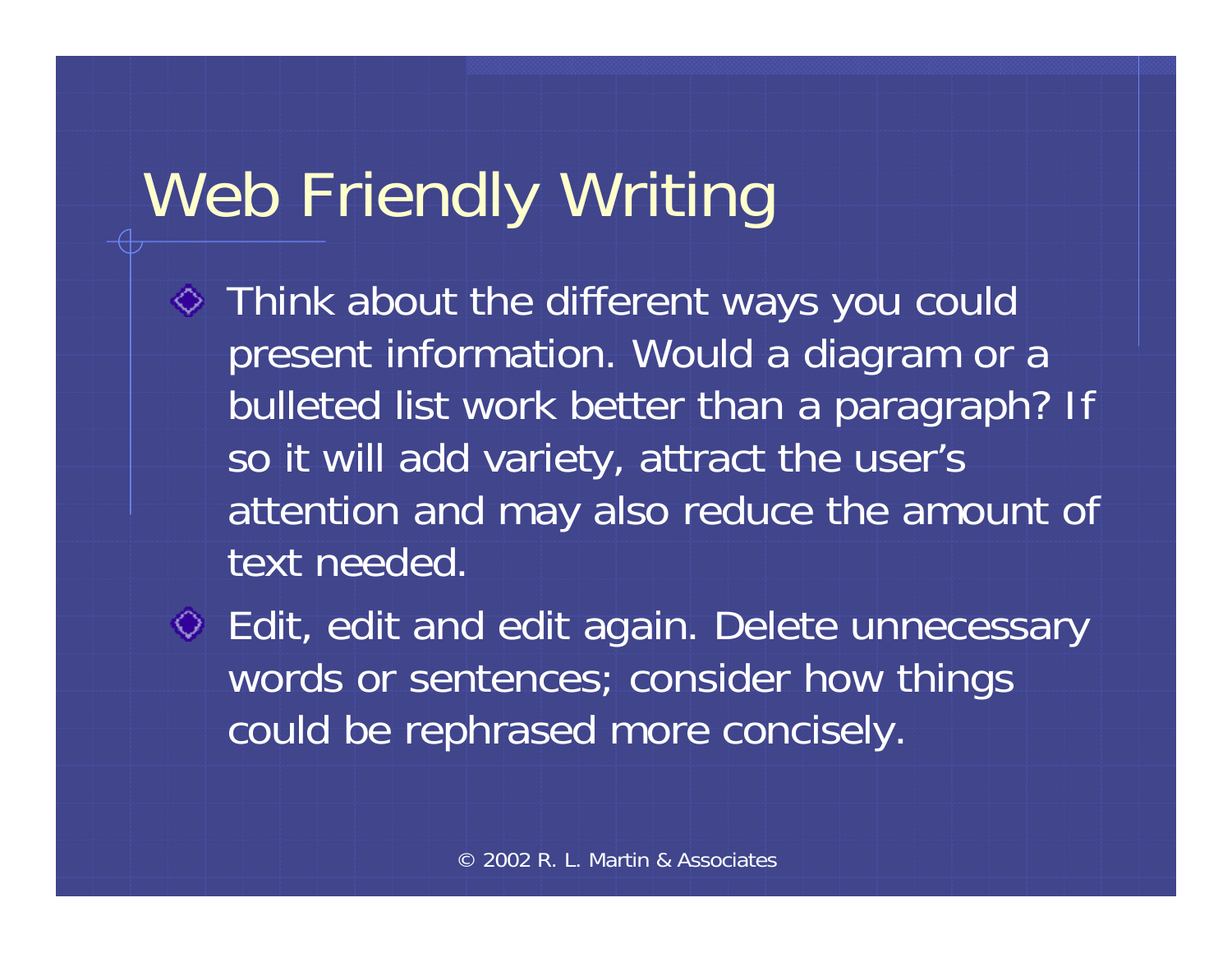# Web Friendly Writing

- Think about the different ways you could present information. Would a diagram or a bulleted list work better than a paragraph? If so it will add variety, attract the user's attention and may also reduce the amount of text needed.
- Edit, edit and edit again. Delete unnecessary words or sentences; consider how things could be rephrased more concisely.

© 2002 R. L. Martin & Associates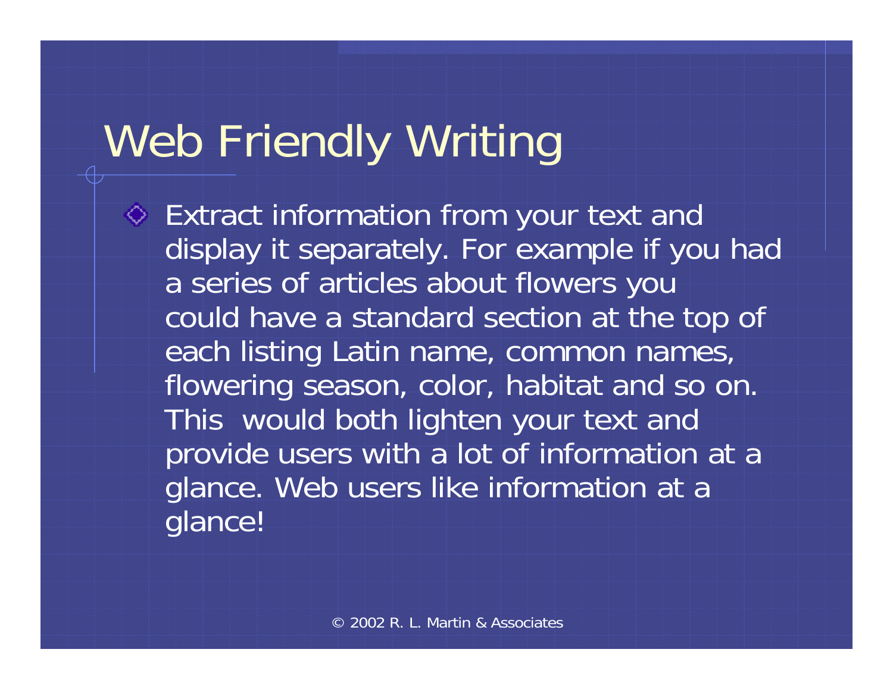# Web Friendly Writing

- Extract information from your text and display it separately. For example if you had a series of articles about flowers you could have a standard section at the top of each listing Latin name, common names, flowering season, color, habitat and so on. This would both lighten your text and provide users with a lot of information at a glance. Web users like information at a glance!

© 2002 R. L. Martin & Associates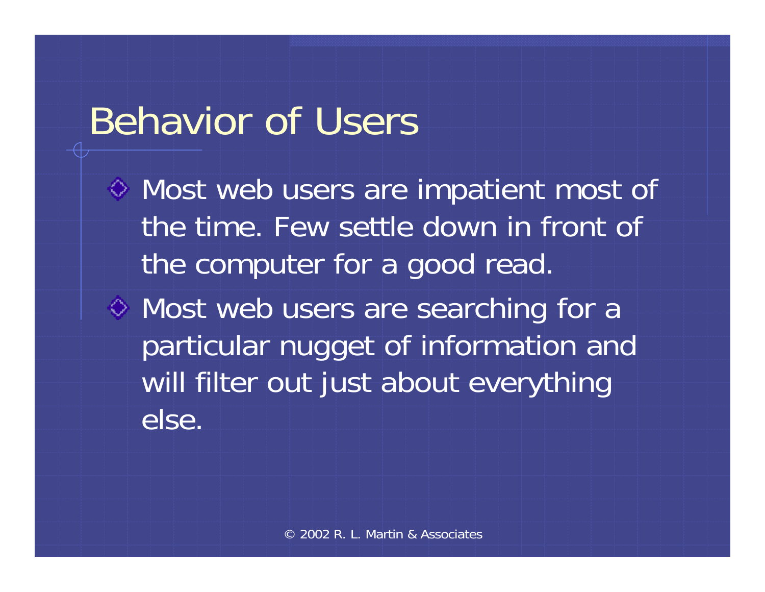# Behavior of Users

- Most web users are impatient most of the time. Few settle down in front of the computer for a good read.
- Most web users are searching for a particular nugget of information and will filter out just about everything else.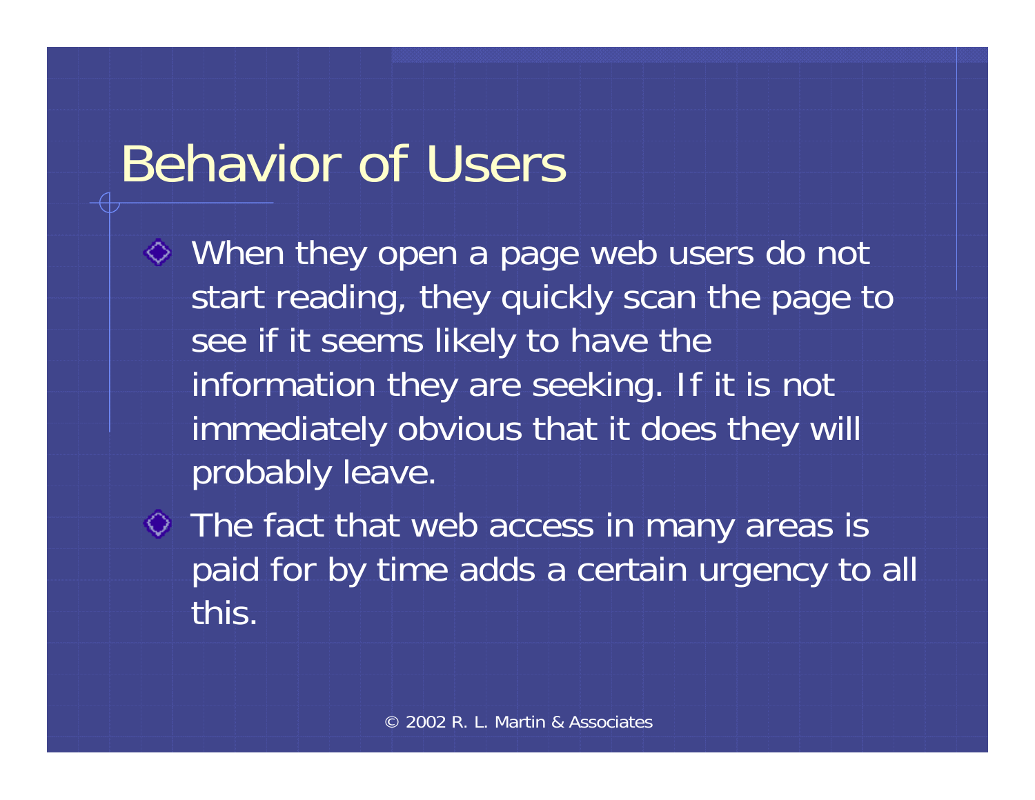# Behavior of Users

- When they open a page web users do not start reading, they quickly scan the page to see if it seems likely to have the information they are seeking. If it is not immediately obvious that it does they will probably leave.
- The fact that web access in many areas is paid for by time adds a certain urgency to all this.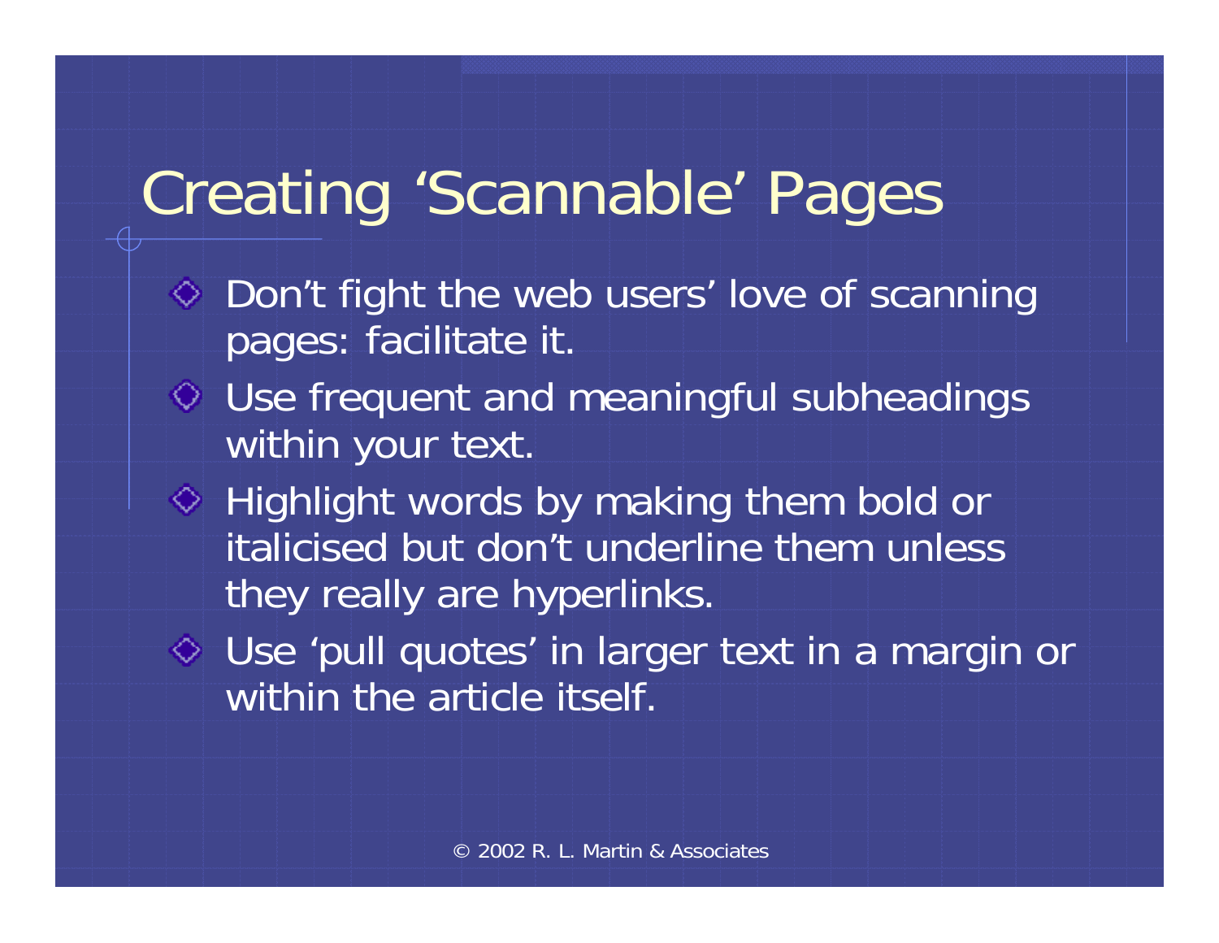# Creating 'Scannable' Pages

- Don't fight the web users' love of scanning pages: facilitate it.
- Use frequent and meaningful subheadings within your text.
- Highlight words by making them bold or italicised but don't underline them unless they really are hyperlinks.
- Use 'pull quotes' in larger text in a margin or within the article itself.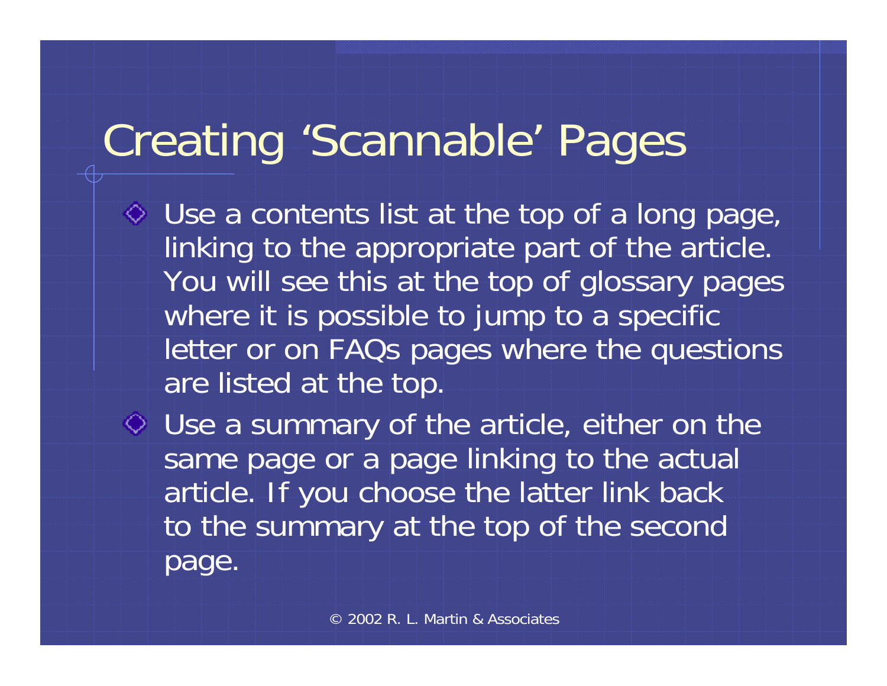# Creating 'Scannable' Pages

- Use a contents list at the top of a long page, linking to the appropriate part of the article. You will see this at the top of glossary pages where it is possible to jump to a specific letter or on FAQs pages where the questions are listed at the top.
- Use a summary of the article, either on the same page or a page linking to the actual article. If you choose the latter link back to the summary at the top of the second page.

© 2002 R. L. Martin & Associates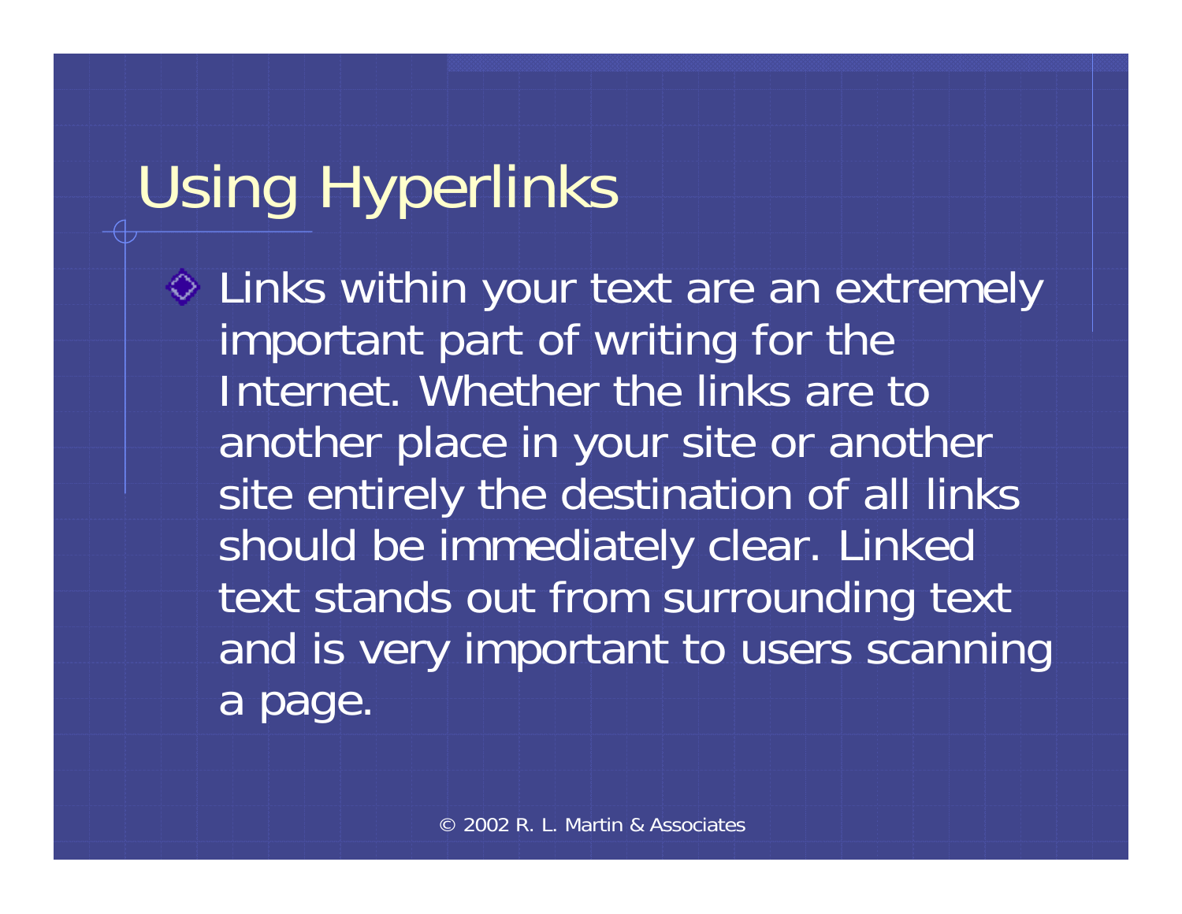# Using Hyperlinks

- Links within your text are an extremely important part of writing for the Internet. Whether the links are to another place in your site or another site entirely the destination of all links should be immediately clear. Linked text stands out from surrounding text and is very important to users scanning a page.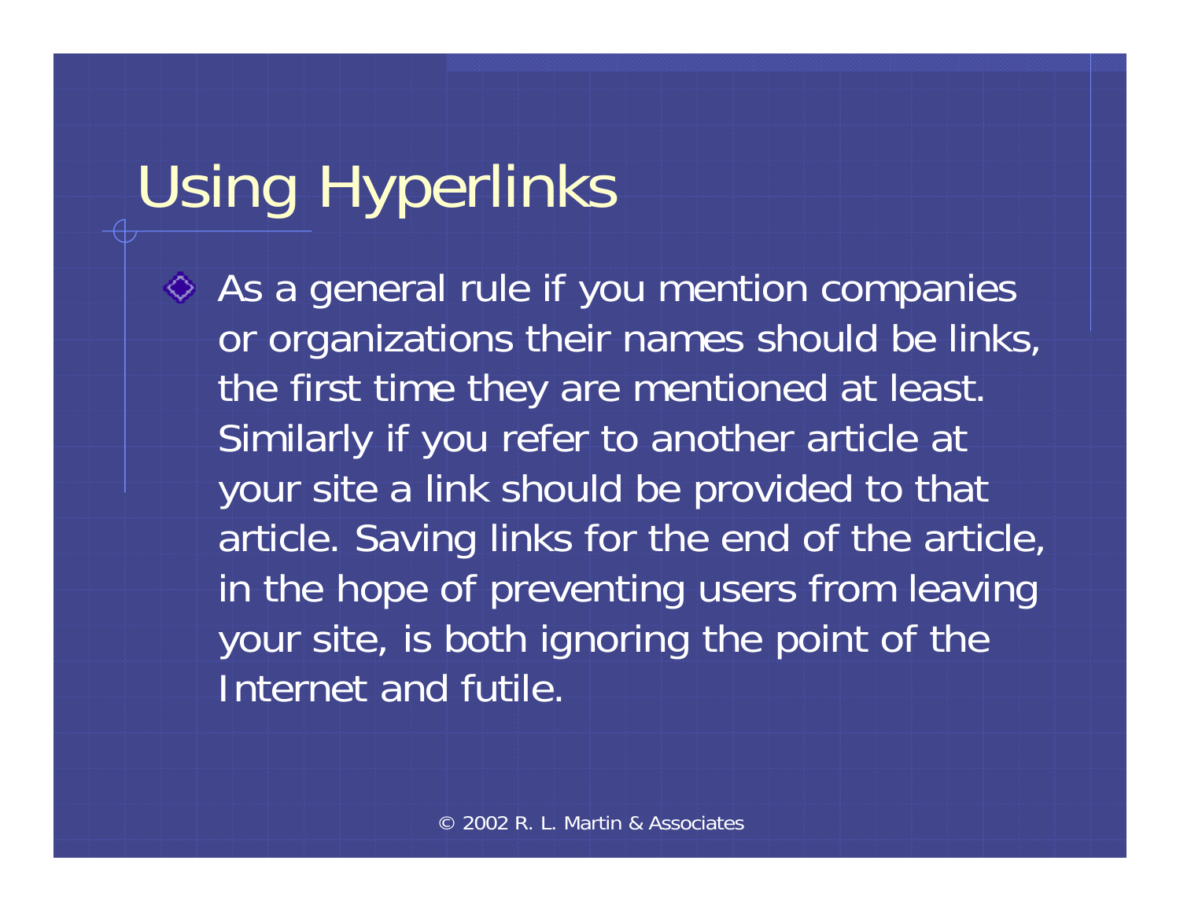# Using Hyperlinks

- As a general rule if you mention companies or organizations their names should be links, the first time they are mentioned at least. Similarly if you refer to another article at your site a link should be provided to that article. Saving links for the end of the article, in the hope of preventing users from leaving your site, is both ignoring the point of the Internet and futile.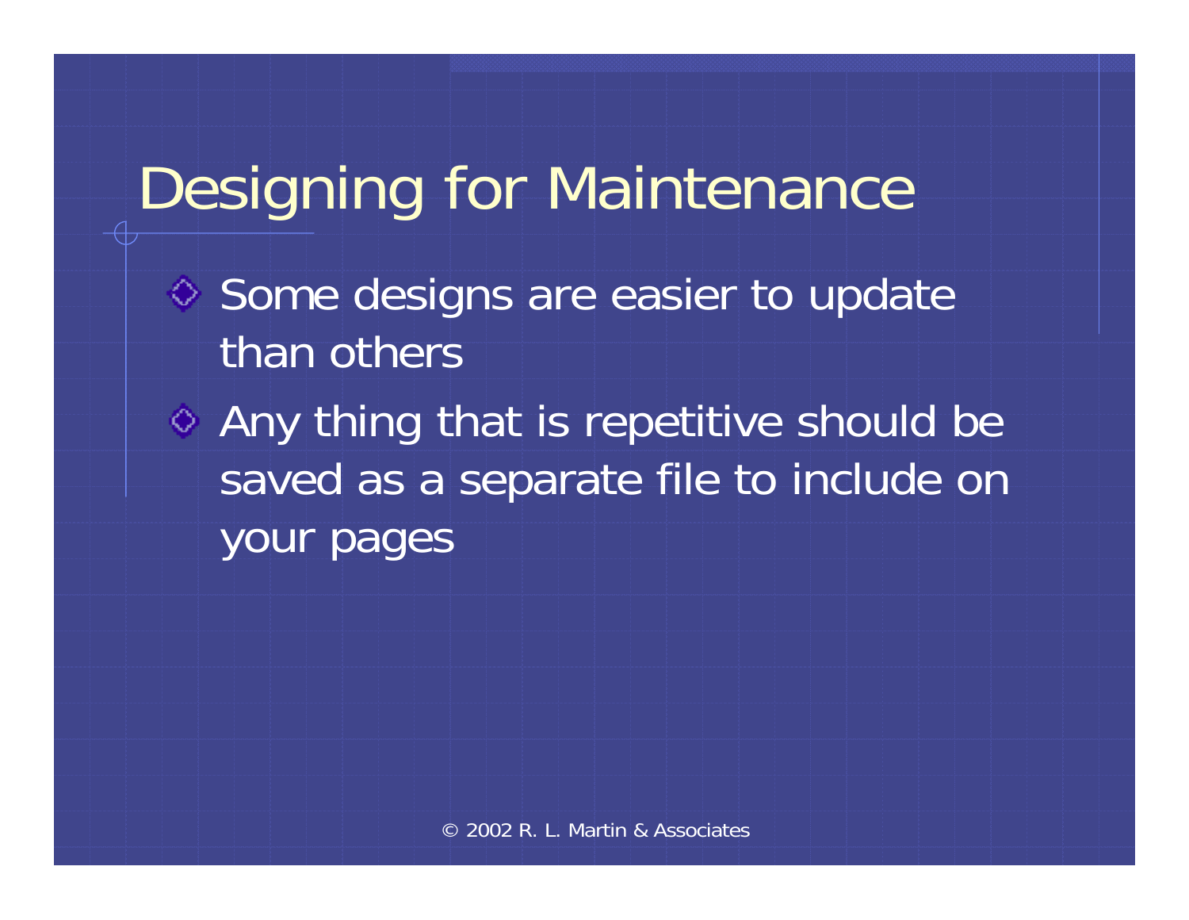# Designing for Maintenance

- Some designs are easier to update than others
- Any thing that is repetitive should be saved as a separate file to include on your pages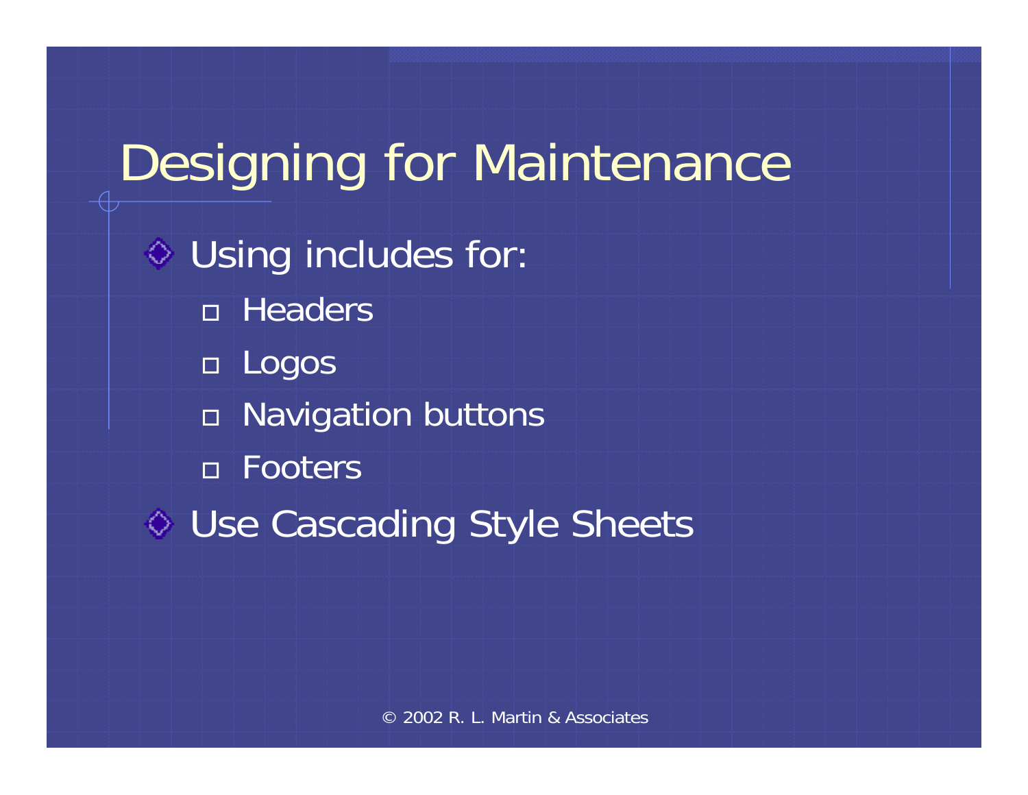# Designing for Maintenance

- Using includes for:
  - Headers
  - Logos
  - Navigation buttons
  - Footers
- Use Cascading Style Sheets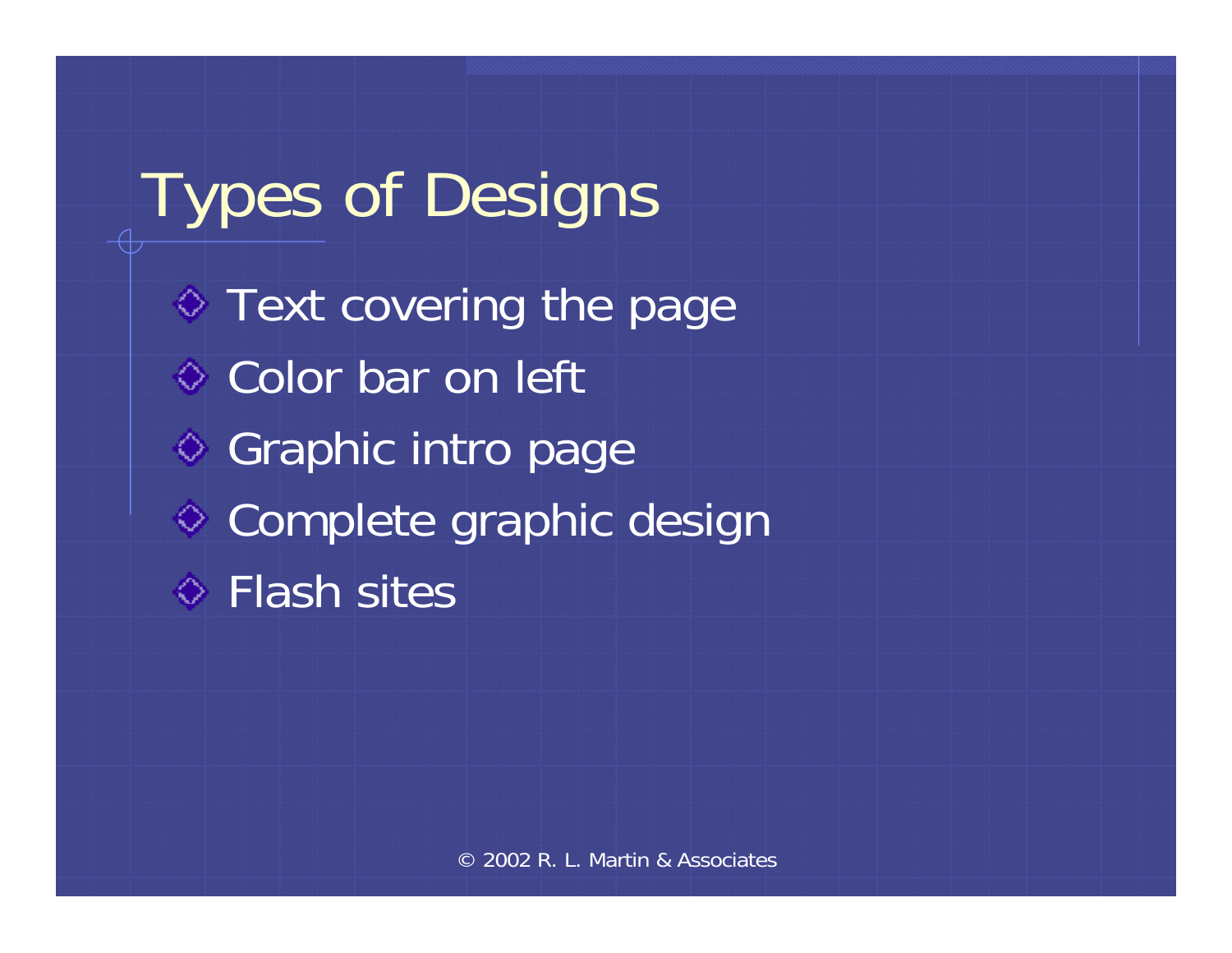# Types of Designs

- Text covering the page
- Color bar on left
- Graphic intro page
- Complete graphic design
- Flash sites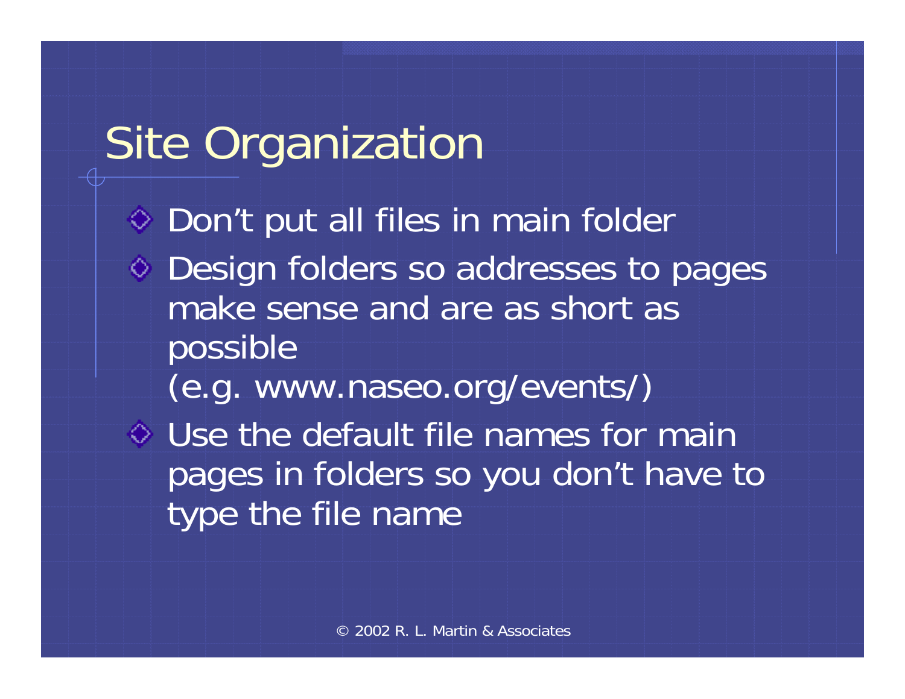# Site Organization

- Don't put all files in main folder
- Design folders so addresses to pages make sense and are as short as possible
  (e.g. www.naseo.org/events/)
- Use the default file names for main pages in folders so you don't have to type the file name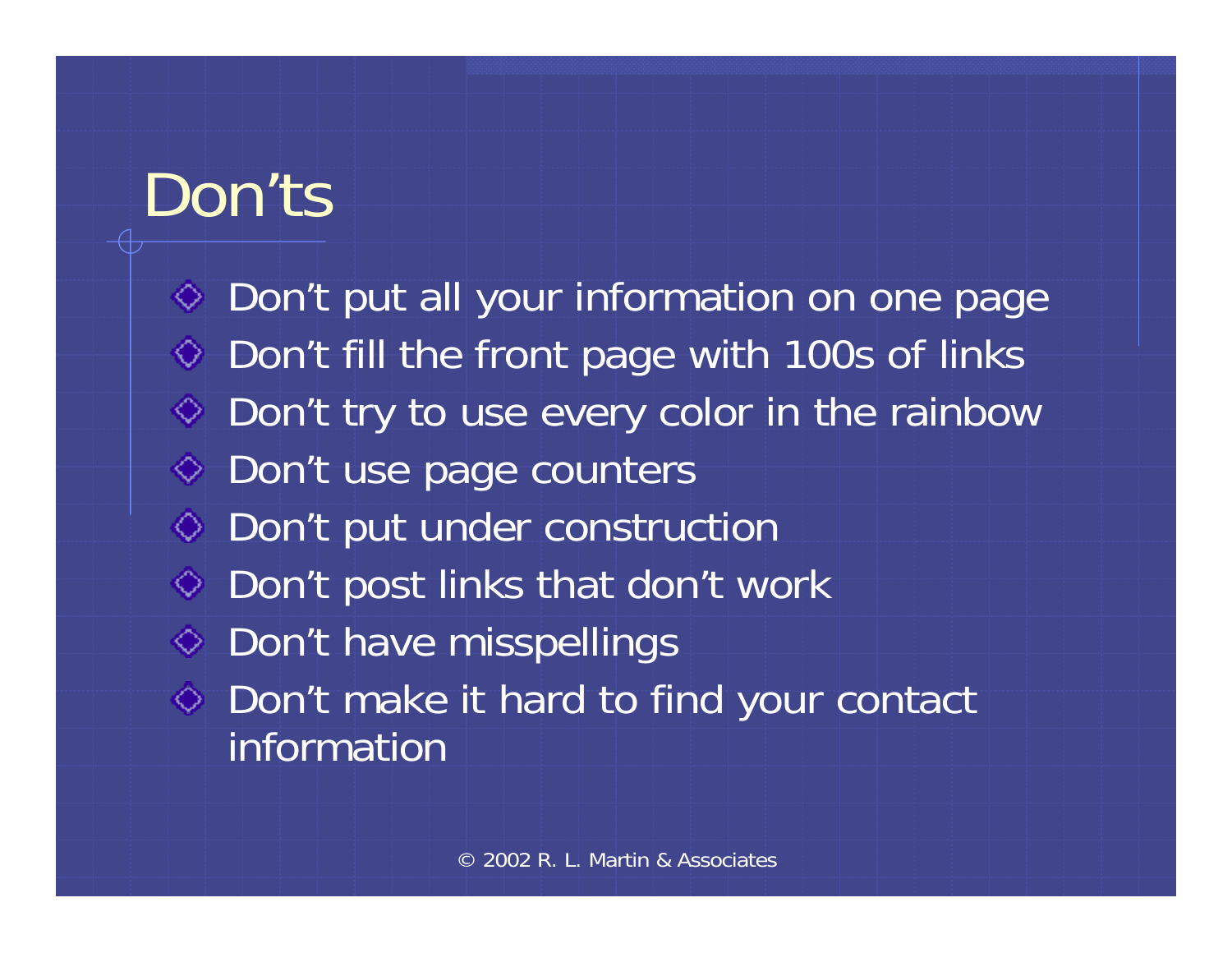# Don'ts

- Don't put all your information on one page
- Don't fill the front page with 100s of links
- Don't try to use every color in the rainbow
- Don't use page counters
- Don't put under construction
- Don't post links that don't work
- Don't have misspellings
- Don't make it hard to find your contact information

© 2002 R. L. Martin & Associates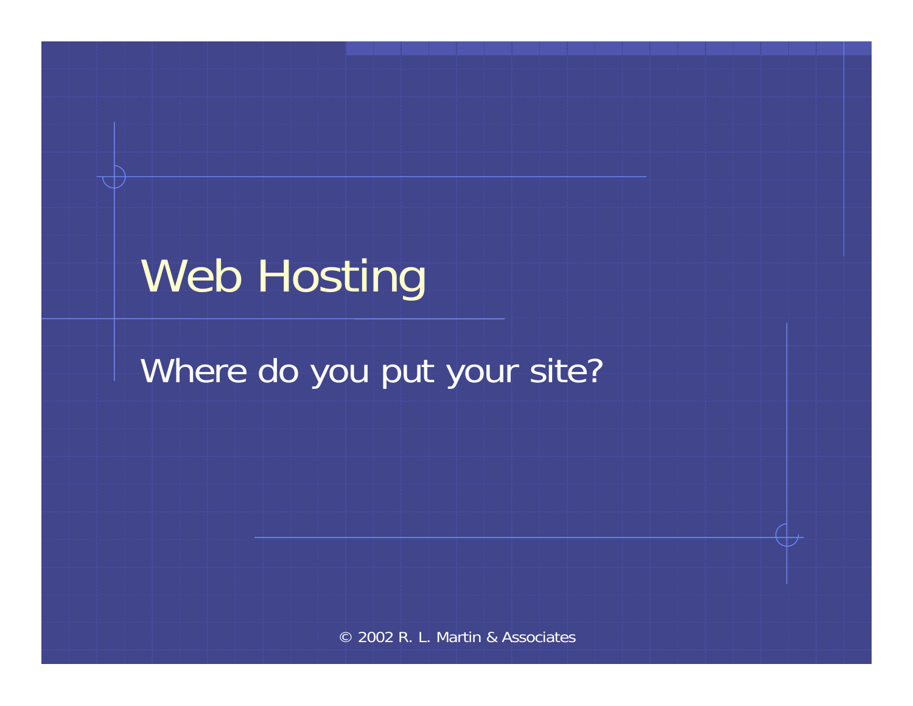# Web Hosting

Where do you put your site?

© 2002 R. L. Martin & Associates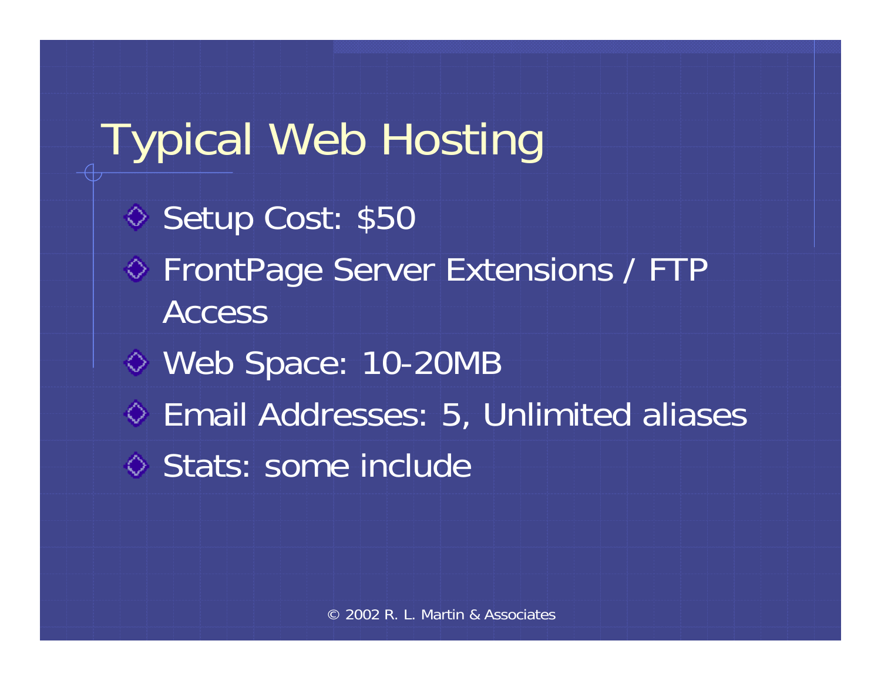# Typical Web Hosting

- Setup Cost: $50
- FrontPage Server Extensions / FTP Access
- Web Space: 10-20MB
- Email Addresses: 5, Unlimited aliases
- Stats: some include

© 2002 R. L. Martin & Associates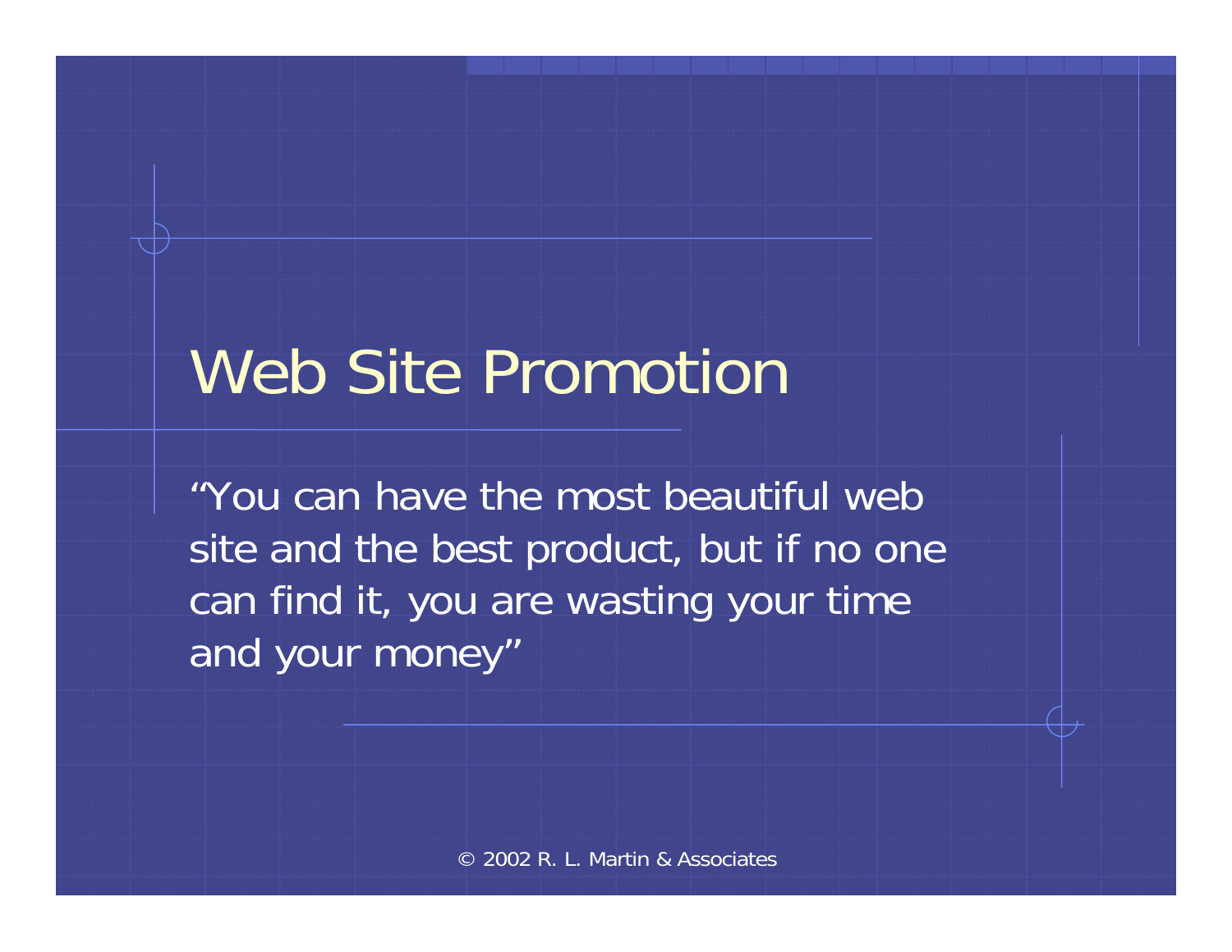# Web Site Promotion

"You can have the most beautiful web site and the best product, but if no one can find it, you are wasting your time and your money"

© 2002 R. L. Martin & Associates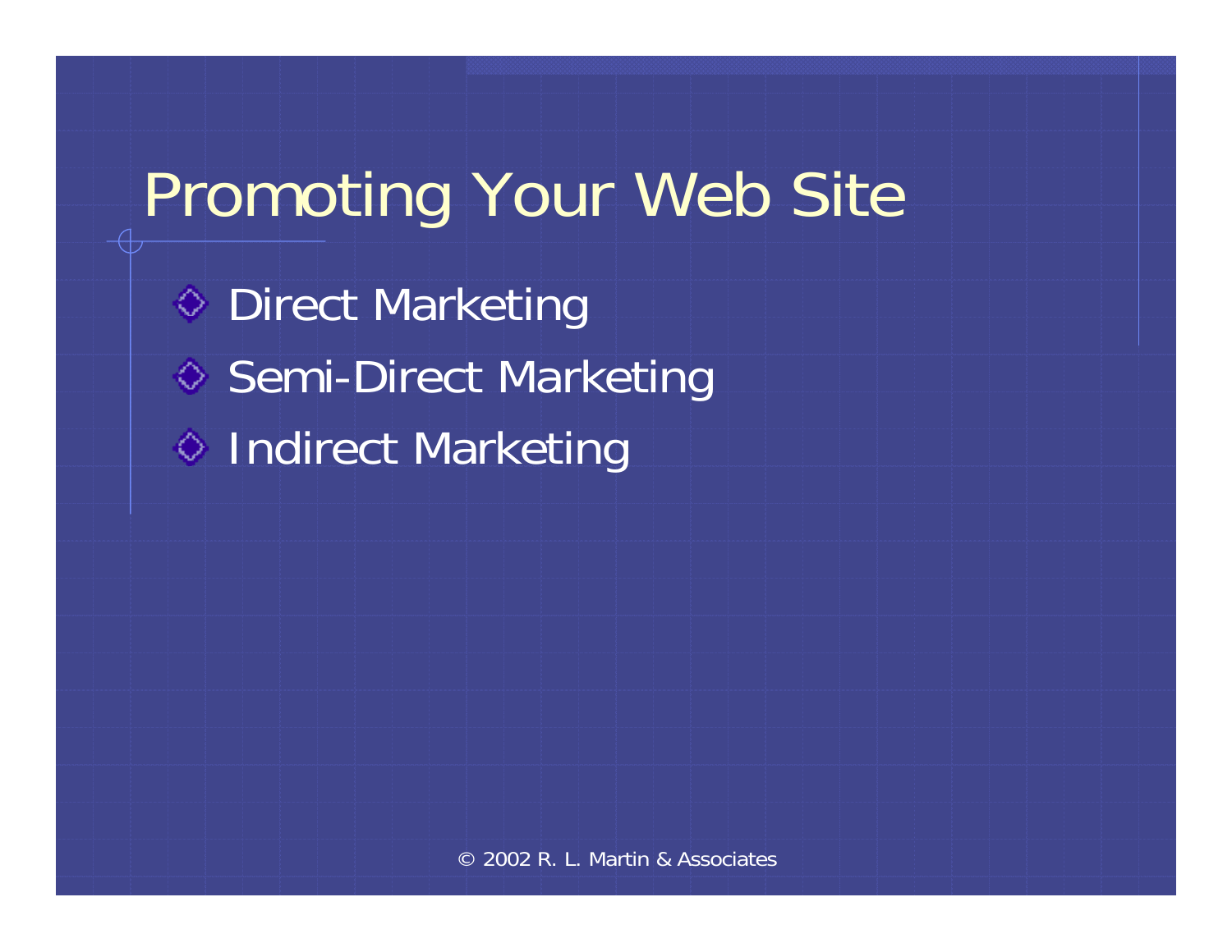# Promoting Your Web Site

- Direct Marketing
- Semi-Direct Marketing
- Indirect Marketing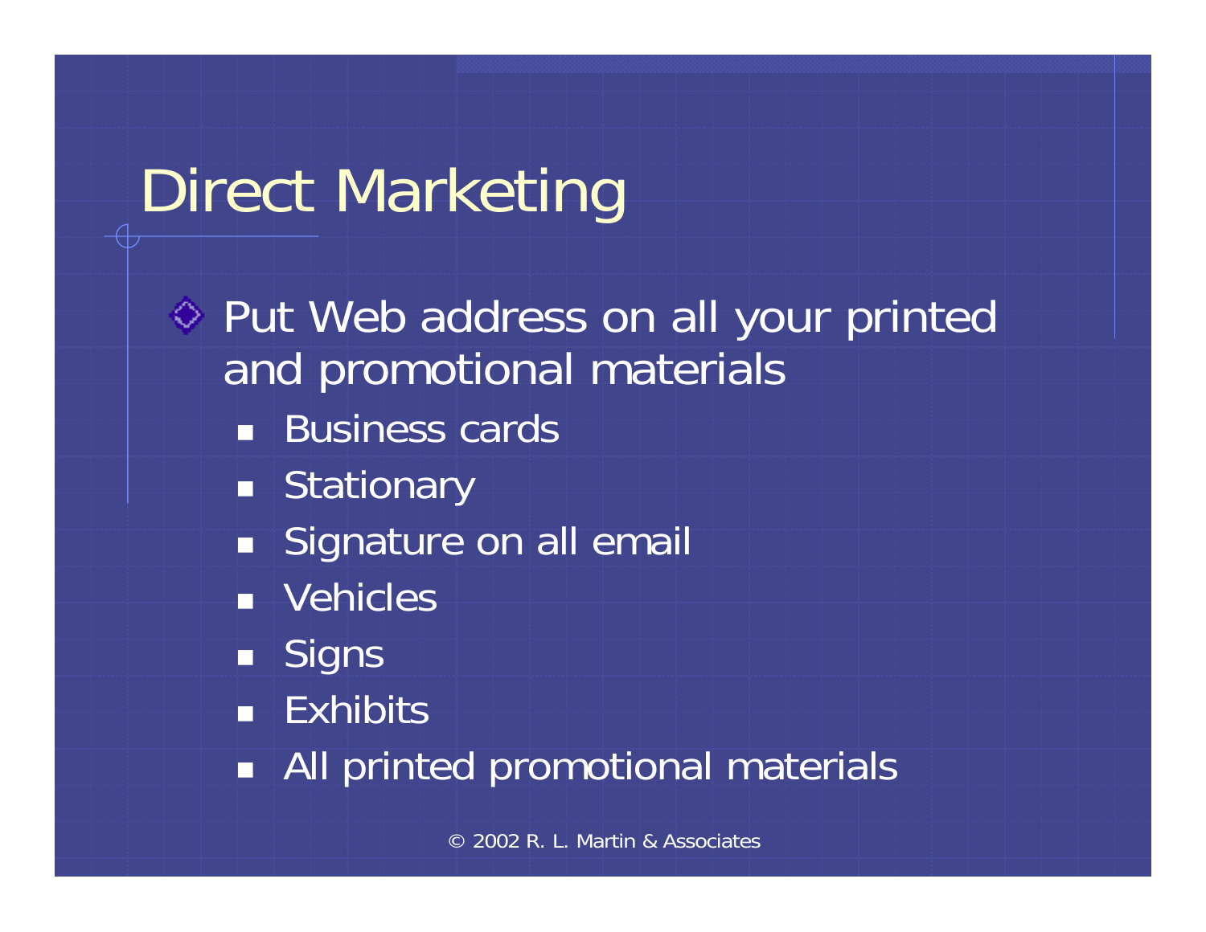# Direct Marketing

- Put Web address on all your printed and promotional materials
  - Business cards
  - Stationary
  - Signature on all email
  - Vehicles
  - Signs
  - Exhibits
  - All printed promotional materials

© 2002 R. L. Martin & Associates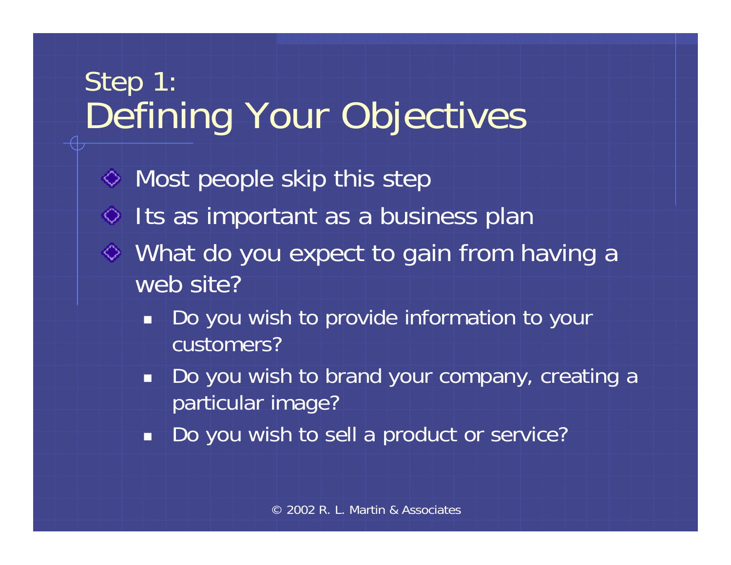# Step 1: Defining Your Objectives

- Most people skip this step
- Its as important as a business plan
- What do you expect to gain from having a web site?
  - Do you wish to provide information to your customers?
  - Do you wish to brand your company, creating a particular image?
  - Do you wish to sell a product or service?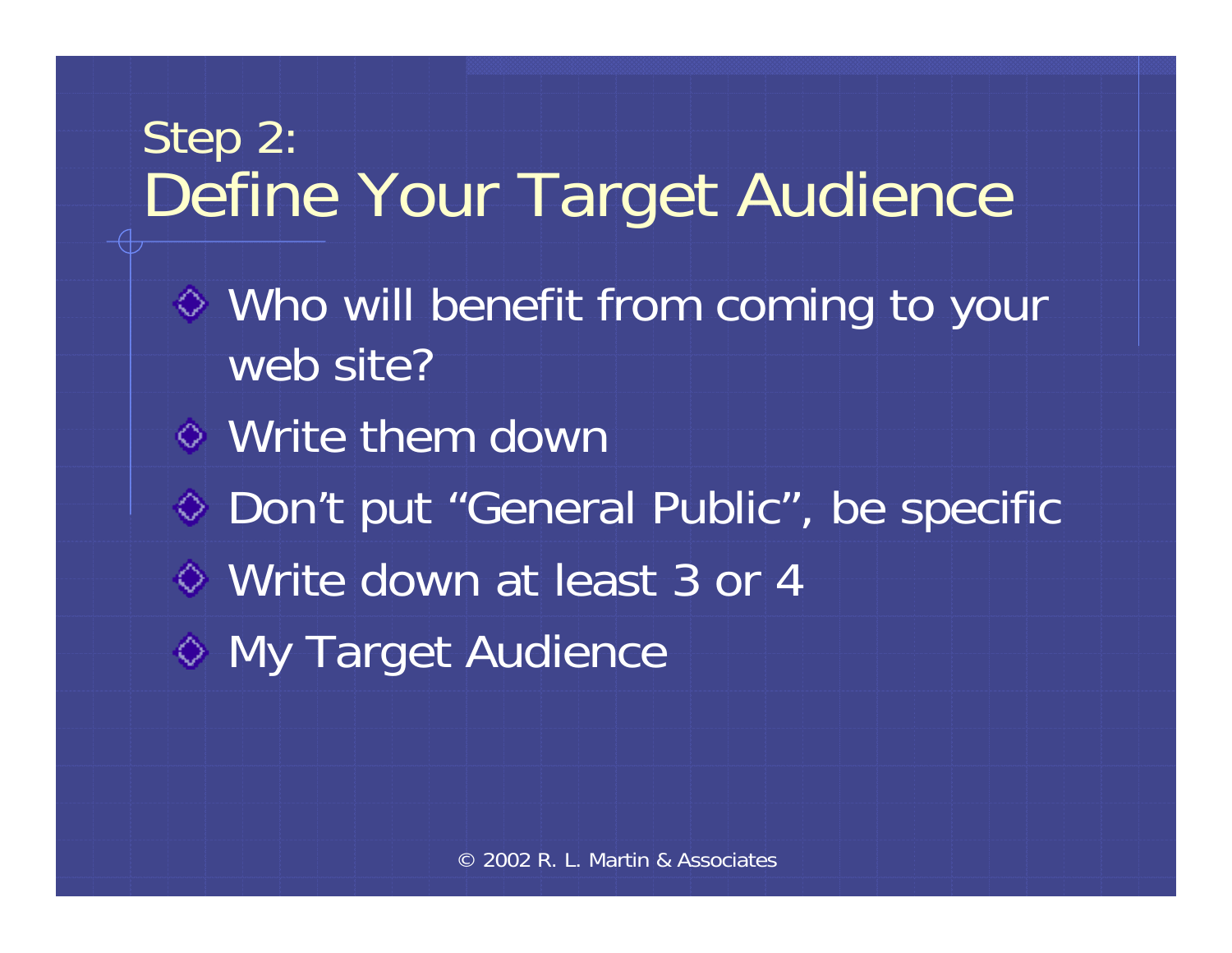# Step 2: Define Your Target Audience

- Who will benefit from coming to your web site?
- Write them down
- Don't put "General Public", be specific
- Write down at least 3 or 4
- My Target Audience

© 2002 R. L. Martin & Associates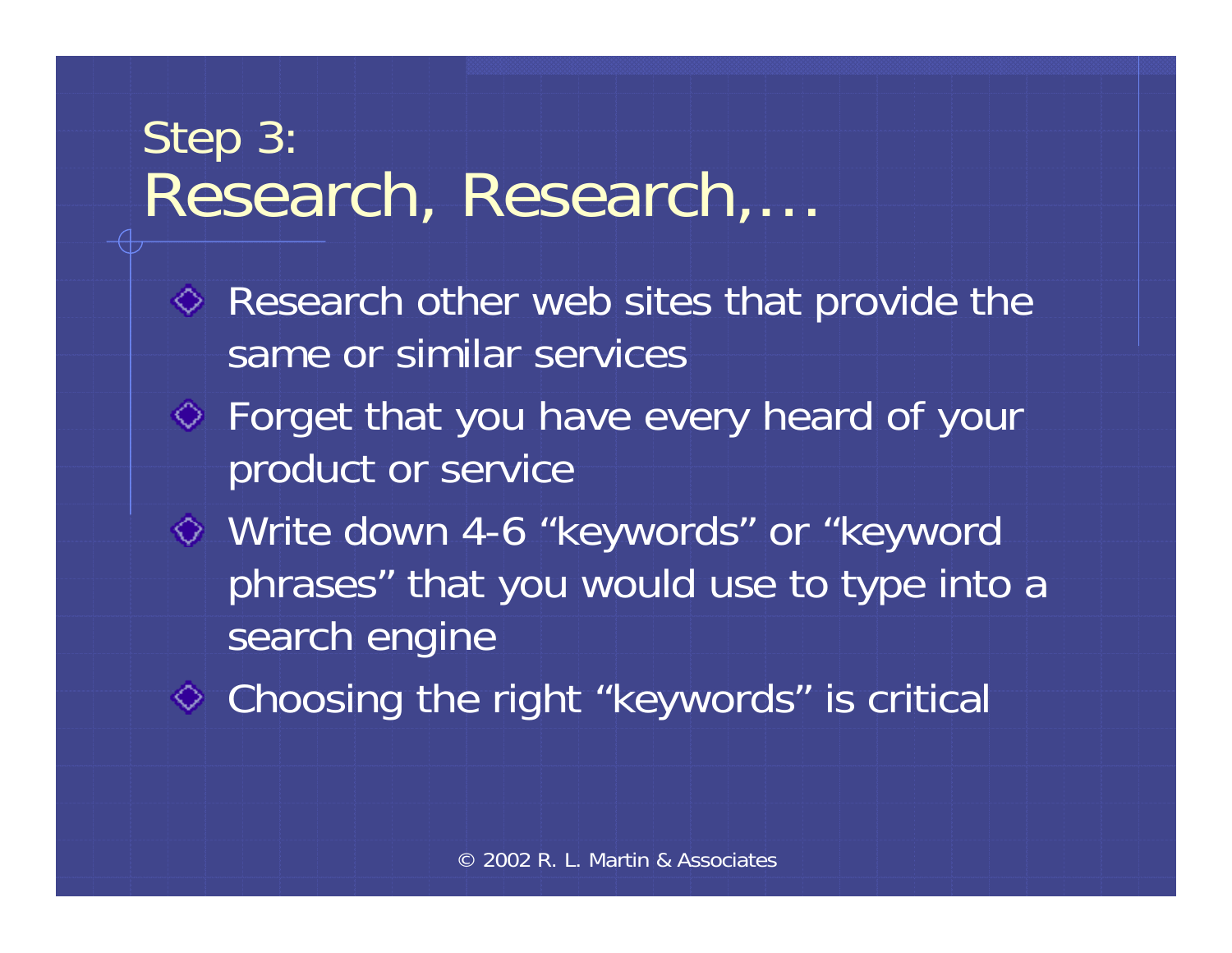# Step 3: Research, Research,…

- Research other web sites that provide the same or similar services
- Forget that you have every heard of your product or service
- Write down 4-6 “keywords” or “keyword phrases” that you would use to type into a search engine
- Choosing the right “keywords” is critical

© 2002 R. L. Martin & Associates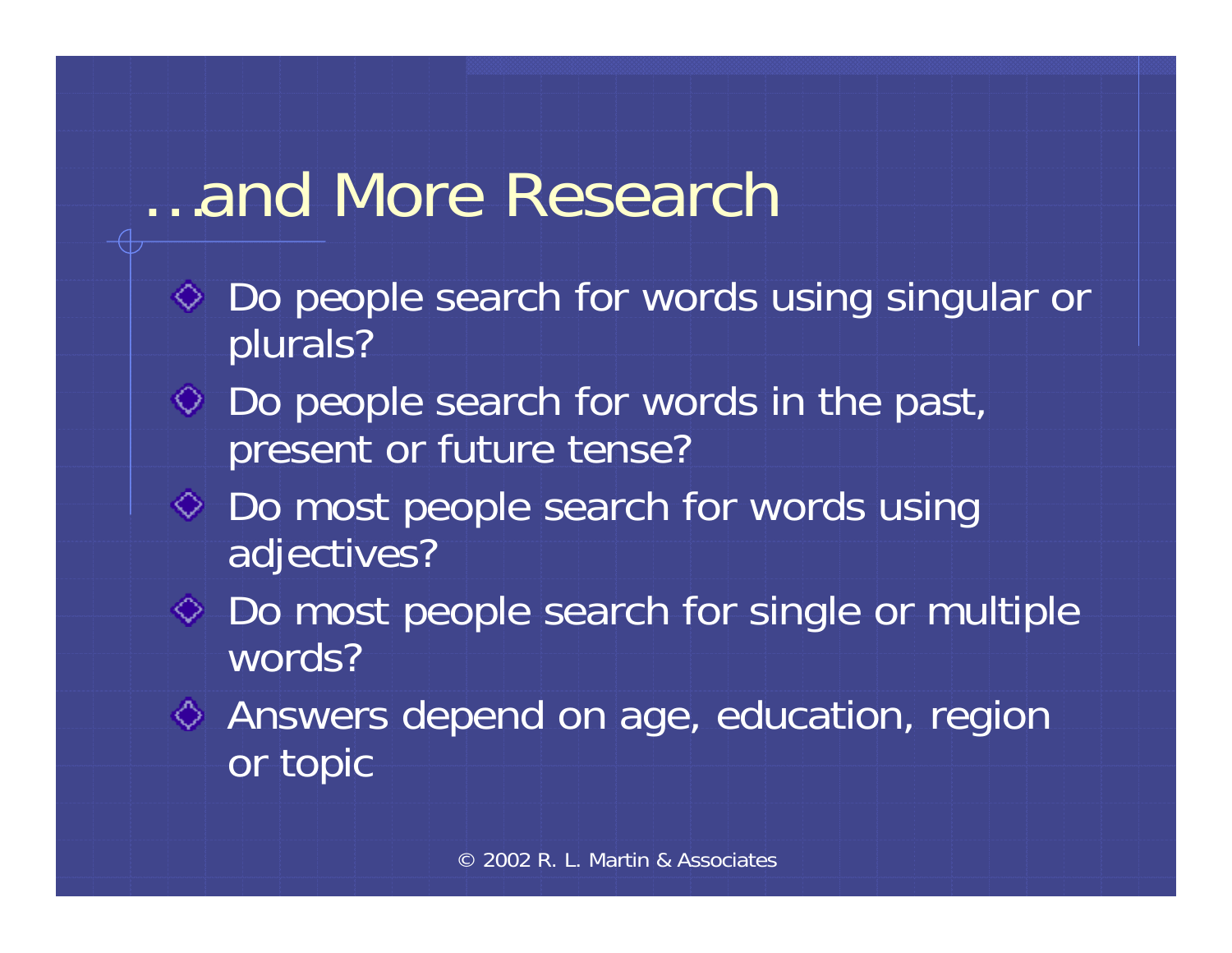# …and More Research

- Do people search for words using singular or plurals?
- Do people search for words in the past, present or future tense?
- Do most people search for words using adjectives?
- Do most people search for single or multiple words?
- Answers depend on age, education, region or topic

© 2002 R. L. Martin & Associates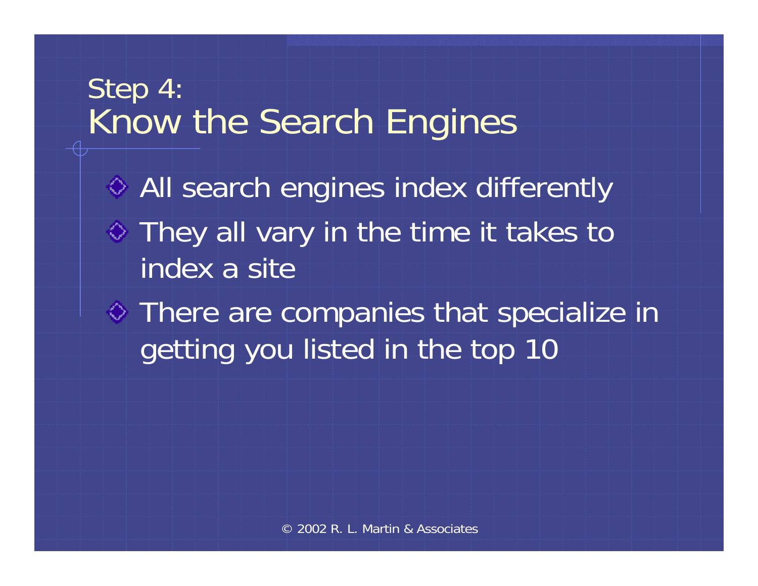# Step 4: Know the Search Engines

- All search engines index differently
- They all vary in the time it takes to index a site
- There are companies that specialize in getting you listed in the top 10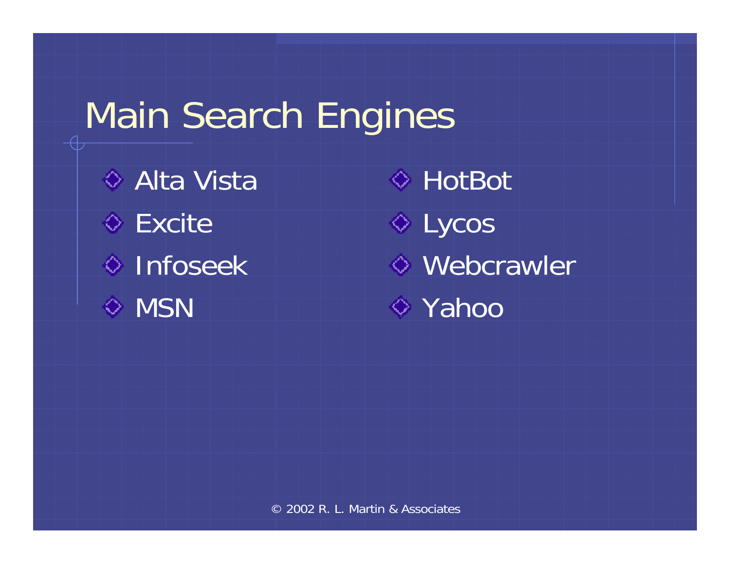# Main Search Engines

- Alta Vista
- Excite
- Infoseek
- MSN
- HotBot
- Lycos
- Webcrawler
- Yahoo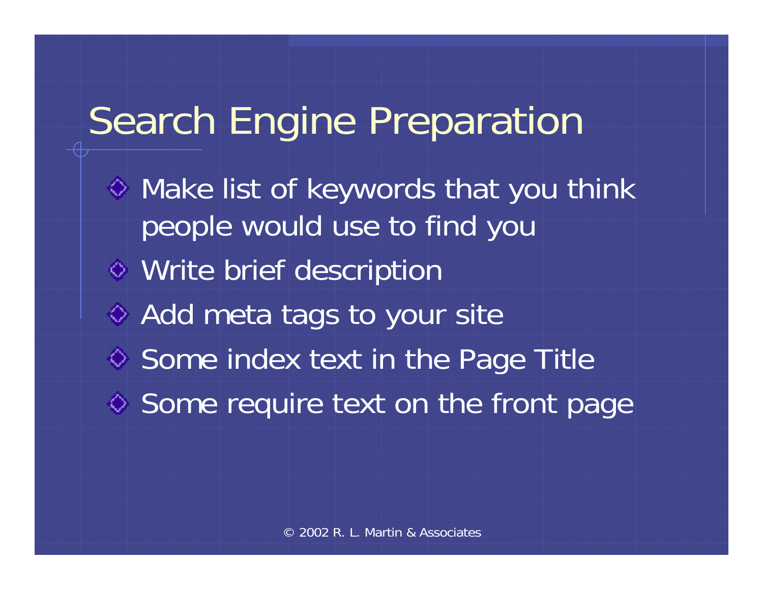# Search Engine Preparation

- Make list of keywords that you think people would use to find you
- Write brief description
- Add meta tags to your site
- Some index text in the Page Title
- Some require text on the front page

© 2002 R. L. Martin & Associates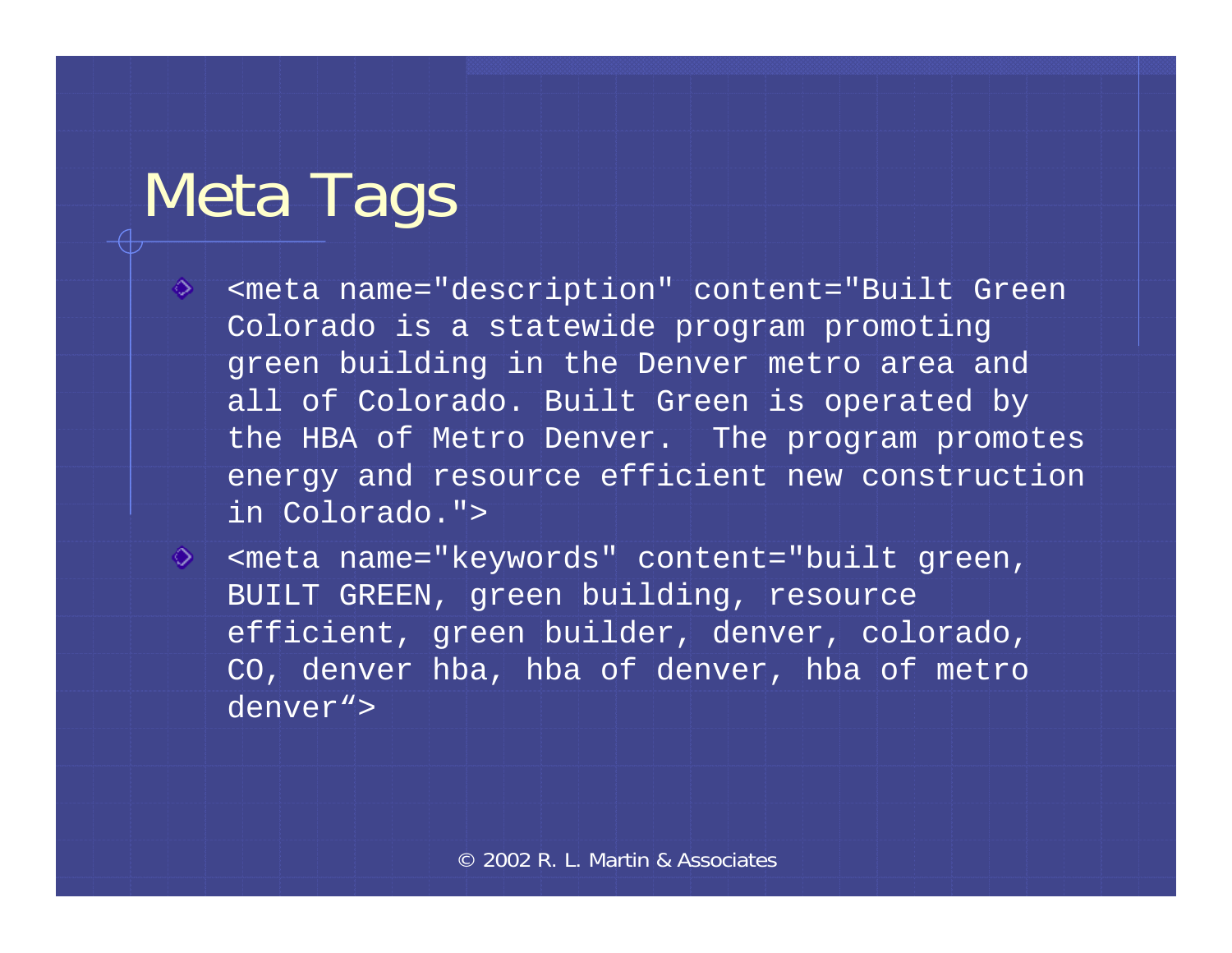# Meta Tags

- <meta name="description" content="Built Green Colorado is a statewide program promoting green building in the Denver metro area and all of Colorado. Built Green is operated by the HBA of Metro Denver.  The program promotes energy and resource efficient new construction in Colorado.">
- <meta name="keywords" content="built green, BUILT GREEN, green building, resource efficient, green builder, denver, colorado, CO, denver hba, hba of denver, hba of metro denver“>

© 2002 R. L. Martin & Associates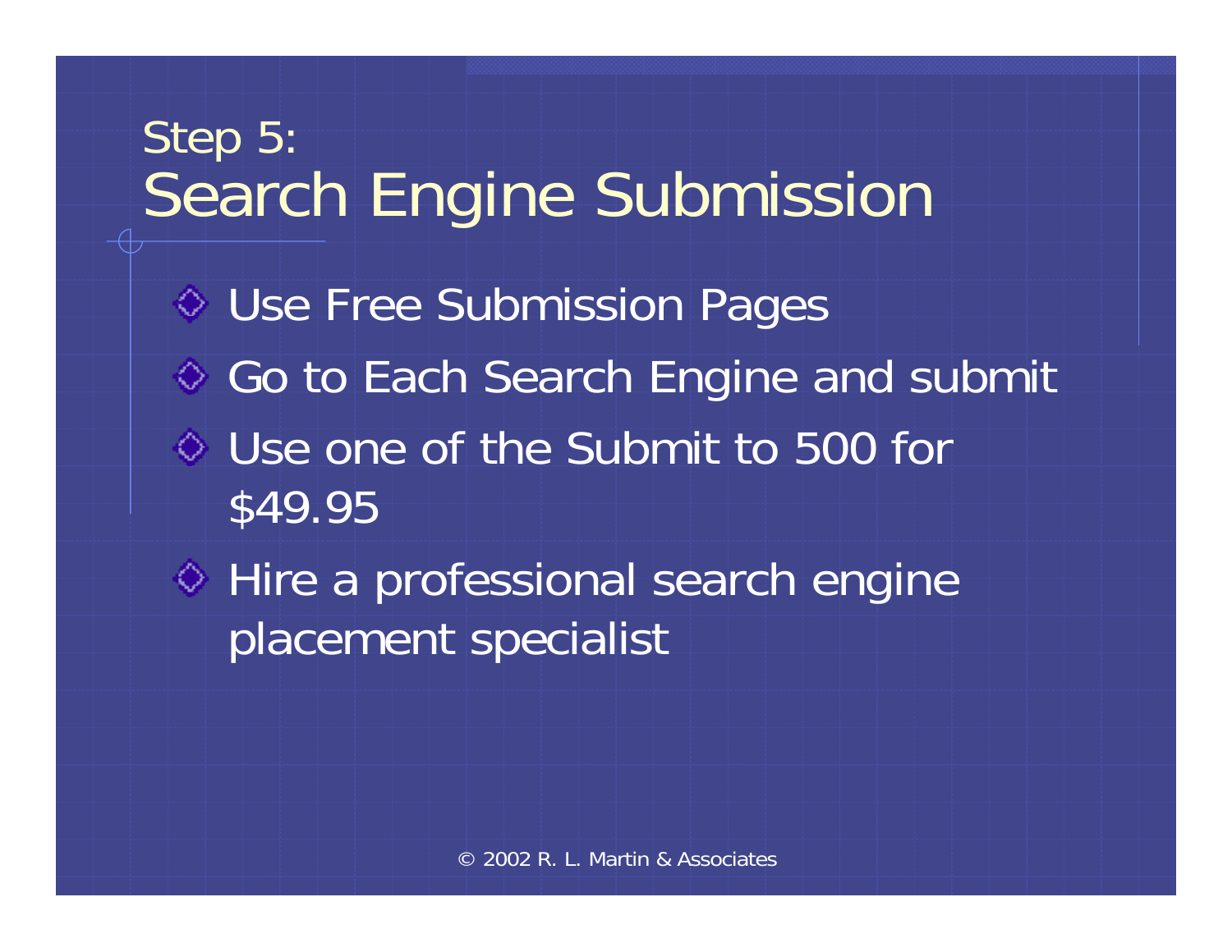# Step 5: Search Engine Submission

- Use Free Submission Pages
- Go to Each Search Engine and submit
- Use one of the Submit to 500 for $49.95
- Hire a professional search engine placement specialist

© 2002 R. L. Martin & Associates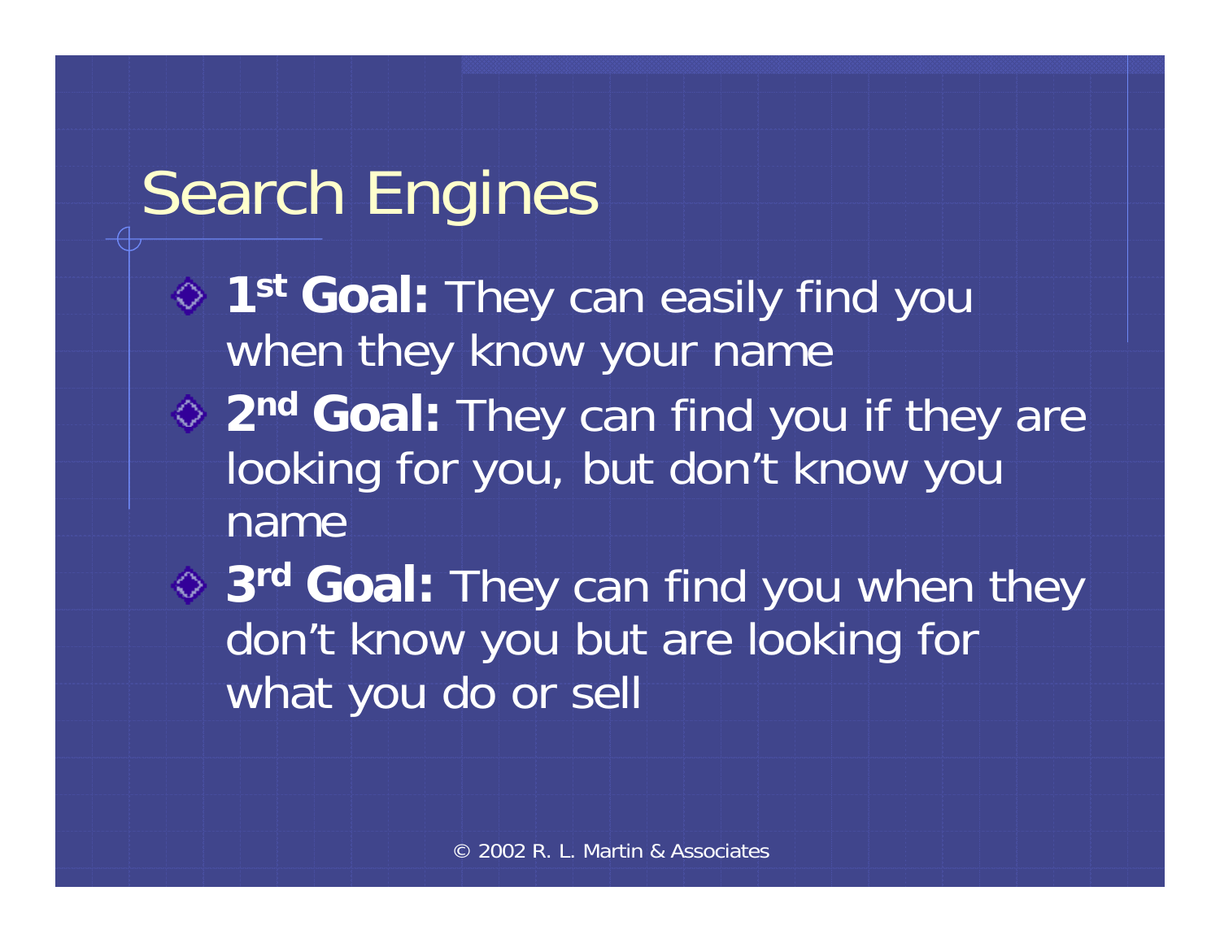# Search Engines

- **1st Goal:** They can easily find you when they know your name
- **2nd Goal:** They can find you if they are looking for you, but don't know you name
- **3rd Goal:** They can find you when they don't know you but are looking for what you do or sell

© 2002 R. L. Martin & Associates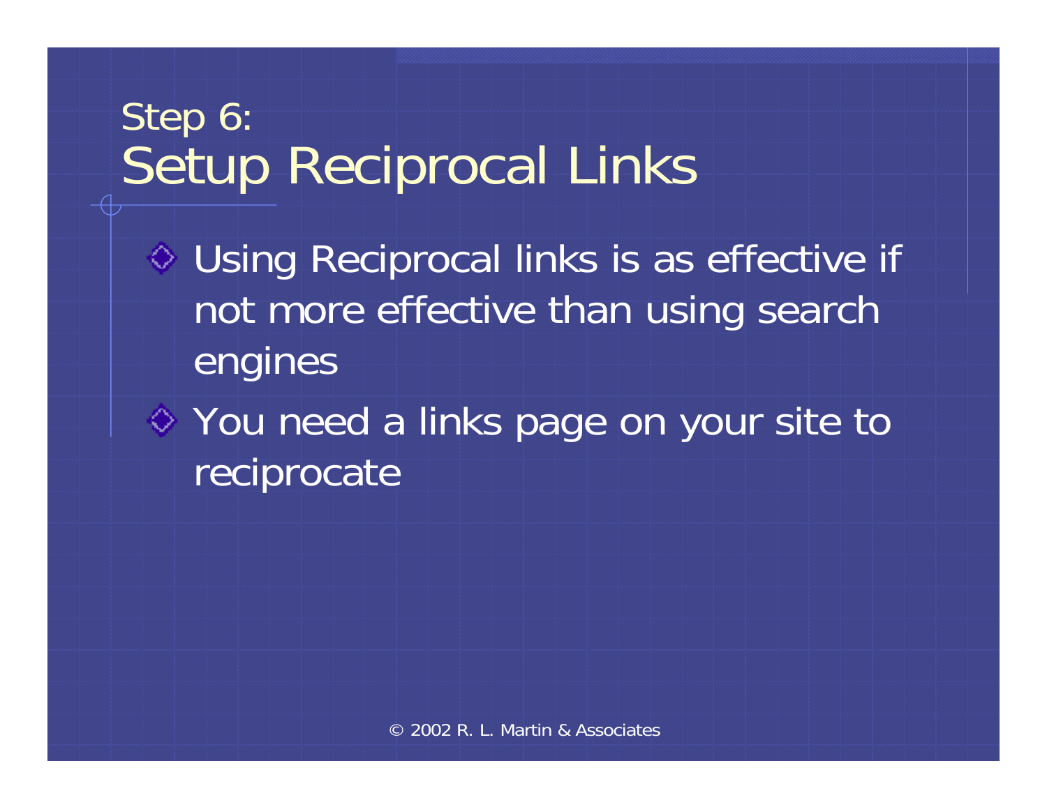# Step 6: Setup Reciprocal Links

- Using Reciprocal links is as effective if not more effective than using search engines
- You need a links page on your site to reciprocate

© 2002 R. L. Martin & Associates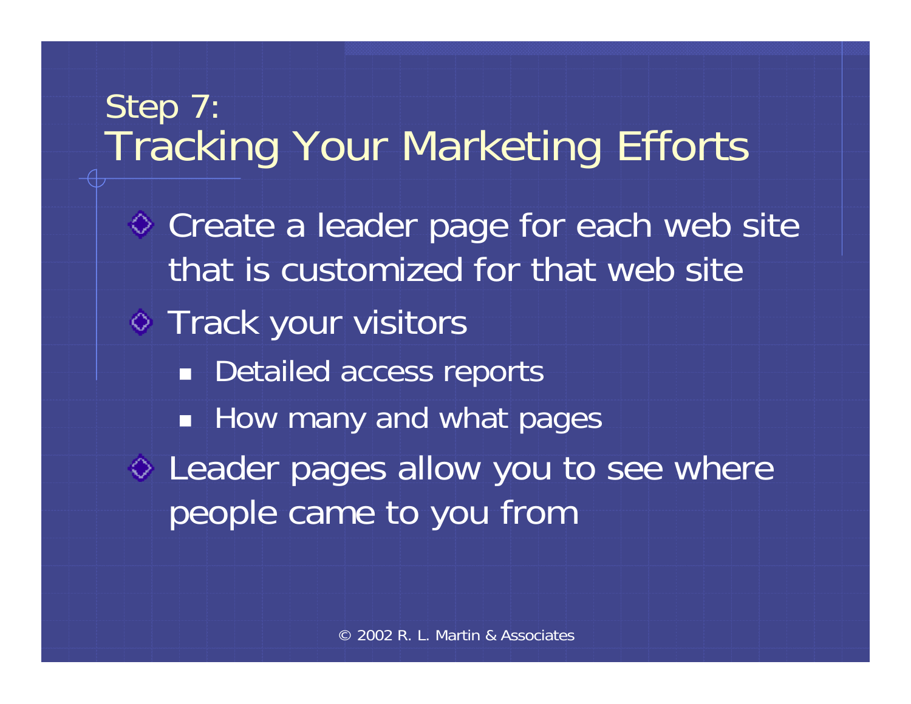# Step 7: Tracking Your Marketing Efforts

- Create a leader page for each web site that is customized for that web site
- Track your visitors
  - Detailed access reports
  - How many and what pages
- Leader pages allow you to see where people came to you from

© 2002 R. L. Martin & Associates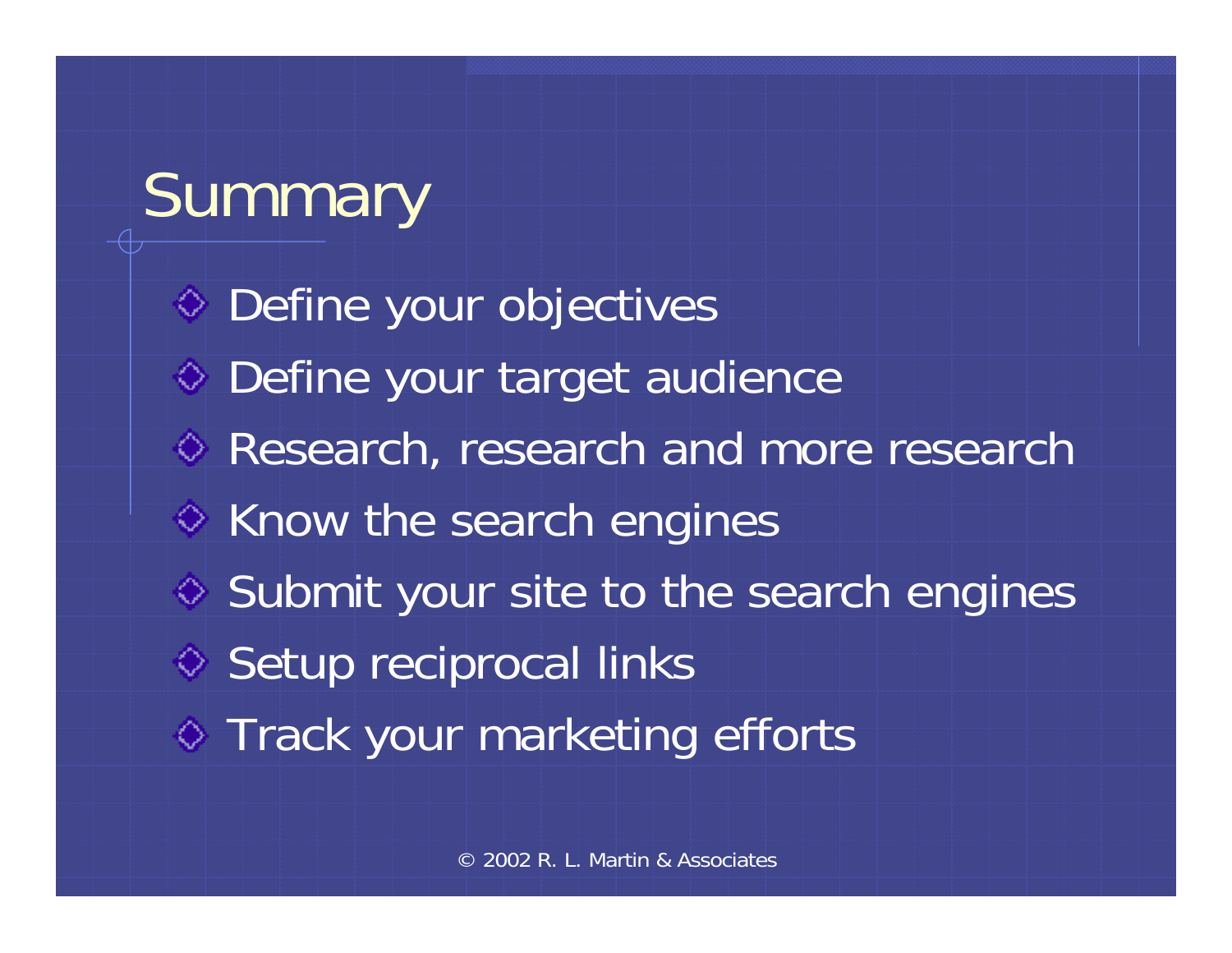# Summary

- Define your objectives
- Define your target audience
- Research, research and more research
- Know the search engines
- Submit your site to the search engines
- Setup reciprocal links
- Track your marketing efforts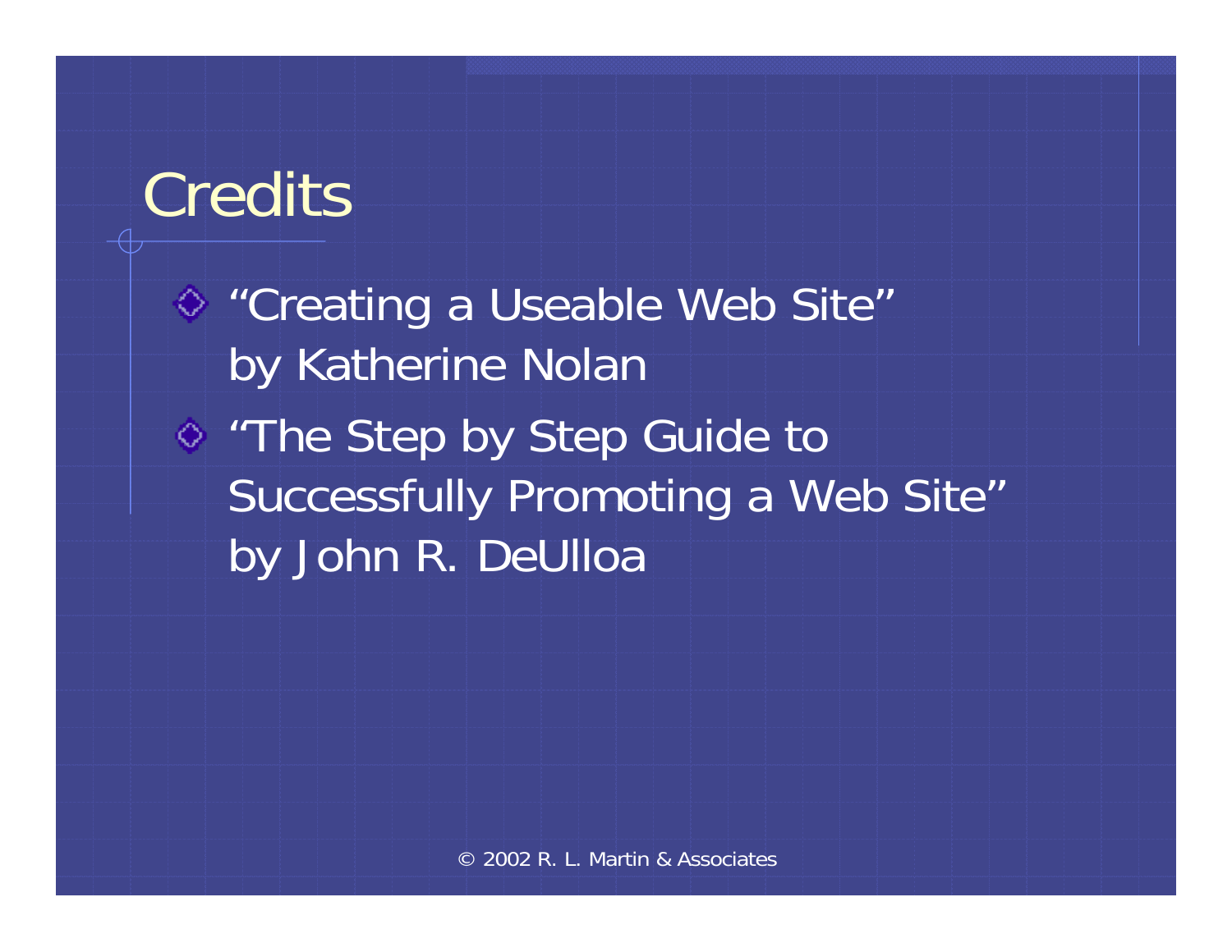# Credits

- "Creating a Useable Web Site" by Katherine Nolan
- "The Step by Step Guide to Successfully Promoting a Web Site" by John R. DeUlloa

© 2002 R. L. Martin & Associates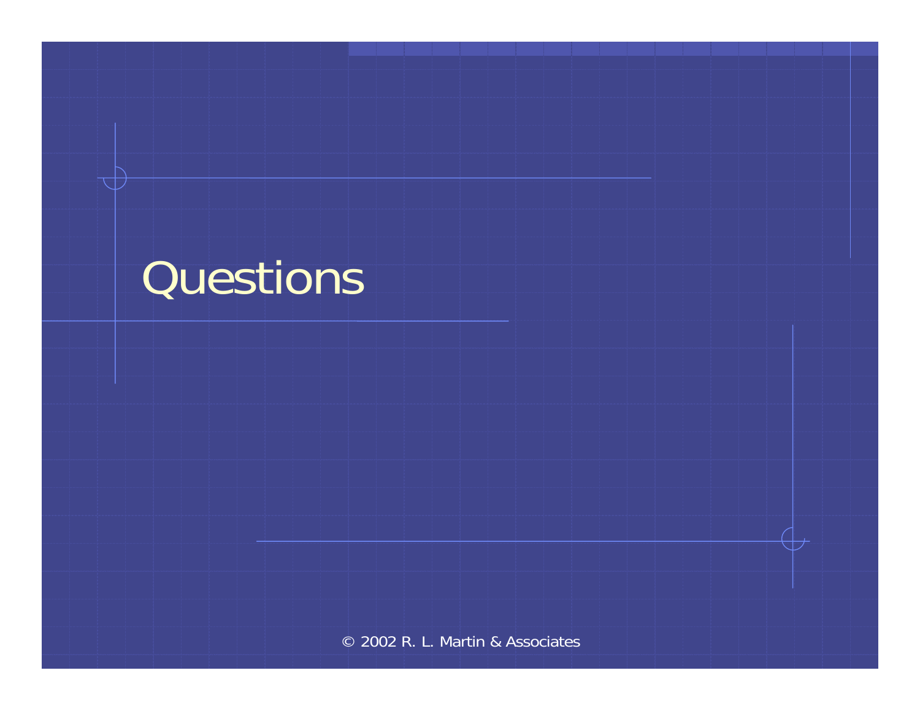# Questions

© 2002 R. L. Martin & Associates